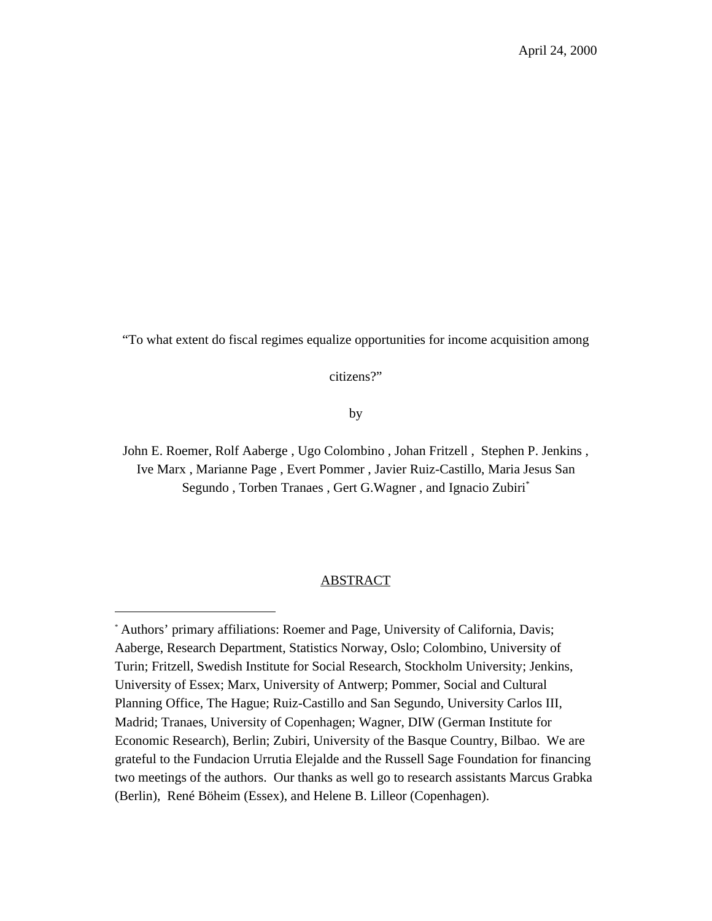April 24, 2000

“To what extent do fiscal regimes equalize opportunities for income acquisition among citizens?”

by

John E. Roemer, Rolf Aaberge , Ugo Colombino , Johan Fritzell , Stephen P. Jenkins , Ive Marx , Marianne Page , Evert Pommer , Javier Ruiz-Castillo, Maria Jesus San Segundo , Torben Tranaes , Gert G.Wagner , and Ignacio Zubiri[*]

ABSTRACT

---

[*] Authors’ primary affiliations: Roemer and Page, University of California, Davis; Aaberge, Research Department, Statistics Norway, Oslo; Colombino, University of Turin; Fritzell, Swedish Institute for Social Research, Stockholm University; Jenkins, University of Essex; Marx, University of Antwerp; Pommer, Social and Cultural Planning Office, The Hague; Ruiz-Castillo and San Segundo, University Carlos III, Madrid; Tranaes, University of Copenhagen; Wagner, DIW (German Institute for Economic Research), Berlin; Zubiri, University of the Basque Country, Bilbao. We are grateful to the Fundacion Urrutia Elejalde and the Russell Sage Foundation for financing two meetings of the authors. Our thanks as well go to research assistants Marcus Grabka (Berlin), René Böheim (Essex), and Helene B. Lilleor (Copenhagen).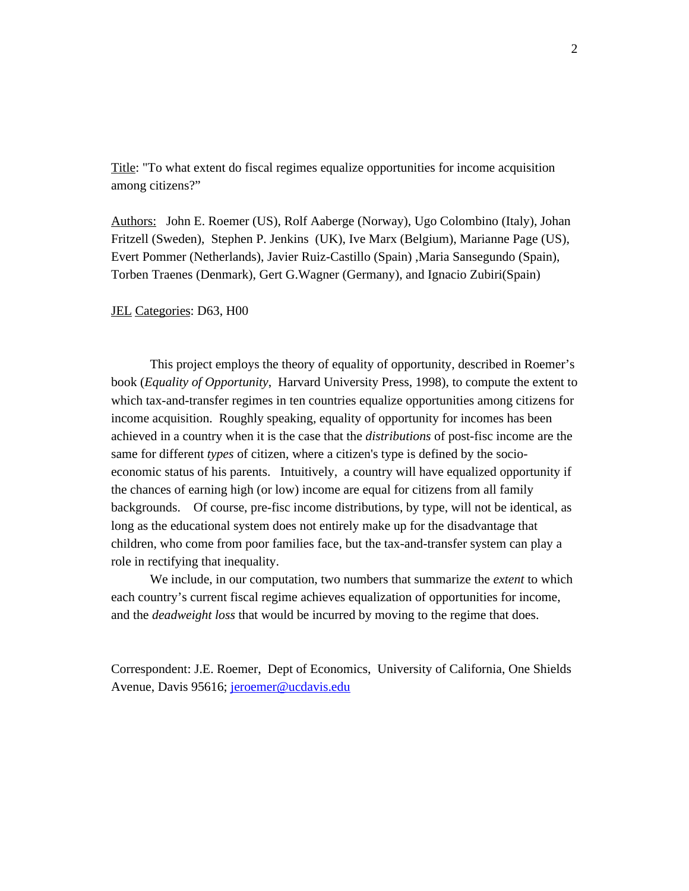Title: "To what extent do fiscal regimes equalize opportunities for income acquisition among citizens?"

Authors: John E. Roemer (US), Rolf Aaberge (Norway), Ugo Colombino (Italy), Johan Fritzell (Sweden), Stephen P. Jenkins (UK), Ive Marx (Belgium), Marianne Page (US), Evert Pommer (Netherlands), Javier Ruiz-Castillo (Spain) ,Maria Sansegundo (Spain), Torben Traenes (Denmark), Gert G.Wagner (Germany), and Ignacio Zubiri(Spain)

JEL Categories: D63, H00

This project employs the theory of equality of opportunity, described in Roemer's book (*Equality of Opportunity*, Harvard University Press, 1998), to compute the extent to which tax-and-transfer regimes in ten countries equalize opportunities among citizens for income acquisition. Roughly speaking, equality of opportunity for incomes has been achieved in a country when it is the case that the *distributions* of post-fisc income are the same for different *types* of citizen, where a citizen's type is defined by the socio-economic status of his parents. Intuitively, a country will have equalized opportunity if the chances of earning high (or low) income are equal for citizens from all family backgrounds. Of course, pre-fisc income distributions, by type, will not be identical, as long as the educational system does not entirely make up for the disadvantage that children, who come from poor families face, but the tax-and-transfer system can play a role in rectifying that inequality.

We include, in our computation, two numbers that summarize the *extent* to which each country's current fiscal regime achieves equalization of opportunities for income, and the *deadweight loss* that would be incurred by moving to the regime that does.

Correspondent: J.E. Roemer, Dept of Economics, University of California, One Shields Avenue, Davis 95616; jeroemer@ucdavis.edu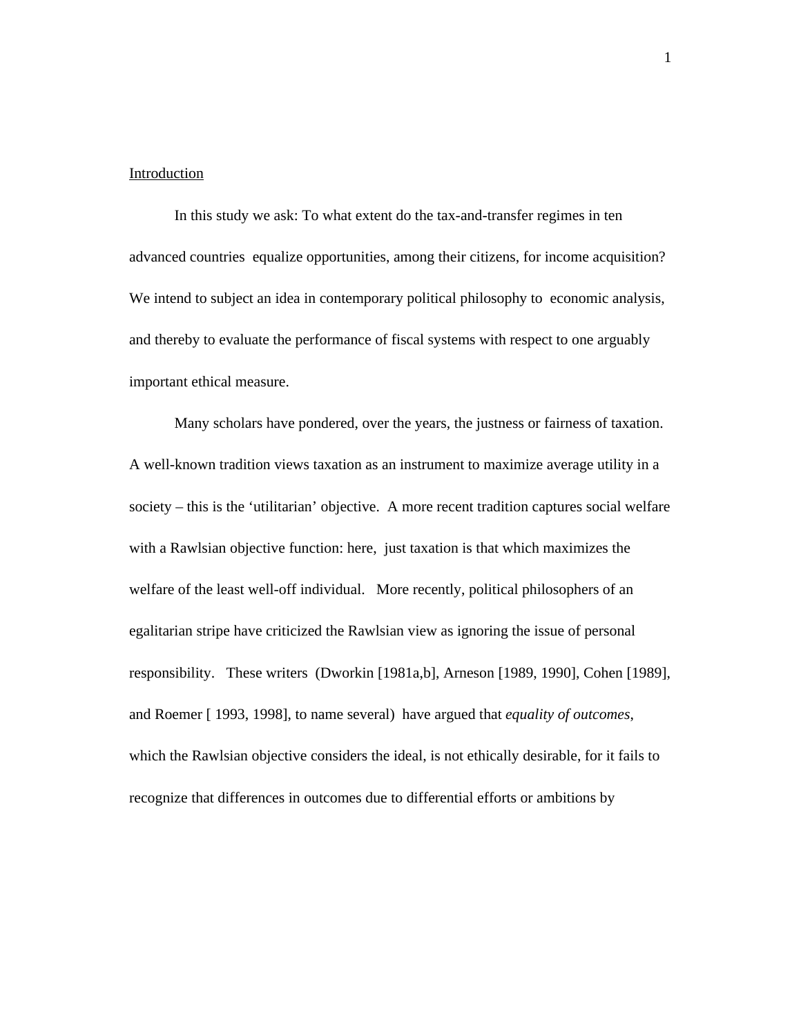Introduction

In this study we ask: To what extent do the tax-and-transfer regimes in ten advanced countries equalize opportunities, among their citizens, for income acquisition? We intend to subject an idea in contemporary political philosophy to economic analysis, and thereby to evaluate the performance of fiscal systems with respect to one arguably important ethical measure.

Many scholars have pondered, over the years, the justness or fairness of taxation. A well-known tradition views taxation as an instrument to maximize average utility in a society – this is the 'utilitarian' objective. A more recent tradition captures social welfare with a Rawlsian objective function: here, just taxation is that which maximizes the welfare of the least well-off individual. More recently, political philosophers of an egalitarian stripe have criticized the Rawlsian view as ignoring the issue of personal responsibility. These writers (Dworkin [1981a,b], Arneson [1989, 1990], Cohen [1989], and Roemer [ 1993, 1998], to name several) have argued that *equality of outcomes*, which the Rawlsian objective considers the ideal, is not ethically desirable, for it fails to recognize that differences in outcomes due to differential efforts or ambitions by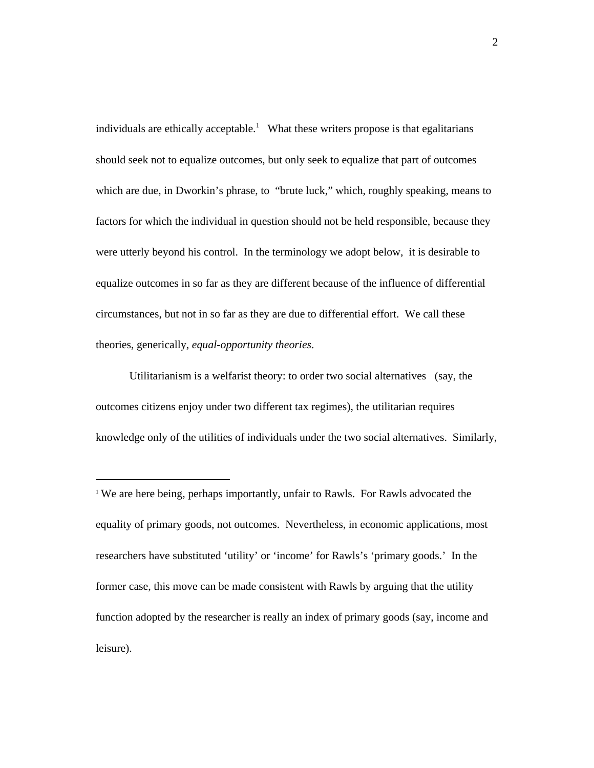individuals are ethically acceptable.[1] What these writers propose is that egalitarians should seek not to equalize outcomes, but only seek to equalize that part of outcomes which are due, in Dworkin's phrase, to "brute luck," which, roughly speaking, means to factors for which the individual in question should not be held responsible, because they were utterly beyond his control. In the terminology we adopt below, it is desirable to equalize outcomes in so far as they are different because of the influence of differential circumstances, but not in so far as they are due to differential effort. We call these theories, generically, *equal-opportunity theories*.

Utilitarianism is a welfarist theory: to order two social alternatives (say, the outcomes citizens enjoy under two different tax regimes), the utilitarian requires knowledge only of the utilities of individuals under the two social alternatives. Similarly,

---

[1] We are here being, perhaps importantly, unfair to Rawls. For Rawls advocated the equality of primary goods, not outcomes. Nevertheless, in economic applications, most researchers have substituted 'utility' or 'income' for Rawls's 'primary goods.' In the former case, this move can be made consistent with Rawls by arguing that the utility function adopted by the researcher is really an index of primary goods (say, income and leisure).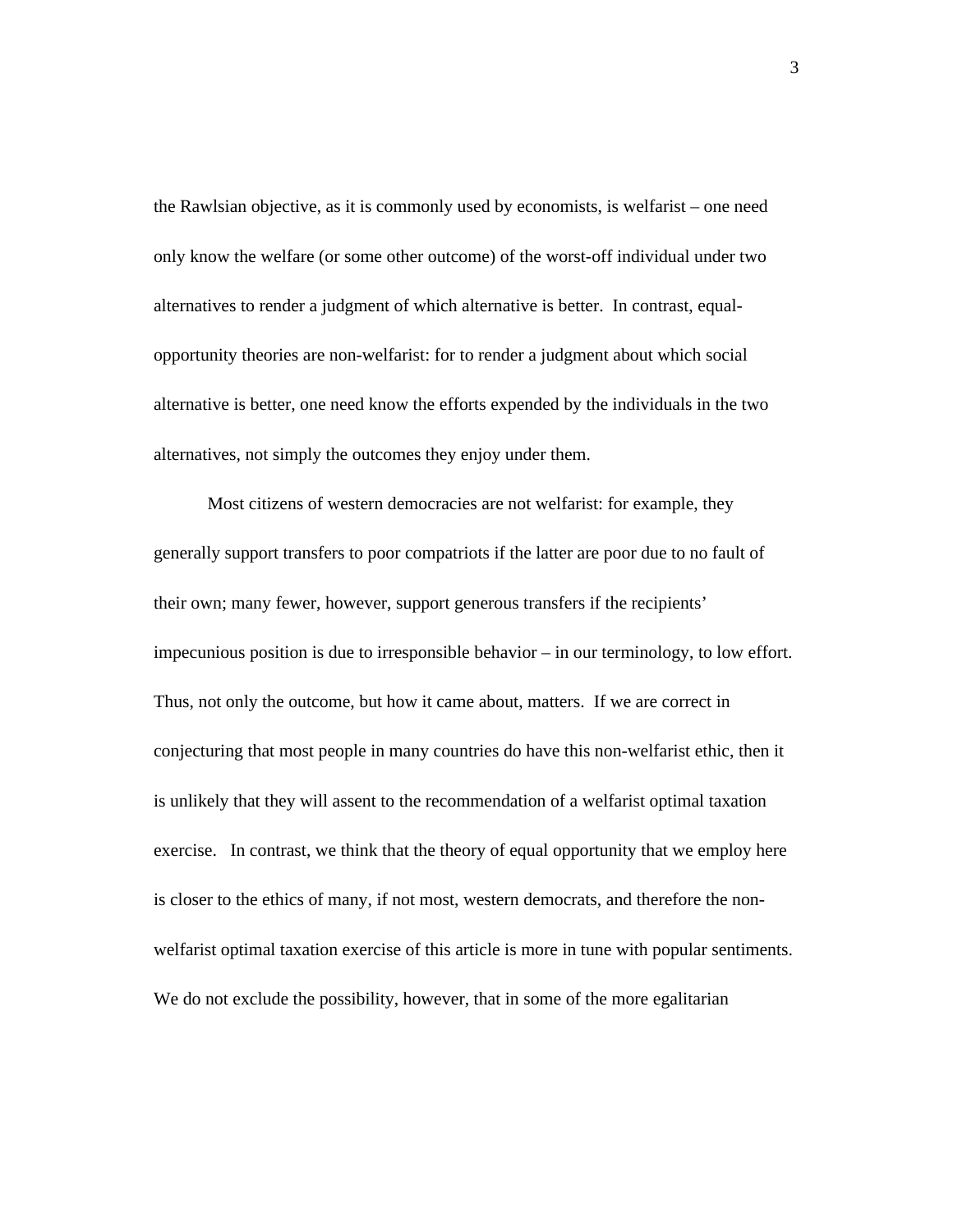the Rawlsian objective, as it is commonly used by economists, is welfarist – one need only know the welfare (or some other outcome) of the worst-off individual under two alternatives to render a judgment of which alternative is better. In contrast, equal-opportunity theories are non-welfarist: for to render a judgment about which social alternative is better, one need know the efforts expended by the individuals in the two alternatives, not simply the outcomes they enjoy under them.

Most citizens of western democracies are not welfarist: for example, they generally support transfers to poor compatriots if the latter are poor due to no fault of their own; many fewer, however, support generous transfers if the recipients' impecunious position is due to irresponsible behavior – in our terminology, to low effort. Thus, not only the outcome, but how it came about, matters. If we are correct in conjecturing that most people in many countries do have this non-welfarist ethic, then it is unlikely that they will assent to the recommendation of a welfarist optimal taxation exercise. In contrast, we think that the theory of equal opportunity that we employ here is closer to the ethics of many, if not most, western democrats, and therefore the non-welfarist optimal taxation exercise of this article is more in tune with popular sentiments. We do not exclude the possibility, however, that in some of the more egalitarian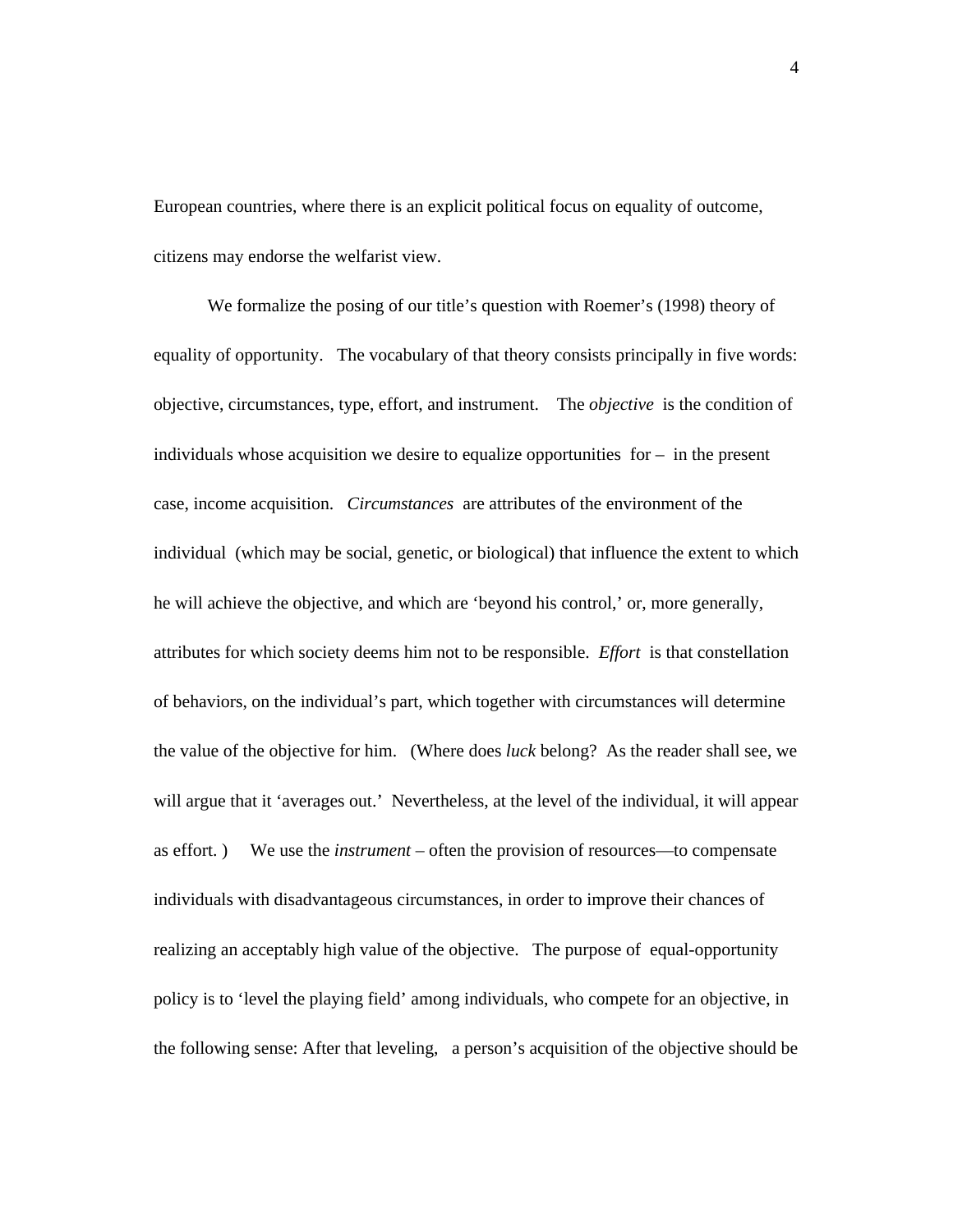European countries, where there is an explicit political focus on equality of outcome, citizens may endorse the welfarist view.

We formalize the posing of our title's question with Roemer's (1998) theory of equality of opportunity. The vocabulary of that theory consists principally in five words: objective, circumstances, type, effort, and instrument. The *objective* is the condition of individuals whose acquisition we desire to equalize opportunities for – in the present case, income acquisition. *Circumstances* are attributes of the environment of the individual (which may be social, genetic, or biological) that influence the extent to which he will achieve the objective, and which are 'beyond his control,' or, more generally, attributes for which society deems him not to be responsible. *Effort* is that constellation of behaviors, on the individual's part, which together with circumstances will determine the value of the objective for him. (Where does *luck* belong? As the reader shall see, we will argue that it 'averages out.' Nevertheless, at the level of the individual, it will appear as effort. ) We use the *instrument* – often the provision of resources—to compensate individuals with disadvantageous circumstances, in order to improve their chances of realizing an acceptably high value of the objective. The purpose of equal-opportunity policy is to 'level the playing field' among individuals, who compete for an objective, in the following sense: After that leveling, a person's acquisition of the objective should be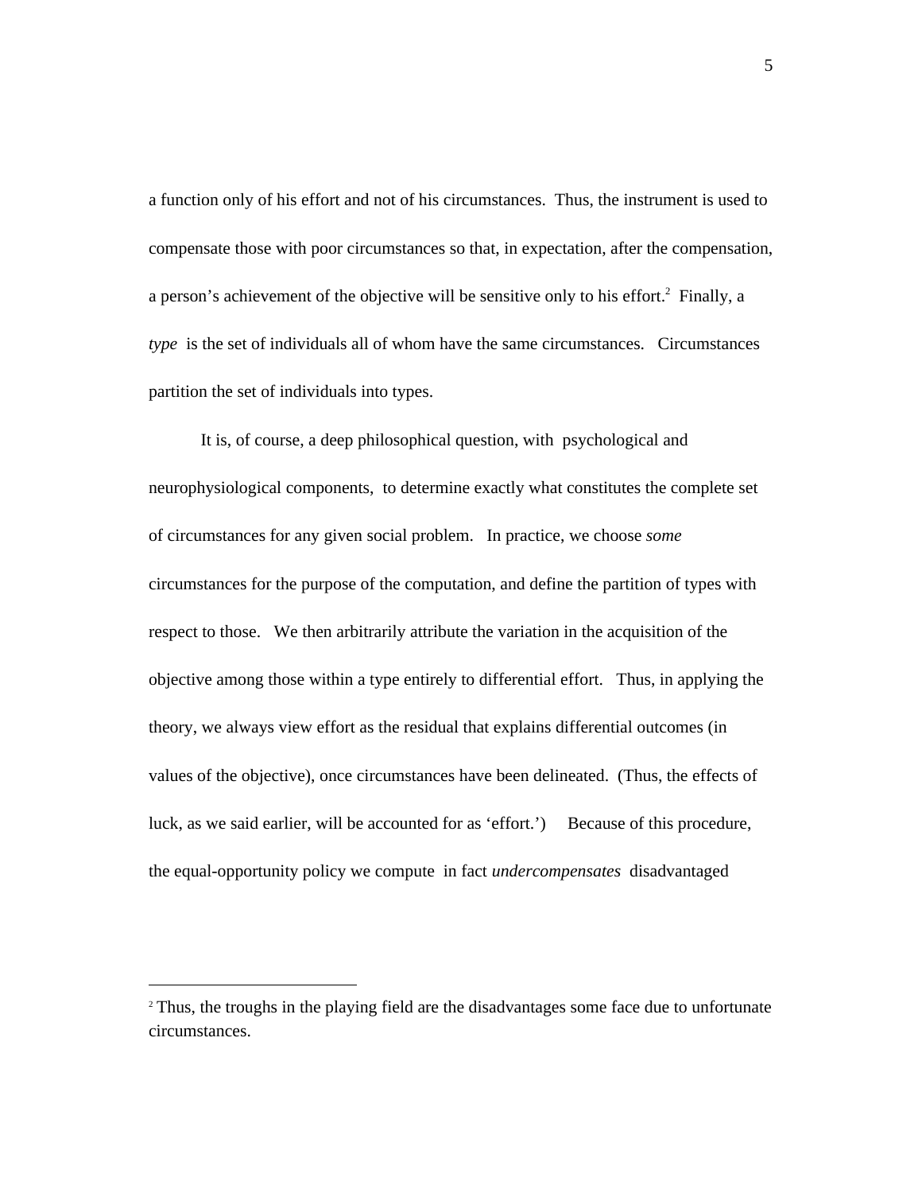a function only of his effort and not of his circumstances. Thus, the instrument is used to compensate those with poor circumstances so that, in expectation, after the compensation, a person's achievement of the objective will be sensitive only to his effort.[2] Finally, a *type* is the set of individuals all of whom have the same circumstances. Circumstances partition the set of individuals into types.

It is, of course, a deep philosophical question, with psychological and neurophysiological components, to determine exactly what constitutes the complete set of circumstances for any given social problem. In practice, we choose *some* circumstances for the purpose of the computation, and define the partition of types with respect to those. We then arbitrarily attribute the variation in the acquisition of the objective among those within a type entirely to differential effort. Thus, in applying the theory, we always view effort as the residual that explains differential outcomes (in values of the objective), once circumstances have been delineated. (Thus, the effects of luck, as we said earlier, will be accounted for as 'effort.') Because of this procedure, the equal-opportunity policy we compute in fact *undercompensates* disadvantaged

[2] Thus, the troughs in the playing field are the disadvantages some face due to unfortunate circumstances.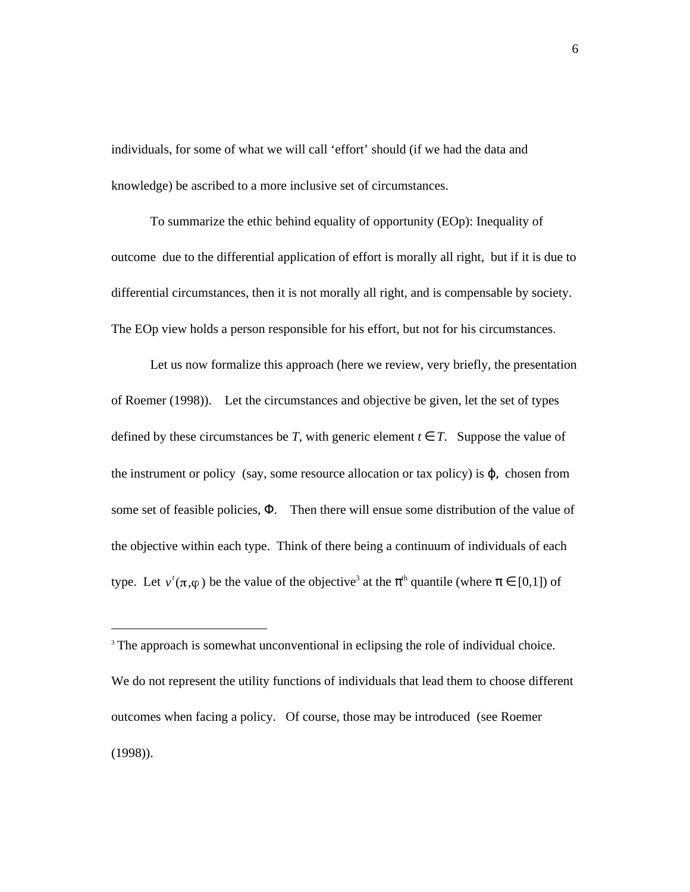individuals, for some of what we will call 'effort' should (if we had the data and knowledge) be ascribed to a more inclusive set of circumstances.

To summarize the ethic behind equality of opportunity (EOp): Inequality of outcome due to the differential application of effort is morally all right, but if it is due to differential circumstances, then it is not morally all right, and is compensable by society. The EOp view holds a person responsible for his effort, but not for his circumstances.

Let us now formalize this approach (here we review, very briefly, the presentation of Roemer (1998)). Let the circumstances and objective be given, let the set of types defined by these circumstances be $T$, with generic element $t \in T$. Suppose the value of the instrument or policy (say, some resource allocation or tax policy) is $\varphi$, chosen from some set of feasible policies, $\Phi$. Then there will ensue some distribution of the value of the objective within each type. Think of there being a continuum of individuals of each type. Let $v^t(\pi,\varphi)$ be the value of the objective[3] at the $\pi^{th}$ quantile (where $\pi \in [0,1]$) of

[3] The approach is somewhat unconventional in eclipsing the role of individual choice. We do not represent the utility functions of individuals that lead them to choose different outcomes when facing a policy. Of course, those may be introduced (see Roemer (1998)).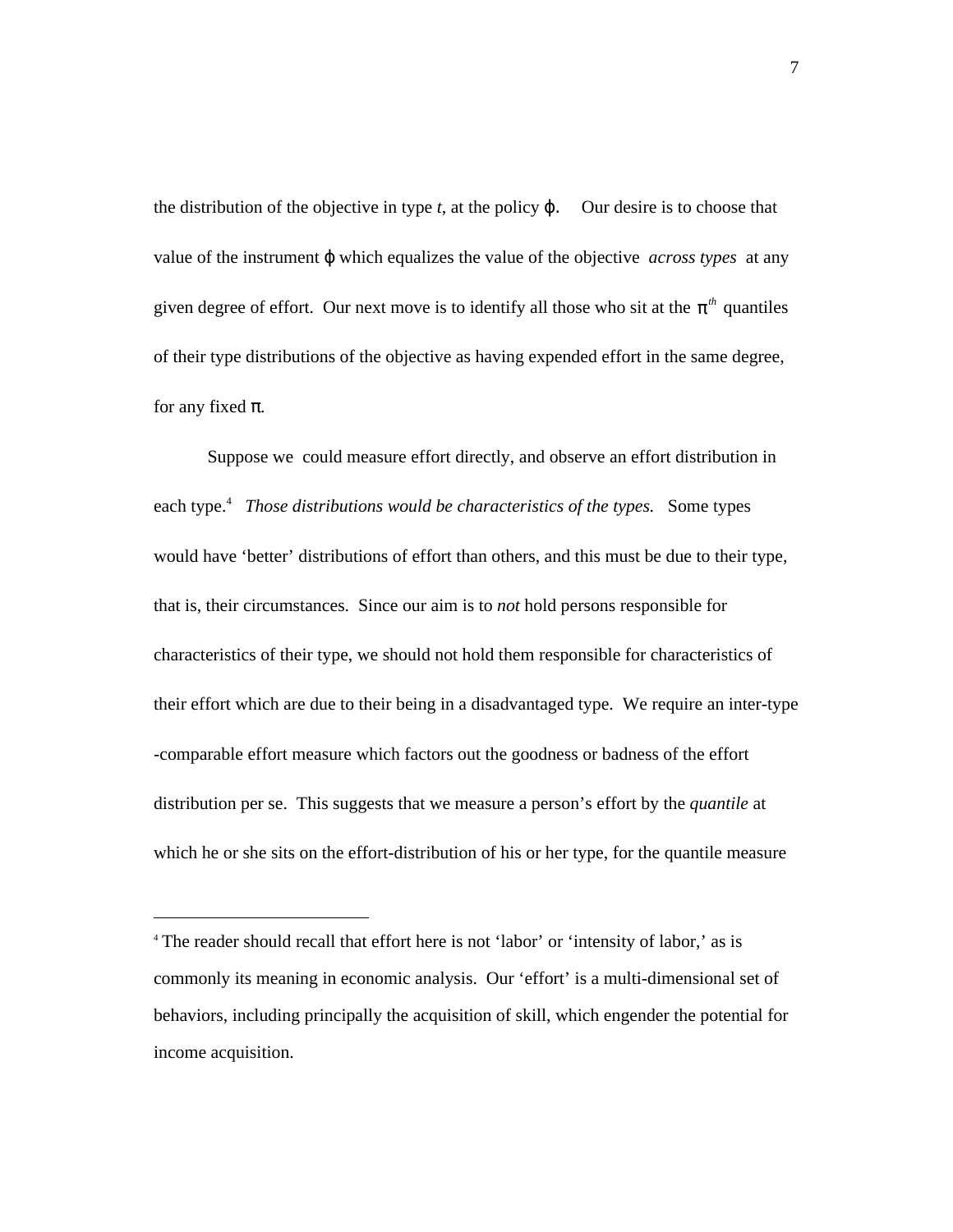the distribution of the objective in type $t$, at the policy $\varphi$. Our desire is to choose that value of the instrument $\varphi$ which equalizes the value of the objective *across types* at any given degree of effort. Our next move is to identify all those who sit at the $\pi^{th}$ quantiles of their type distributions of the objective as having expended effort in the same degree, for any fixed $\pi$.

Suppose we could measure effort directly, and observe an effort distribution in each type.[4] *Those distributions would be characteristics of the types.* Some types would have 'better' distributions of effort than others, and this must be due to their type, that is, their circumstances. Since our aim is to *not* hold persons responsible for characteristics of their type, we should not hold them responsible for characteristics of their effort which are due to their being in a disadvantaged type. We require an inter-type -comparable effort measure which factors out the goodness or badness of the effort distribution per se. This suggests that we measure a person's effort by the *quantile* at which he or she sits on the effort-distribution of his or her type, for the quantile measure

---

[4] The reader should recall that effort here is not 'labor' or 'intensity of labor,' as is commonly its meaning in economic analysis. Our 'effort' is a multi-dimensional set of behaviors, including principally the acquisition of skill, which engender the potential for income acquisition.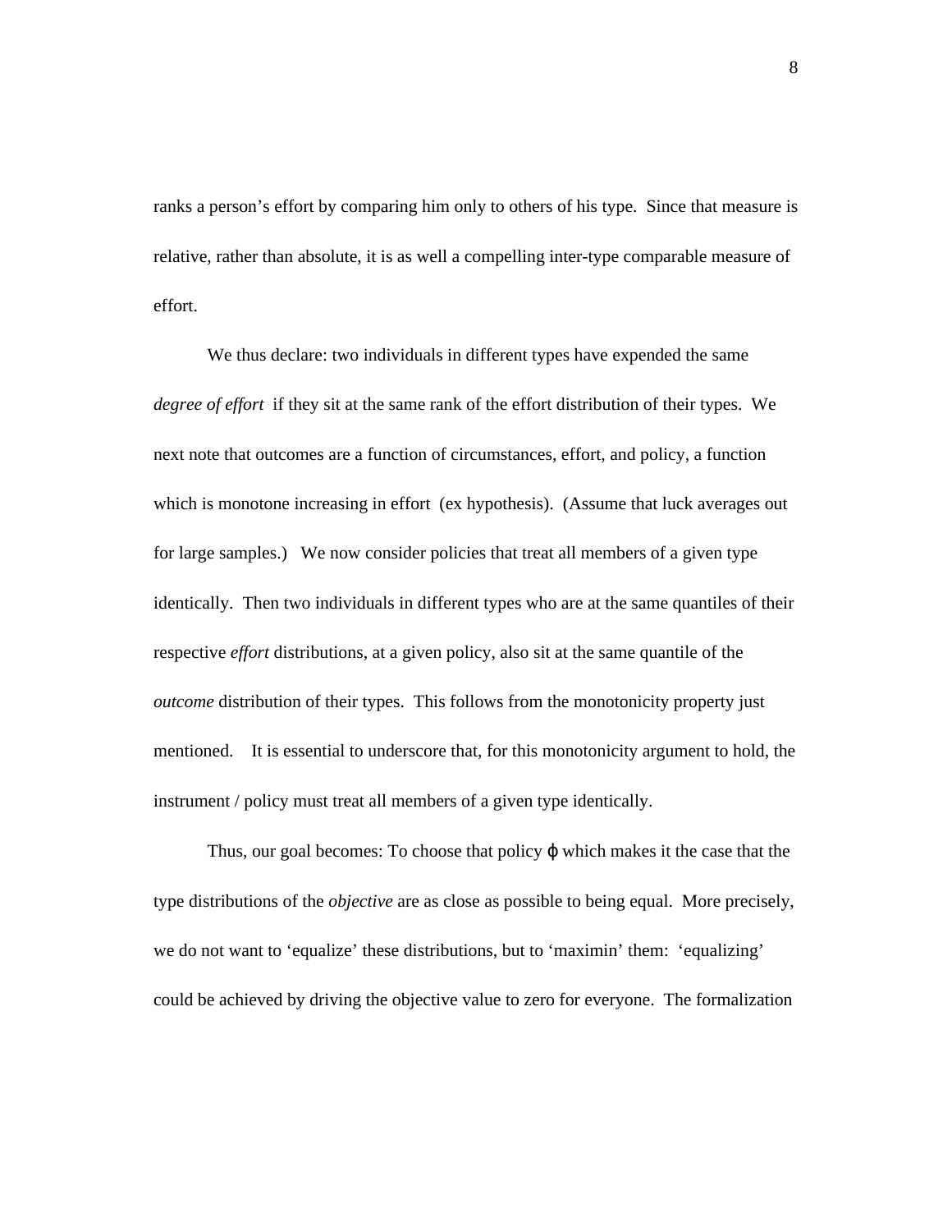ranks a person's effort by comparing him only to others of his type. Since that measure is relative, rather than absolute, it is as well a compelling inter-type comparable measure of effort.

We thus declare: two individuals in different types have expended the same *degree of effort* if they sit at the same rank of the effort distribution of their types. We next note that outcomes are a function of circumstances, effort, and policy, a function which is monotone increasing in effort (ex hypothesis). (Assume that luck averages out for large samples.) We now consider policies that treat all members of a given type identically. Then two individuals in different types who are at the same quantiles of their respective *effort* distributions, at a given policy, also sit at the same quantile of the *outcome* distribution of their types. This follows from the monotonicity property just mentioned. It is essential to underscore that, for this monotonicity argument to hold, the instrument / policy must treat all members of a given type identically.

Thus, our goal becomes: To choose that policy $\varphi$ which makes it the case that the type distributions of the *objective* are as close as possible to being equal. More precisely, we do not want to 'equalize' these distributions, but to 'maximin' them: 'equalizing' could be achieved by driving the objective value to zero for everyone. The formalization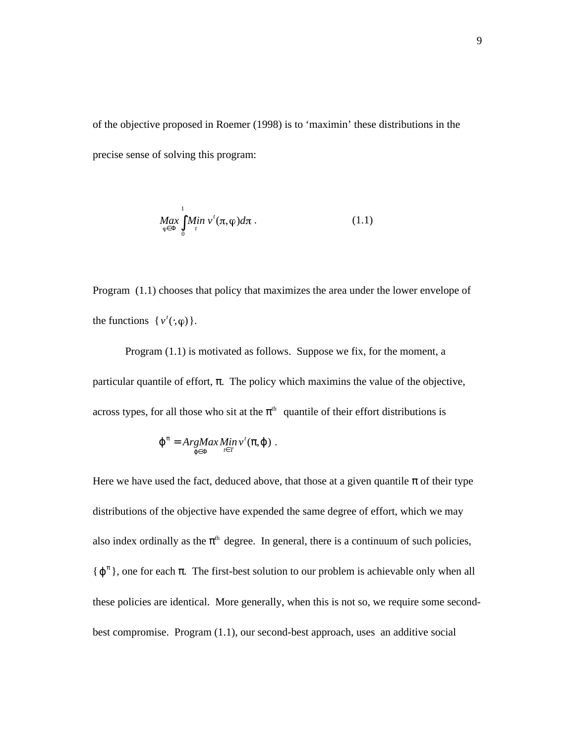of the objective proposed in Roemer (1998) is to 'maximin' these distributions in the precise sense of solving this program:

$$\underset{\varphi\in\Phi}{Max}\int_0^1 \underset{t}{Min}\, v^t(\pi,\varphi)d\pi \ . \qquad (1.1)$$

Program (1.1) chooses that policy that maximizes the area under the lower envelope of the functions $\{v^t(\cdot,\varphi)\}$.

Program (1.1) is motivated as follows. Suppose we fix, for the moment, a particular quantile of effort, $\pi$. The policy which maximins the value of the objective, across types, for all those who sit at the $\pi^{th}$ quantile of their effort distributions is

$$\varphi^\pi = \underset{\varphi\in\Phi}{ArgMax}\ \underset{t\in T}{Min}\, v^t(\pi,\varphi) \ .$$

Here we have used the fact, deduced above, that those at a given quantile $\pi$ of their type distributions of the objective have expended the same degree of effort, which we may also index ordinally as the $\pi^{th}$ degree. In general, there is a continuum of such policies, $\{\varphi^\pi\}$, one for each $\pi$. The first-best solution to our problem is achievable only when all these policies are identical. More generally, when this is not so, we require some second-best compromise. Program (1.1), our second-best approach, uses an additive social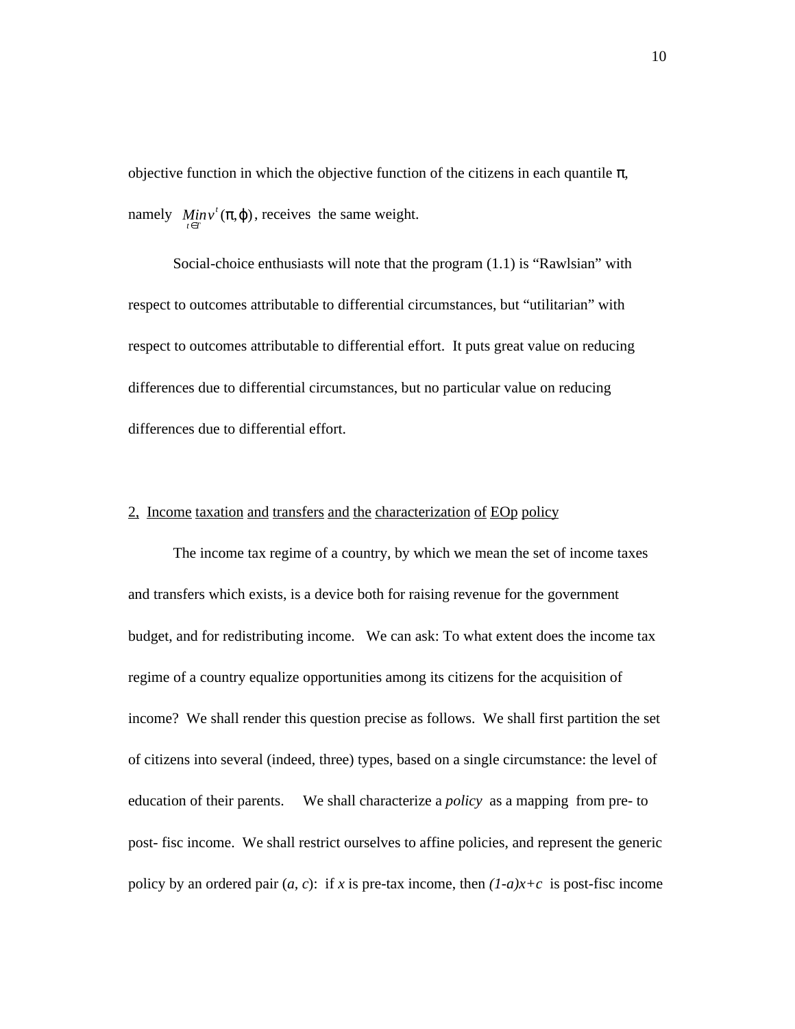objective function in which the objective function of the citizens in each quantile $\pi$, namely $\underset{t \in T}{Min}\, v^t(\pi, \varphi)$, receives the same weight.

Social-choice enthusiasts will note that the program (1.1) is "Rawlsian" with respect to outcomes attributable to differential circumstances, but "utilitarian" with respect to outcomes attributable to differential effort. It puts great value on reducing differences due to differential circumstances, but no particular value on reducing differences due to differential effort.

## 2, Income taxation and transfers and the characterization of EOp policy

The income tax regime of a country, by which we mean the set of income taxes and transfers which exists, is a device both for raising revenue for the government budget, and for redistributing income. We can ask: To what extent does the income tax regime of a country equalize opportunities among its citizens for the acquisition of income? We shall render this question precise as follows. We shall first partition the set of citizens into several (indeed, three) types, based on a single circumstance: the level of education of their parents. We shall characterize a *policy* as a mapping from pre- to post- fisc income. We shall restrict ourselves to affine policies, and represent the generic policy by an ordered pair $(a, c)$: if $x$ is pre-tax income, then $(1-a)x+c$ is post-fisc income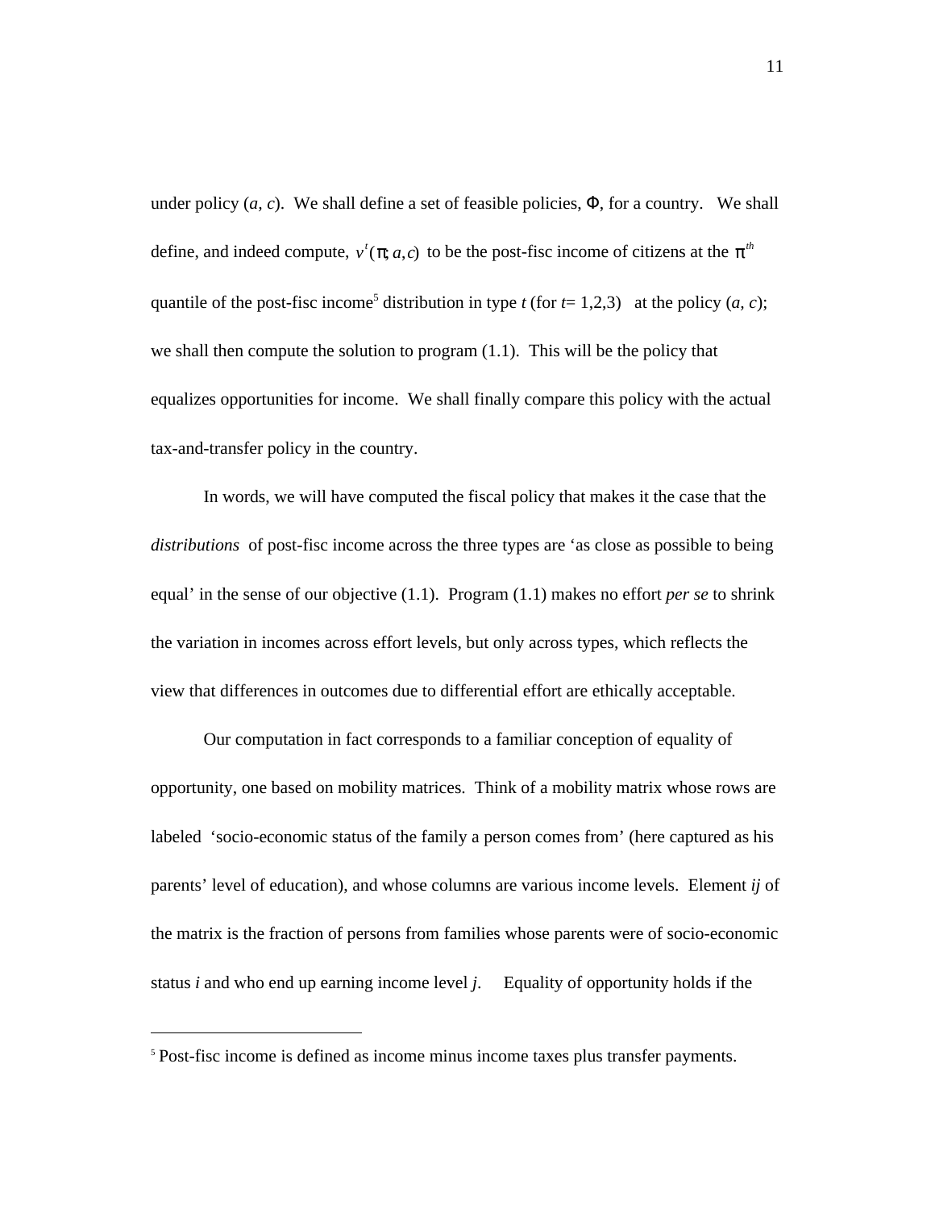under policy $(a, c)$. We shall define a set of feasible policies, $\Phi$, for a country. We shall define, and indeed compute, $v^t(\pi; a,c)$ to be the post-fisc income of citizens at the $\pi^{th}$ quantile of the post-fisc income[5] distribution in type $t$ (for $t$= 1,2,3) at the policy $(a, c)$; we shall then compute the solution to program (1.1). This will be the policy that equalizes opportunities for income. We shall finally compare this policy with the actual tax-and-transfer policy in the country.

In words, we will have computed the fiscal policy that makes it the case that the *distributions* of post-fisc income across the three types are 'as close as possible to being equal' in the sense of our objective (1.1). Program (1.1) makes no effort *per se* to shrink the variation in incomes across effort levels, but only across types, which reflects the view that differences in outcomes due to differential effort are ethically acceptable.

Our computation in fact corresponds to a familiar conception of equality of opportunity, one based on mobility matrices. Think of a mobility matrix whose rows are labeled 'socio-economic status of the family a person comes from' (here captured as his parents' level of education), and whose columns are various income levels. Element *ij* of the matrix is the fraction of persons from families whose parents were of socio-economic status *i* and who end up earning income level *j*. Equality of opportunity holds if the

---

[5] Post-fisc income is defined as income minus income taxes plus transfer payments.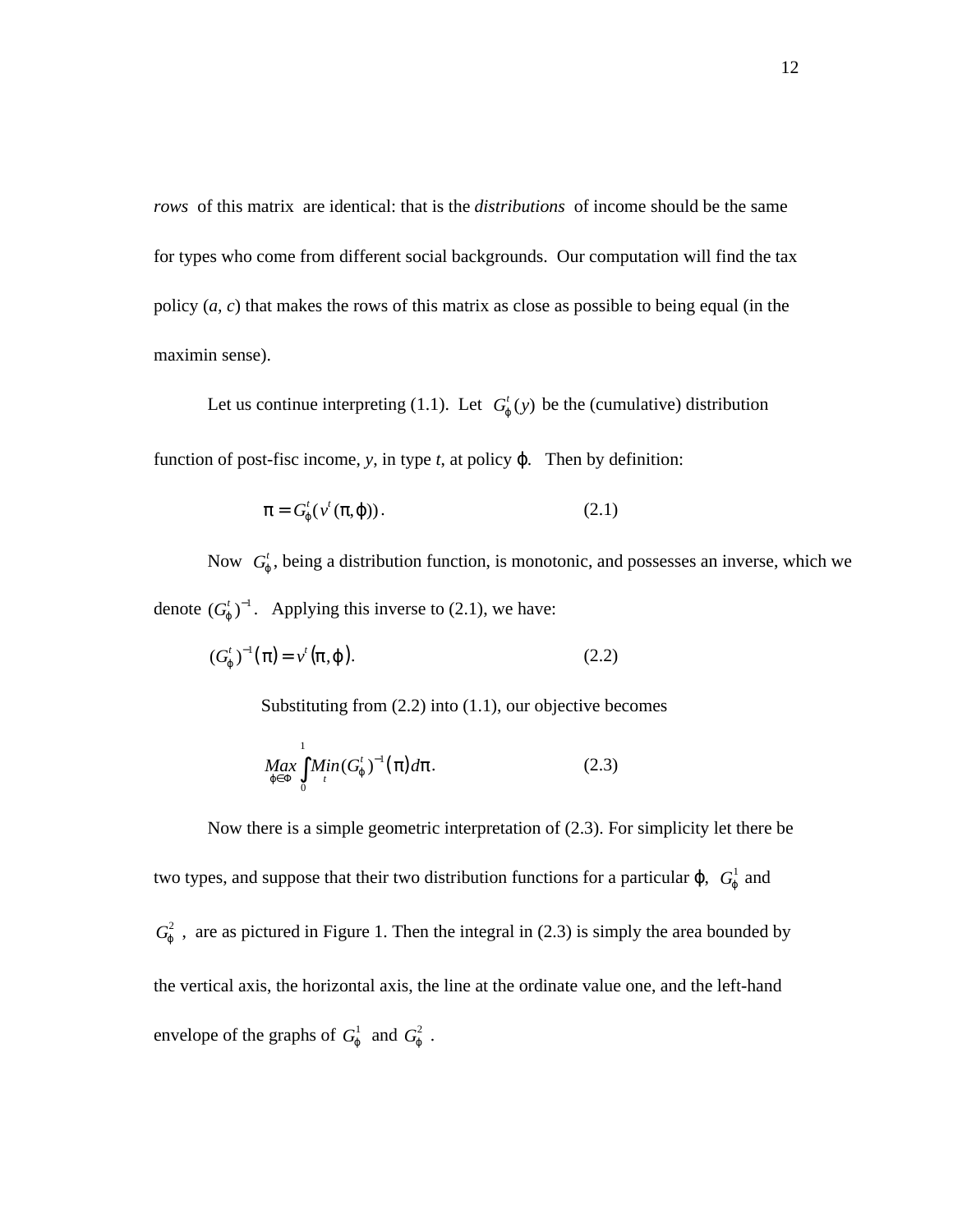*rows* of this matrix are identical: that is the *distributions* of income should be the same for types who come from different social backgrounds. Our computation will find the tax policy ($a$, $c$) that makes the rows of this matrix as close as possible to being equal (in the maximin sense).

Let us continue interpreting (1.1). Let $G_\varphi^t(y)$ be the (cumulative) distribution function of post-fisc income, $y$, in type $t$, at policy $\varphi$. Then by definition:

$$\pi = G_\varphi^t(v^t(\pi,\varphi)). \qquad (2.1)$$

Now $G_\varphi^t$, being a distribution function, is monotonic, and possesses an inverse, which we denote $(G_\varphi^t)^{-1}$. Applying this inverse to (2.1), we have:

$$(G_\varphi^t)^{-1}(\pi) = v^t(\pi,\varphi). \qquad (2.2)$$

Substituting from (2.2) into (1.1), our objective becomes

$$\underset{\varphi\in\Phi}{Max}\int_0^1 \underset{t}{Min}(G_\varphi^t)^{-1}(\pi)d\pi. \qquad (2.3)$$

Now there is a simple geometric interpretation of (2.3). For simplicity let there be two types, and suppose that their two distribution functions for a particular $\varphi$, $G_\varphi^1$ and $G_\varphi^2$, are as pictured in Figure 1. Then the integral in (2.3) is simply the area bounded by the vertical axis, the horizontal axis, the line at the ordinate value one, and the left-hand envelope of the graphs of $G_\varphi^1$ and $G_\varphi^2$.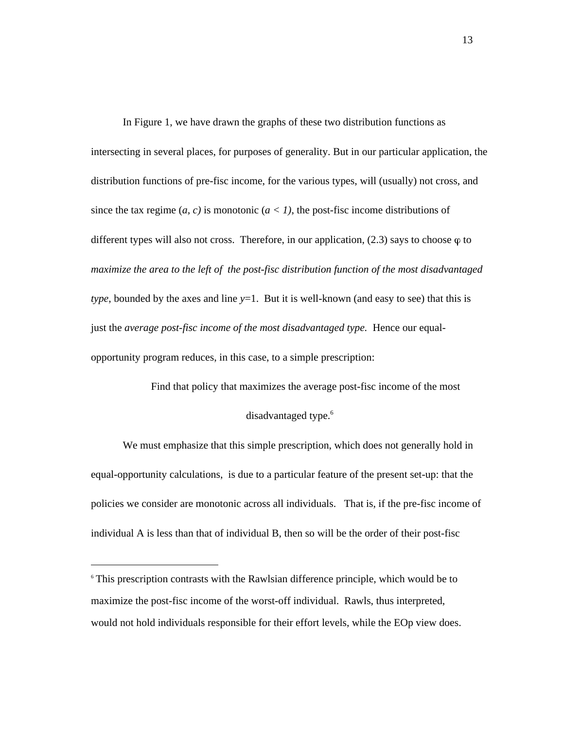In Figure 1, we have drawn the graphs of these two distribution functions as intersecting in several places, for purposes of generality. But in our particular application, the distribution functions of pre-fisc income, for the various types, will (usually) not cross, and since the tax regime $(a, c)$ is monotonic $(a < 1)$, the post-fisc income distributions of different types will also not cross. Therefore, in our application, (2.3) says to choose $\varphi$ to *maximize the area to the left of the post-fisc distribution function of the most disadvantaged type*, bounded by the axes and line $y=1$. But it is well-known (and easy to see) that this is just the *average post-fisc income of the most disadvantaged type.* Hence our equal-opportunity program reduces, in this case, to a simple prescription:

> Find that policy that maximizes the average post-fisc income of the most disadvantaged type.[6]

We must emphasize that this simple prescription, which does not generally hold in equal-opportunity calculations, is due to a particular feature of the present set-up: that the policies we consider are monotonic across all individuals. That is, if the pre-fisc income of individual A is less than that of individual B, then so will be the order of their post-fisc

---

[6] This prescription contrasts with the Rawlsian difference principle, which would be to maximize the post-fisc income of the worst-off individual. Rawls, thus interpreted, would not hold individuals responsible for their effort levels, while the EOp view does.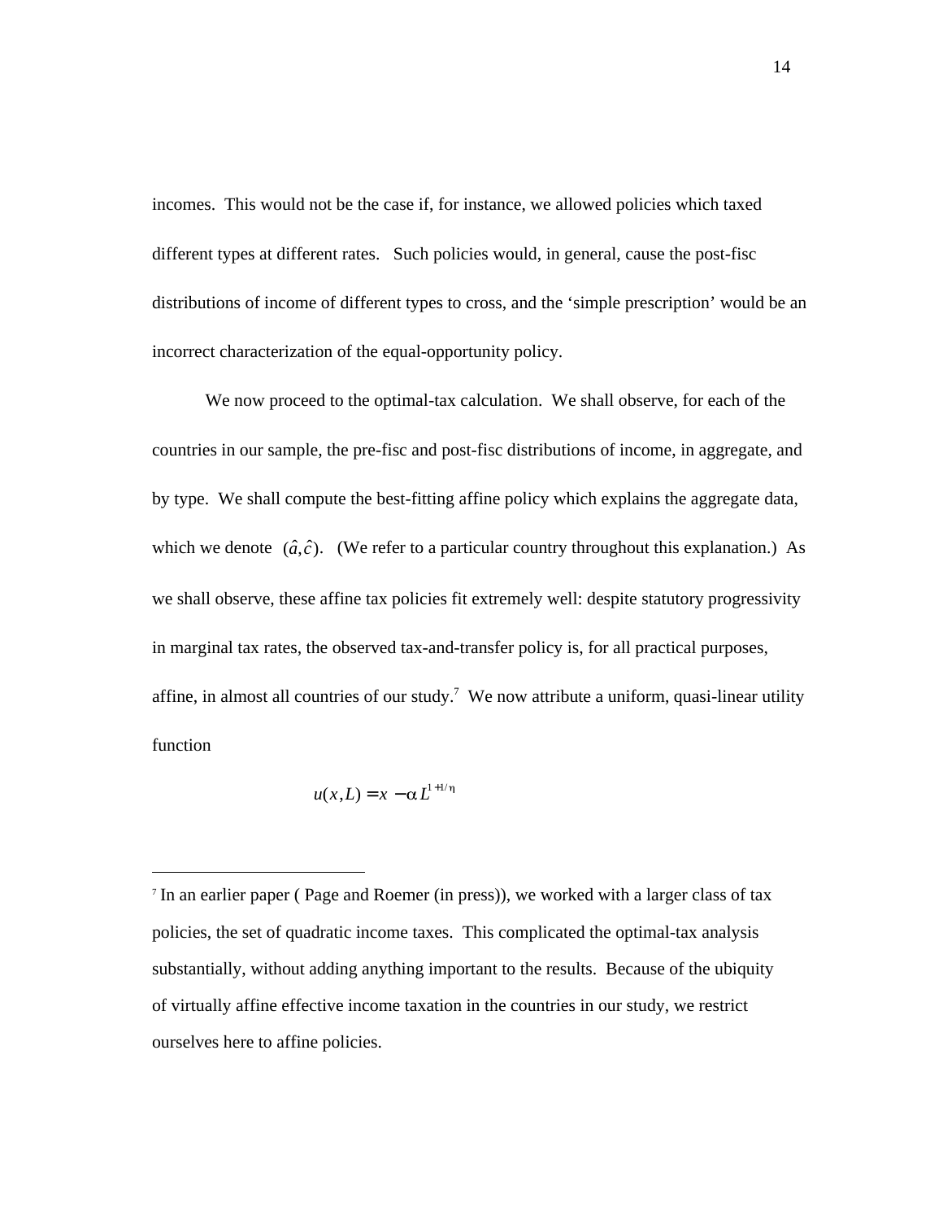incomes. This would not be the case if, for instance, we allowed policies which taxed different types at different rates. Such policies would, in general, cause the post-fisc distributions of income of different types to cross, and the 'simple prescription' would be an incorrect characterization of the equal-opportunity policy.

We now proceed to the optimal-tax calculation. We shall observe, for each of the countries in our sample, the pre-fisc and post-fisc distributions of income, in aggregate, and by type. We shall compute the best-fitting affine policy which explains the aggregate data, which we denote $(\hat{a},\hat{c})$. (We refer to a particular country throughout this explanation.) As we shall observe, these affine tax policies fit extremely well: despite statutory progressivity in marginal tax rates, the observed tax-and-transfer policy is, for all practical purposes, affine, in almost all countries of our study.[7] We now attribute a uniform, quasi-linear utility function

$$u(x,L) = x - \alpha L^{1+1/\eta}$$

---

[7] In an earlier paper ( Page and Roemer (in press)), we worked with a larger class of tax policies, the set of quadratic income taxes. This complicated the optimal-tax analysis substantially, without adding anything important to the results. Because of the ubiquity of virtually affine effective income taxation in the countries in our study, we restrict ourselves here to affine policies.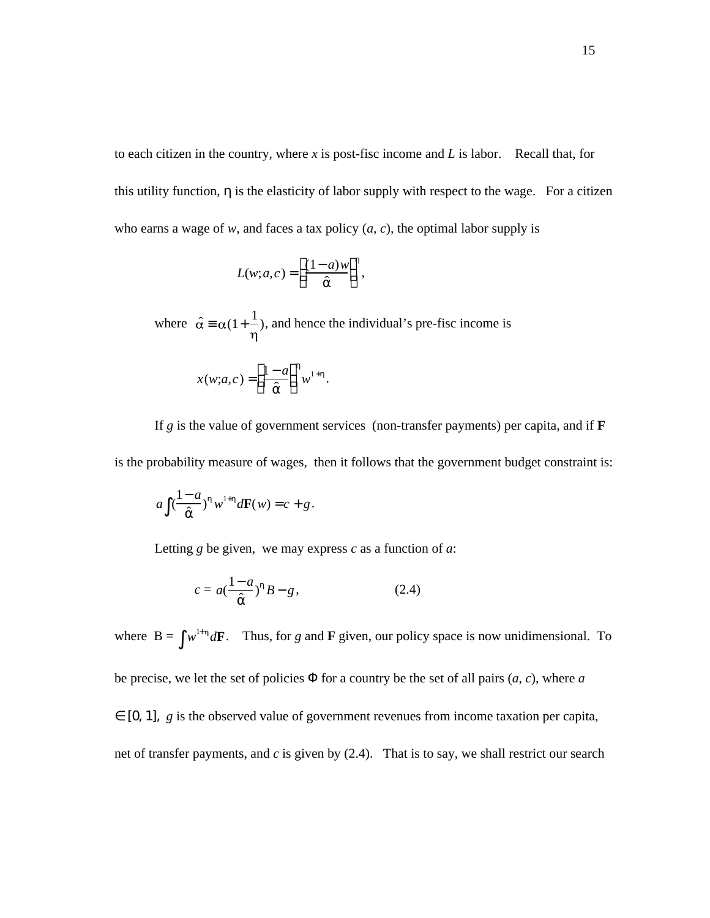to each citizen in the country, where $x$ is post-fisc income and $L$ is labor. Recall that, for this utility function, $\eta$ is the elasticity of labor supply with respect to the wage. For a citizen who earns a wage of $w$, and faces a tax policy $(a, c)$, the optimal labor supply is

$$L(w;a,c) = \left(\frac{(1-a)w}{\hat{\alpha}}\right)^{\eta},$$

where $\hat{\alpha} \equiv \alpha(1+\frac{1}{\eta})$, and hence the individual's pre-fisc income is

$$x(w;a,c) = \left(\frac{1-a}{\hat{\alpha}}\right)^{\eta} w^{1+\eta}.$$

If $g$ is the value of government services (non-transfer payments) per capita, and if $\mathbf{F}$ is the probability measure of wages, then it follows that the government budget constraint is:

$$a\int\left(\frac{1-a}{\hat{\alpha}}\right)^{\eta} w^{1+\eta} d\mathbf{F}(w) = c + g.$$

Letting $g$ be given, we may express $c$ as a function of $a$:

$$c = a\left(\frac{1-a}{\hat{\alpha}}\right)^{\eta} B - g, \tag{2.4}$$

where $B = \int w^{1+\eta} d\mathbf{F}$. Thus, for $g$ and $\mathbf{F}$ given, our policy space is now unidimensional. To be precise, we let the set of policies $\Phi$ for a country be the set of all pairs $(a, c)$, where $a \in [0, 1]$, $g$ is the observed value of government revenues from income taxation per capita, net of transfer payments, and $c$ is given by (2.4). That is to say, we shall restrict our search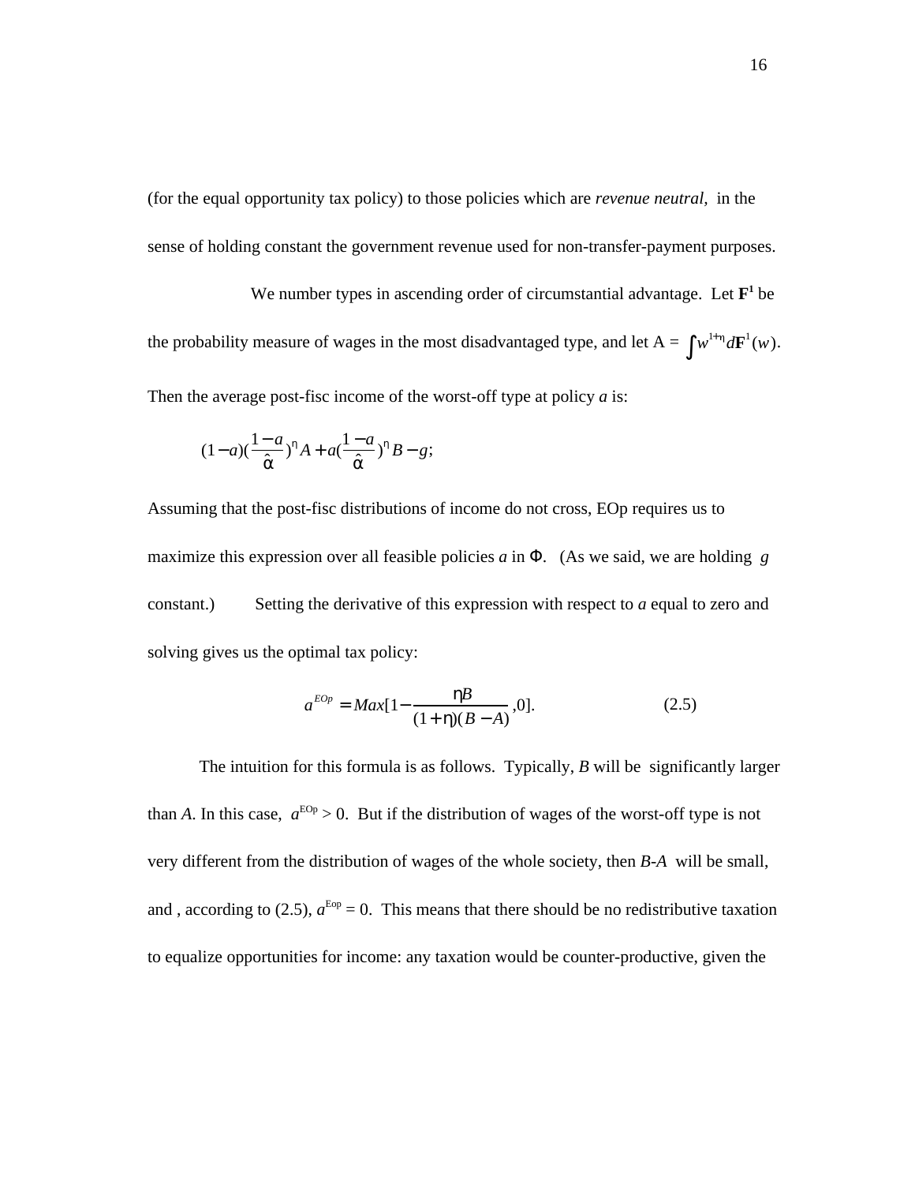(for the equal opportunity tax policy) to those policies which are *revenue neutral,* in the sense of holding constant the government revenue used for non-transfer-payment purposes.

We number types in ascending order of circumstantial advantage. Let $\mathbf{F}^1$ be the probability measure of wages in the most disadvantaged type, and let A = $\int w^{1+\eta} d\mathbf{F}^1(w)$. Then the average post-fisc income of the worst-off type at policy *a* is:

$$(1-a)(\frac{1-a}{\hat{\alpha}})^{\eta} A + a(\frac{1-a}{\hat{\alpha}})^{\eta} B - g;$$

Assuming that the post-fisc distributions of income do not cross, EOp requires us to maximize this expression over all feasible policies *a* in $\Phi$. (As we said, we are holding *g* constant.) Setting the derivative of this expression with respect to *a* equal to zero and solving gives us the optimal tax policy:

$$a^{EOp} = Max[1 - \frac{\eta B}{(1+\eta)(B-A)}, 0]. \tag{2.5}$$

The intuition for this formula is as follows. Typically, *B* will be significantly larger than *A*. In this case, $a^{EOp} > 0$. But if the distribution of wages of the worst-off type is not very different from the distribution of wages of the whole society, then *B-A* will be small, and , according to (2.5), $a^{Eop} = 0$. This means that there should be no redistributive taxation to equalize opportunities for income: any taxation would be counter-productive, given the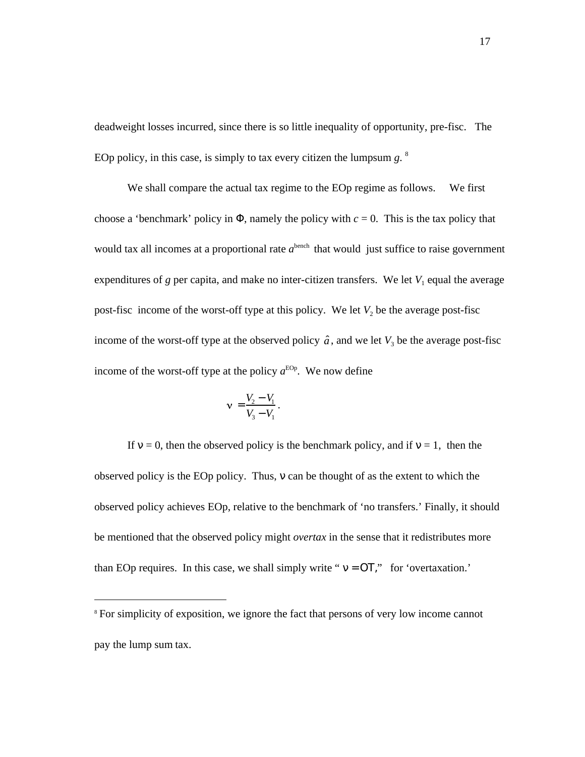deadweight losses incurred, since there is so little inequality of opportunity, pre-fisc. The EOp policy, in this case, is simply to tax every citizen the lumpsum *g*. [8]

We shall compare the actual tax regime to the EOp regime as follows. We first choose a 'benchmark' policy in $\Phi$, namely the policy with $c = 0$. This is the tax policy that would tax all incomes at a proportional rate $a^{\text{bench}}$ that would just suffice to raise government expenditures of $g$ per capita, and make no inter-citizen transfers. We let $V_1$ equal the average post-fisc income of the worst-off type at this policy. We let $V_2$ be the average post-fisc income of the worst-off type at the observed policy $\hat{a}$, and we let $V_3$ be the average post-fisc income of the worst-off type at the policy $a^{\text{EOp}}$. We now define

$$\nu = \frac{V_2 - V_1}{V_3 - V_1}.$$

If $\nu = 0$, then the observed policy is the benchmark policy, and if $\nu = 1$, then the observed policy is the EOp policy. Thus, $\nu$ can be thought of as the extent to which the observed policy achieves EOp, relative to the benchmark of 'no transfers.' Finally, it should be mentioned that the observed policy might *overtax* in the sense that it redistributes more than EOp requires. In this case, we shall simply write "$\nu = \text{OT}$," for 'overtaxation.'

---

[8] For simplicity of exposition, we ignore the fact that persons of very low income cannot pay the lump sum tax.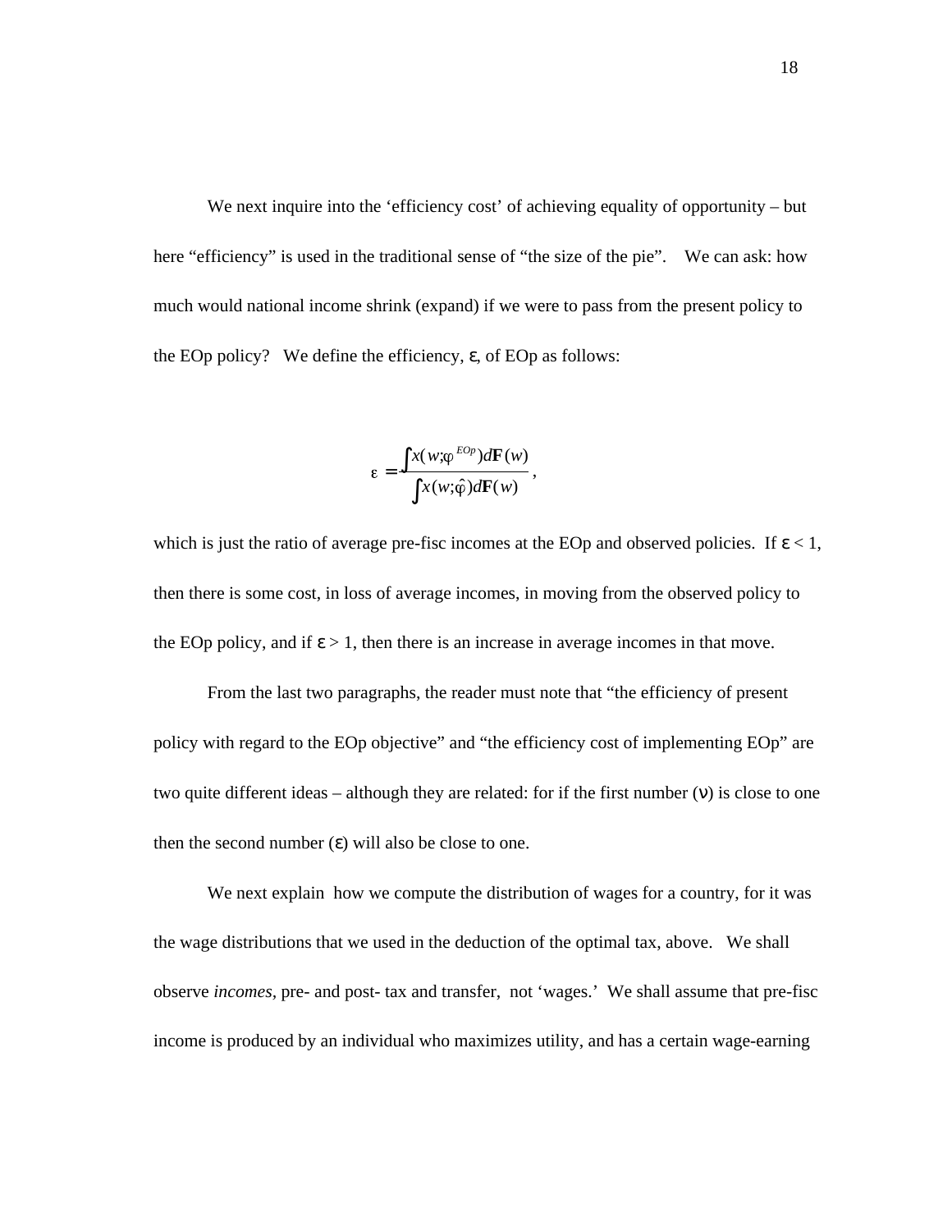We next inquire into the 'efficiency cost' of achieving equality of opportunity – but here "efficiency" is used in the traditional sense of "the size of the pie". We can ask: how much would national income shrink (expand) if we were to pass from the present policy to the EOp policy? We define the efficiency, $\varepsilon$, of EOp as follows:

$$\varepsilon = \frac{\int x(w;\varphi^{EOp})d\mathbf{F}(w)}{\int x(w;\hat{\varphi})d\mathbf{F}(w)},$$

which is just the ratio of average pre-fisc incomes at the EOp and observed policies. If $\varepsilon < 1$, then there is some cost, in loss of average incomes, in moving from the observed policy to the EOp policy, and if $\varepsilon > 1$, then there is an increase in average incomes in that move.

From the last two paragraphs, the reader must note that "the efficiency of present policy with regard to the EOp objective" and "the efficiency cost of implementing EOp" are two quite different ideas – although they are related: for if the first number ($\nu$) is close to one then the second number ($\varepsilon$) will also be close to one.

We next explain how we compute the distribution of wages for a country, for it was the wage distributions that we used in the deduction of the optimal tax, above. We shall observe *incomes*, pre- and post- tax and transfer, not 'wages.' We shall assume that pre-fisc income is produced by an individual who maximizes utility, and has a certain wage-earning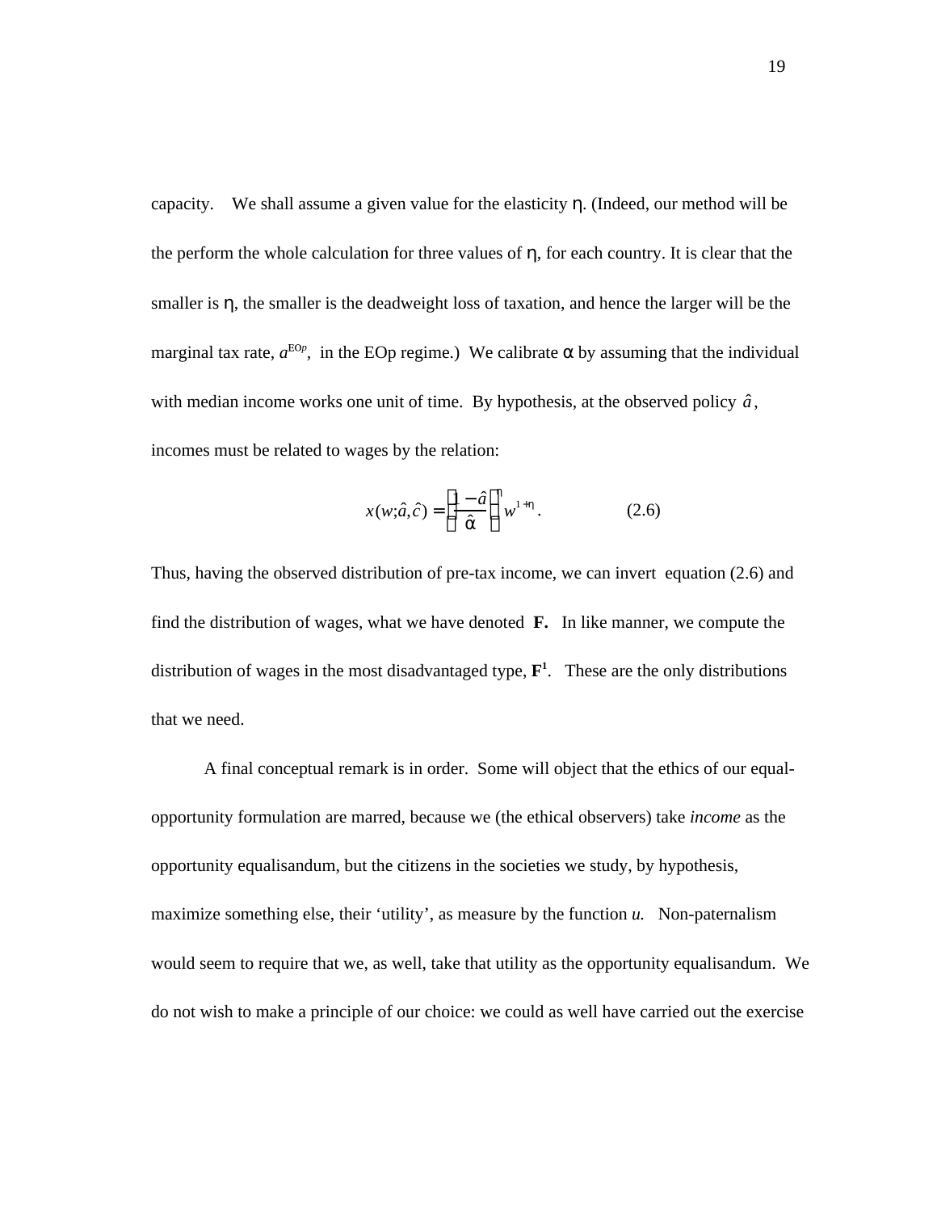capacity. We shall assume a given value for the elasticity $\eta$. (Indeed, our method will be the perform the whole calculation for three values of $\eta$, for each country. It is clear that the smaller is $\eta$, the smaller is the deadweight loss of taxation, and hence the larger will be the marginal tax rate, $a^{EOp}$, in the EOp regime.) We calibrate $\alpha$ by assuming that the individual with median income works one unit of time. By hypothesis, at the observed policy $\hat{a}$, incomes must be related to wages by the relation:

$$x(w;\hat{a},\hat{c}) = \left(\frac{1-\hat{a}}{\hat{\alpha}}\right)^{\eta} w^{1+\eta}. \qquad (2.6)$$

Thus, having the observed distribution of pre-tax income, we can invert equation (2.6) and find the distribution of wages, what we have denoted **F.** In like manner, we compute the distribution of wages in the most disadvantaged type, $\mathbf{F}^{1}$. These are the only distributions that we need.

A final conceptual remark is in order. Some will object that the ethics of our equal-opportunity formulation are marred, because we (the ethical observers) take *income* as the opportunity equalisandum, but the citizens in the societies we study, by hypothesis, maximize something else, their 'utility', as measure by the function *u.* Non-paternalism would seem to require that we, as well, take that utility as the opportunity equalisandum. We do not wish to make a principle of our choice: we could as well have carried out the exercise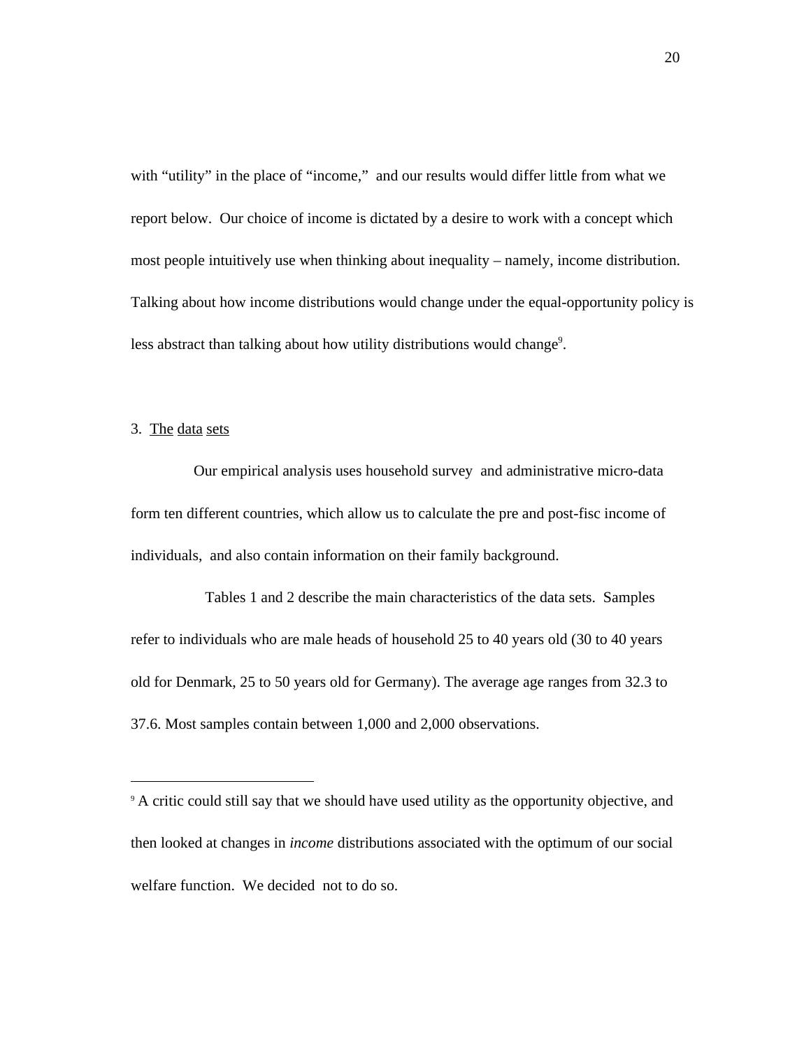with “utility” in the place of “income,” and our results would differ little from what we report below. Our choice of income is dictated by a desire to work with a concept which most people intuitively use when thinking about inequality – namely, income distribution. Talking about how income distributions would change under the equal-opportunity policy is less abstract than talking about how utility distributions would change[9].

## 3. The data sets

Our empirical analysis uses household survey and administrative micro-data form ten different countries, which allow us to calculate the pre and post-fisc income of individuals, and also contain information on their family background.

Tables 1 and 2 describe the main characteristics of the data sets. Samples refer to individuals who are male heads of household 25 to 40 years old (30 to 40 years old for Denmark, 25 to 50 years old for Germany). The average age ranges from 32.3 to 37.6. Most samples contain between 1,000 and 2,000 observations.

---

[9] A critic could still say that we should have used utility as the opportunity objective, and then looked at changes in *income* distributions associated with the optimum of our social welfare function. We decided not to do so.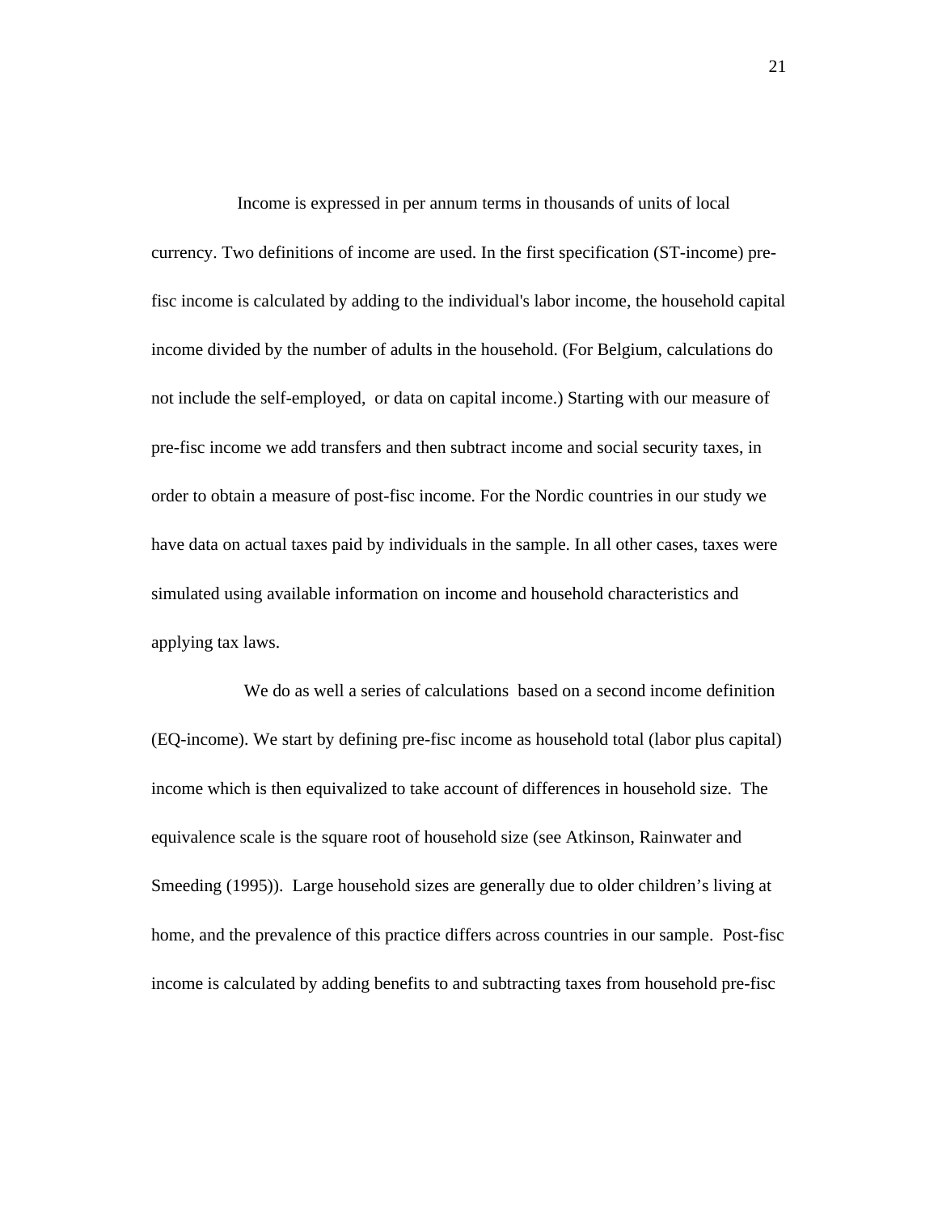Income is expressed in per annum terms in thousands of units of local currency. Two definitions of income are used. In the first specification (ST-income) pre-fisc income is calculated by adding to the individual's labor income, the household capital income divided by the number of adults in the household. (For Belgium, calculations do not include the self-employed, or data on capital income.) Starting with our measure of pre-fisc income we add transfers and then subtract income and social security taxes, in order to obtain a measure of post-fisc income. For the Nordic countries in our study we have data on actual taxes paid by individuals in the sample. In all other cases, taxes were simulated using available information on income and household characteristics and applying tax laws.

We do as well a series of calculations based on a second income definition (EQ-income). We start by defining pre-fisc income as household total (labor plus capital) income which is then equivalized to take account of differences in household size. The equivalence scale is the square root of household size (see Atkinson, Rainwater and Smeeding (1995)). Large household sizes are generally due to older children's living at home, and the prevalence of this practice differs across countries in our sample. Post-fisc income is calculated by adding benefits to and subtracting taxes from household pre-fisc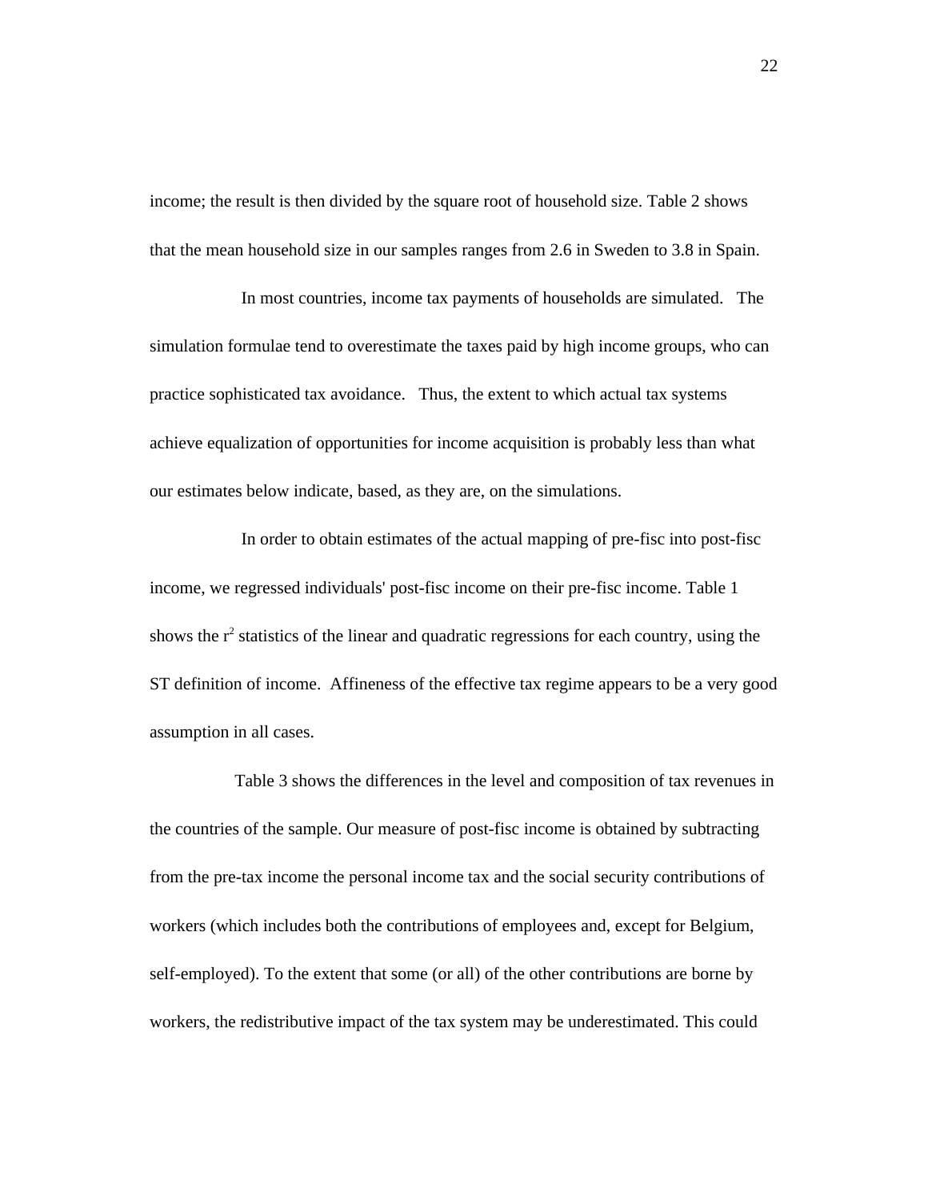income; the result is then divided by the square root of household size. Table 2 shows that the mean household size in our samples ranges from 2.6 in Sweden to 3.8 in Spain.

In most countries, income tax payments of households are simulated. The simulation formulae tend to overestimate the taxes paid by high income groups, who can practice sophisticated tax avoidance. Thus, the extent to which actual tax systems achieve equalization of opportunities for income acquisition is probably less than what our estimates below indicate, based, as they are, on the simulations.

In order to obtain estimates of the actual mapping of pre-fisc into post-fisc income, we regressed individuals' post-fisc income on their pre-fisc income. Table 1 shows the $r^2$ statistics of the linear and quadratic regressions for each country, using the ST definition of income. Affineness of the effective tax regime appears to be a very good assumption in all cases.

Table 3 shows the differences in the level and composition of tax revenues in the countries of the sample. Our measure of post-fisc income is obtained by subtracting from the pre-tax income the personal income tax and the social security contributions of workers (which includes both the contributions of employees and, except for Belgium, self-employed). To the extent that some (or all) of the other contributions are borne by workers, the redistributive impact of the tax system may be underestimated. This could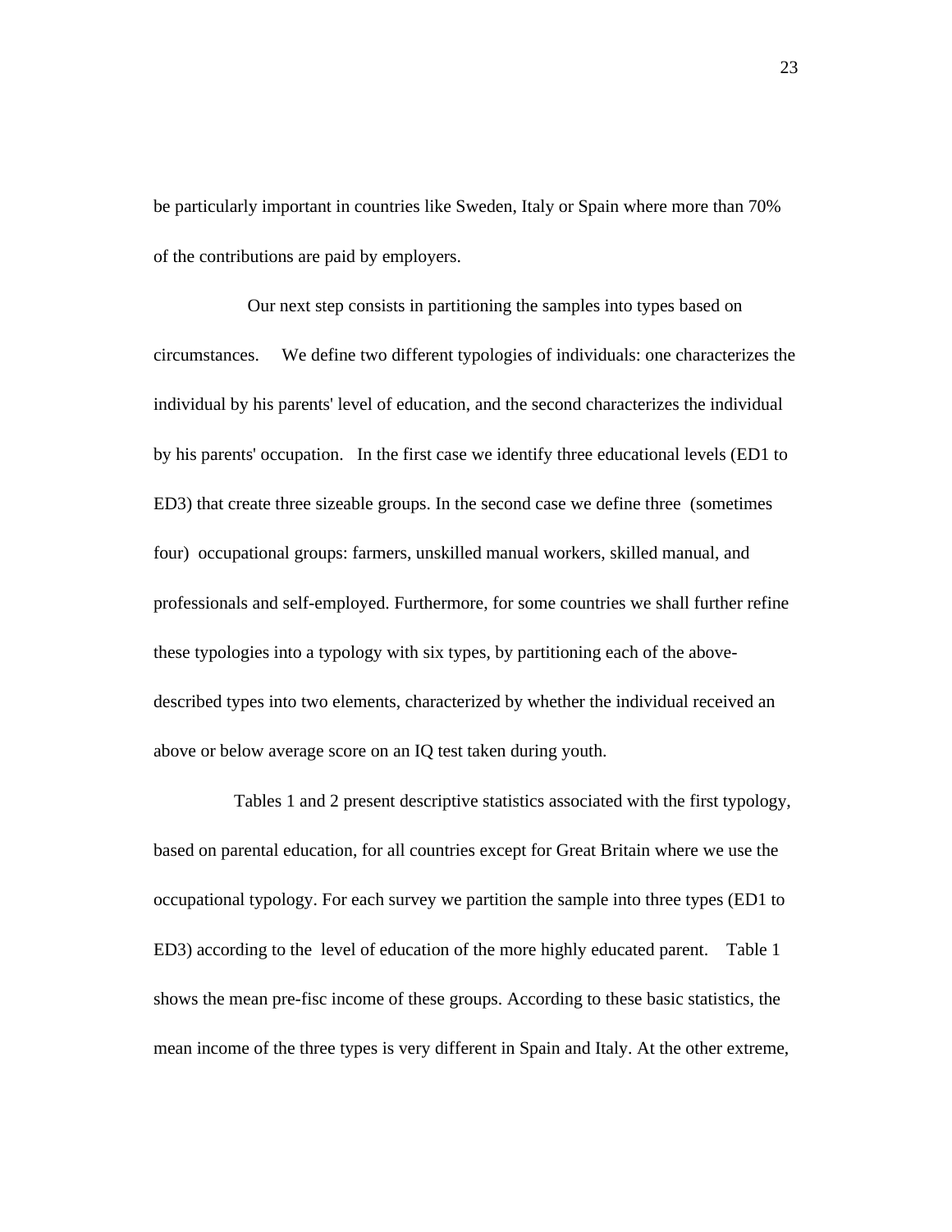be particularly important in countries like Sweden, Italy or Spain where more than 70% of the contributions are paid by employers.

Our next step consists in partitioning the samples into types based on circumstances. We define two different typologies of individuals: one characterizes the individual by his parents' level of education, and the second characterizes the individual by his parents' occupation. In the first case we identify three educational levels (ED1 to ED3) that create three sizeable groups. In the second case we define three (sometimes four) occupational groups: farmers, unskilled manual workers, skilled manual, and professionals and self-employed. Furthermore, for some countries we shall further refine these typologies into a typology with six types, by partitioning each of the above-described types into two elements, characterized by whether the individual received an above or below average score on an IQ test taken during youth.

Tables 1 and 2 present descriptive statistics associated with the first typology, based on parental education, for all countries except for Great Britain where we use the occupational typology. For each survey we partition the sample into three types (ED1 to ED3) according to the level of education of the more highly educated parent. Table 1 shows the mean pre-fisc income of these groups. According to these basic statistics, the mean income of the three types is very different in Spain and Italy. At the other extreme,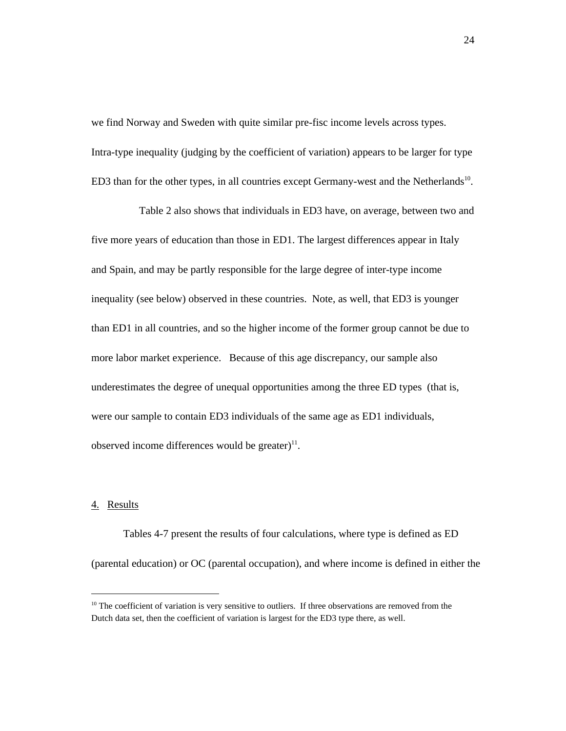we find Norway and Sweden with quite similar pre-fisc income levels across types. Intra-type inequality (judging by the coefficient of variation) appears to be larger for type ED3 than for the other types, in all countries except Germany-west and the Netherlands[10].

Table 2 also shows that individuals in ED3 have, on average, between two and five more years of education than those in ED1. The largest differences appear in Italy and Spain, and may be partly responsible for the large degree of inter-type income inequality (see below) observed in these countries. Note, as well, that ED3 is younger than ED1 in all countries, and so the higher income of the former group cannot be due to more labor market experience. Because of this age discrepancy, our sample also underestimates the degree of unequal opportunities among the three ED types (that is, were our sample to contain ED3 individuals of the same age as ED1 individuals, observed income differences would be greater)[11].

## 4. Results

Tables 4-7 present the results of four calculations, where type is defined as ED (parental education) or OC (parental occupation), and where income is defined in either the

---

[10] The coefficient of variation is very sensitive to outliers. If three observations are removed from the Dutch data set, then the coefficient of variation is largest for the ED3 type there, as well.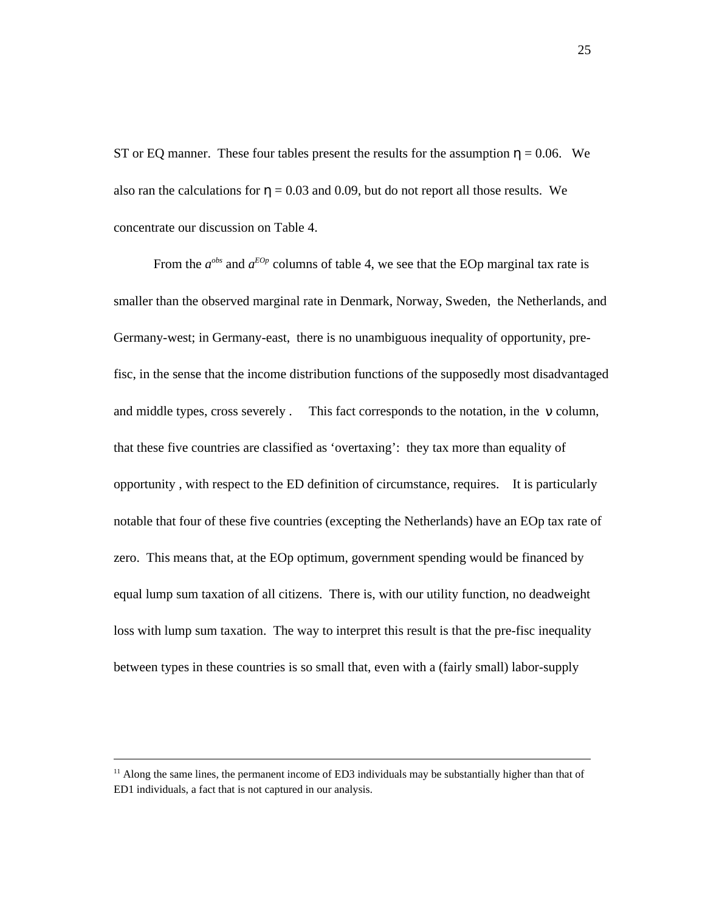ST or EQ manner. These four tables present the results for the assumption $\eta = 0.06$. We also ran the calculations for $\eta = 0.03$ and 0.09, but do not report all those results. We concentrate our discussion on Table 4.

From the $a^{obs}$ and $a^{EOp}$ columns of table 4, we see that the EOp marginal tax rate is smaller than the observed marginal rate in Denmark, Norway, Sweden, the Netherlands, and Germany-west; in Germany-east, there is no unambiguous inequality of opportunity, pre-fisc, in the sense that the income distribution functions of the supposedly most disadvantaged and middle types, cross severely . This fact corresponds to the notation, in the $\nu$ column, that these five countries are classified as 'overtaxing': they tax more than equality of opportunity , with respect to the ED definition of circumstance, requires. It is particularly notable that four of these five countries (excepting the Netherlands) have an EOp tax rate of zero. This means that, at the EOp optimum, government spending would be financed by equal lump sum taxation of all citizens. There is, with our utility function, no deadweight loss with lump sum taxation. The way to interpret this result is that the pre-fisc inequality between types in these countries is so small that, even with a (fairly small) labor-supply

---

[11] Along the same lines, the permanent income of ED3 individuals may be substantially higher than that of ED1 individuals, a fact that is not captured in our analysis.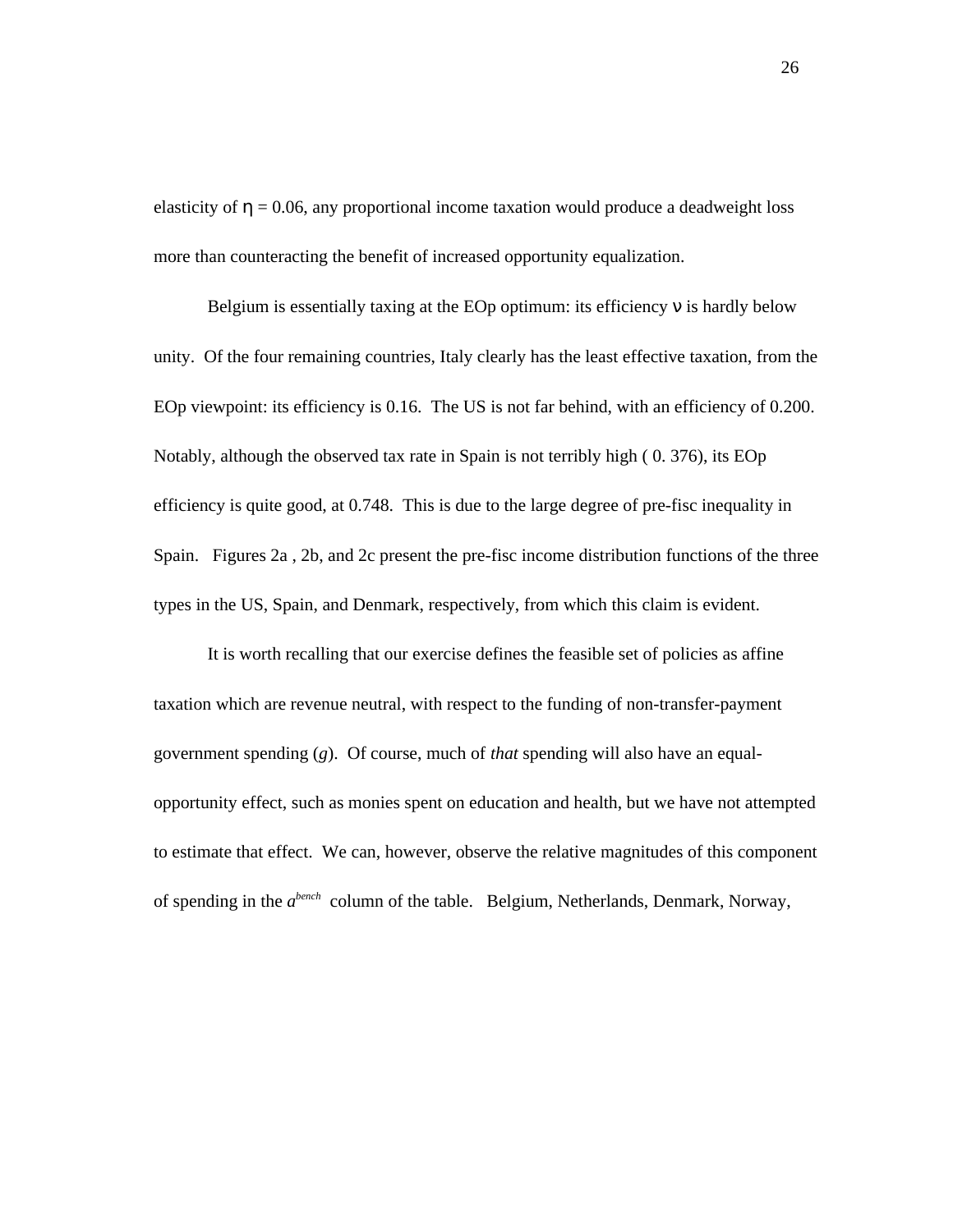elasticity of $\eta = 0.06$, any proportional income taxation would produce a deadweight loss more than counteracting the benefit of increased opportunity equalization.

Belgium is essentially taxing at the EOp optimum: its efficiency $\nu$ is hardly below unity. Of the four remaining countries, Italy clearly has the least effective taxation, from the EOp viewpoint: its efficiency is 0.16. The US is not far behind, with an efficiency of 0.200. Notably, although the observed tax rate in Spain is not terribly high ( 0. 376), its EOp efficiency is quite good, at 0.748. This is due to the large degree of pre-fisc inequality in Spain. Figures 2a , 2b, and 2c present the pre-fisc income distribution functions of the three types in the US, Spain, and Denmark, respectively, from which this claim is evident.

It is worth recalling that our exercise defines the feasible set of policies as affine taxation which are revenue neutral, with respect to the funding of non-transfer-payment government spending ($g$). Of course, much of *that* spending will also have an equal-opportunity effect, such as monies spent on education and health, but we have not attempted to estimate that effect. We can, however, observe the relative magnitudes of this component of spending in the $a^{bench}$ column of the table. Belgium, Netherlands, Denmark, Norway,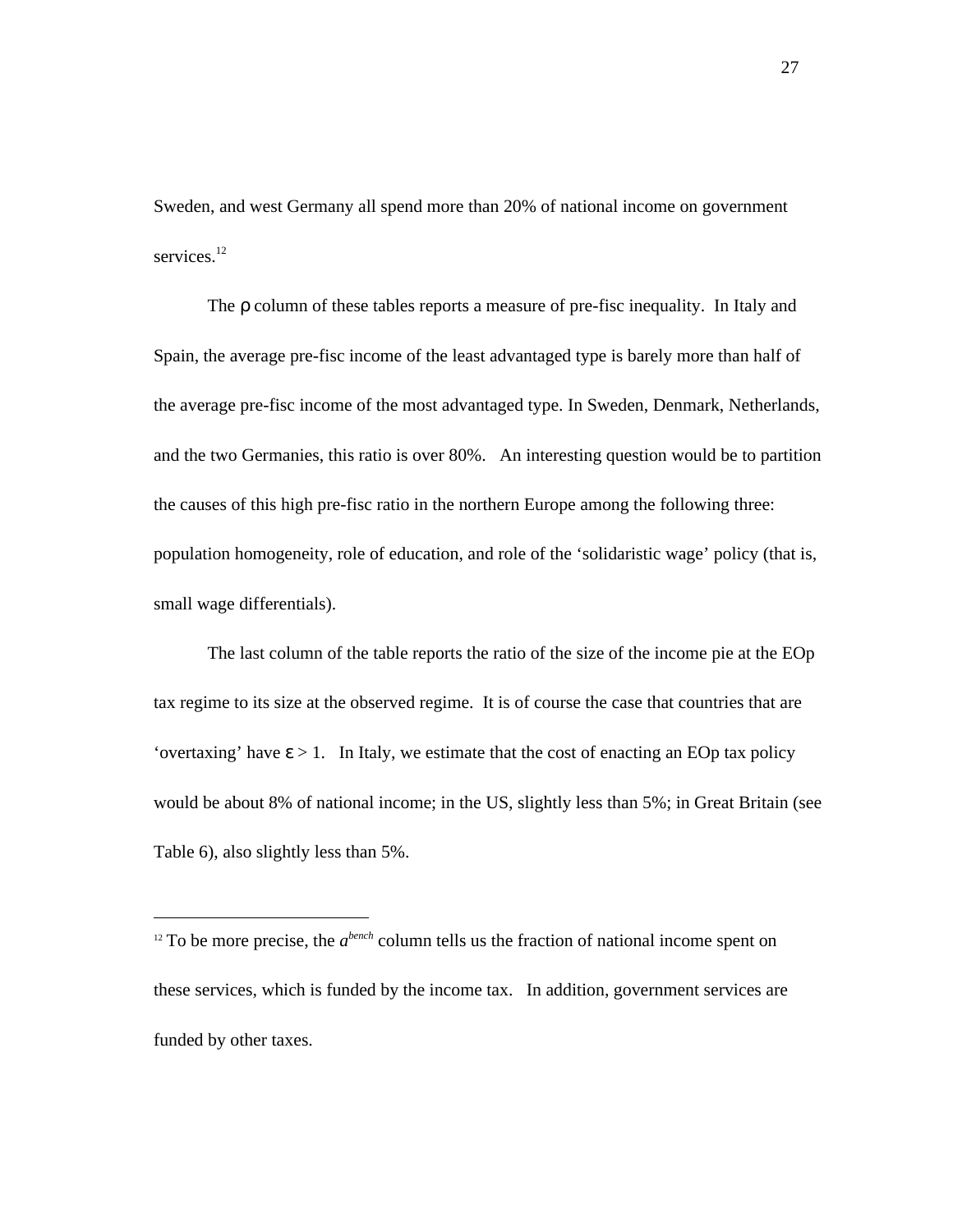Sweden, and west Germany all spend more than 20% of national income on government services.[12]

The $\rho$ column of these tables reports a measure of pre-fisc inequality. In Italy and Spain, the average pre-fisc income of the least advantaged type is barely more than half of the average pre-fisc income of the most advantaged type. In Sweden, Denmark, Netherlands, and the two Germanies, this ratio is over 80%. An interesting question would be to partition the causes of this high pre-fisc ratio in the northern Europe among the following three: population homogeneity, role of education, and role of the 'solidaristic wage' policy (that is, small wage differentials).

The last column of the table reports the ratio of the size of the income pie at the EOp tax regime to its size at the observed regime. It is of course the case that countries that are 'overtaxing' have $\varepsilon > 1$. In Italy, we estimate that the cost of enacting an EOp tax policy would be about 8% of national income; in the US, slightly less than 5%; in Great Britain (see Table 6), also slightly less than 5%.

---

[12] To be more precise, the $a^{bench}$ column tells us the fraction of national income spent on these services, which is funded by the income tax. In addition, government services are funded by other taxes.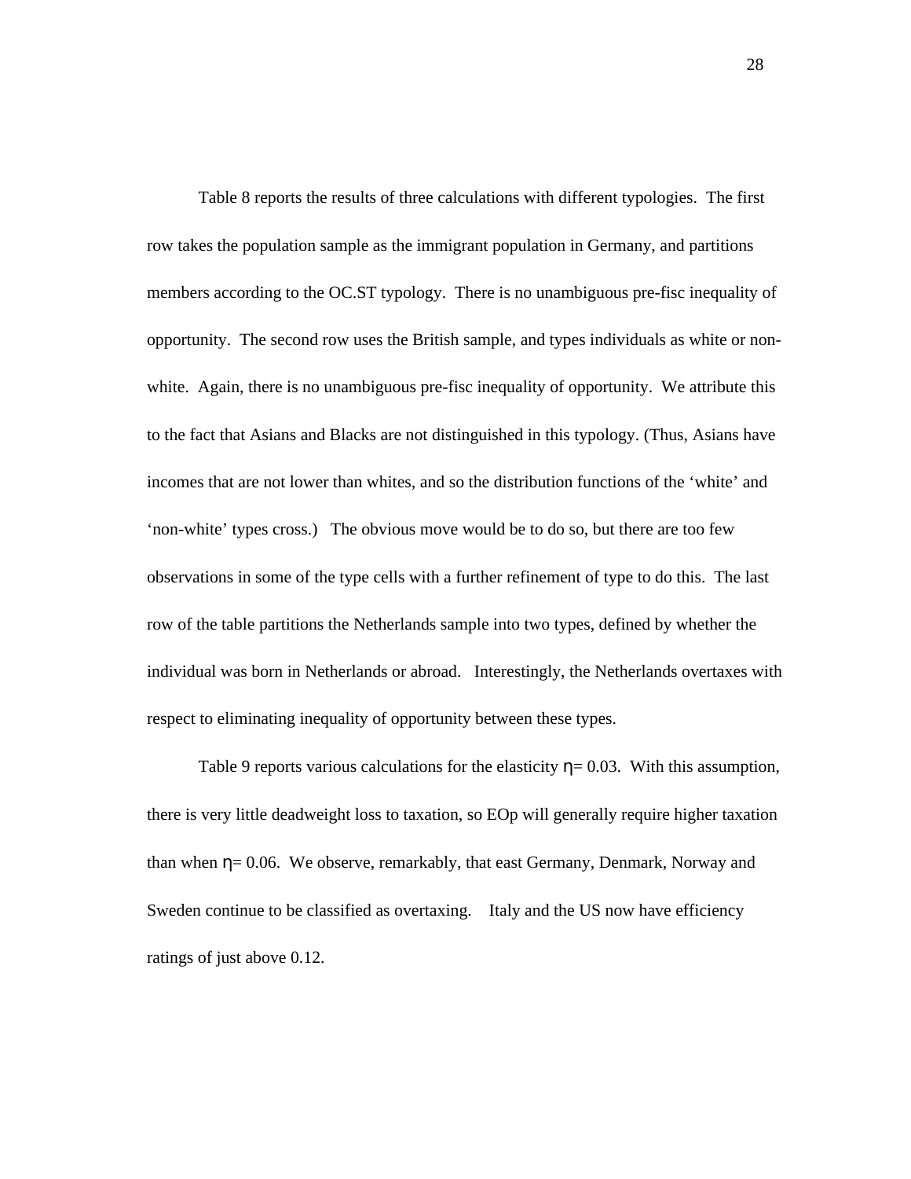Table 8 reports the results of three calculations with different typologies. The first row takes the population sample as the immigrant population in Germany, and partitions members according to the OC.ST typology. There is no unambiguous pre-fisc inequality of opportunity. The second row uses the British sample, and types individuals as white or non-white. Again, there is no unambiguous pre-fisc inequality of opportunity. We attribute this to the fact that Asians and Blacks are not distinguished in this typology. (Thus, Asians have incomes that are not lower than whites, and so the distribution functions of the 'white' and 'non-white' types cross.) The obvious move would be to do so, but there are too few observations in some of the type cells with a further refinement of type to do this. The last row of the table partitions the Netherlands sample into two types, defined by whether the individual was born in Netherlands or abroad. Interestingly, the Netherlands overtaxes with respect to eliminating inequality of opportunity between these types.

Table 9 reports various calculations for the elasticity $\eta = 0.03$. With this assumption, there is very little deadweight loss to taxation, so EOp will generally require higher taxation than when $\eta = 0.06$. We observe, remarkably, that east Germany, Denmark, Norway and Sweden continue to be classified as overtaxing. Italy and the US now have efficiency ratings of just above 0.12.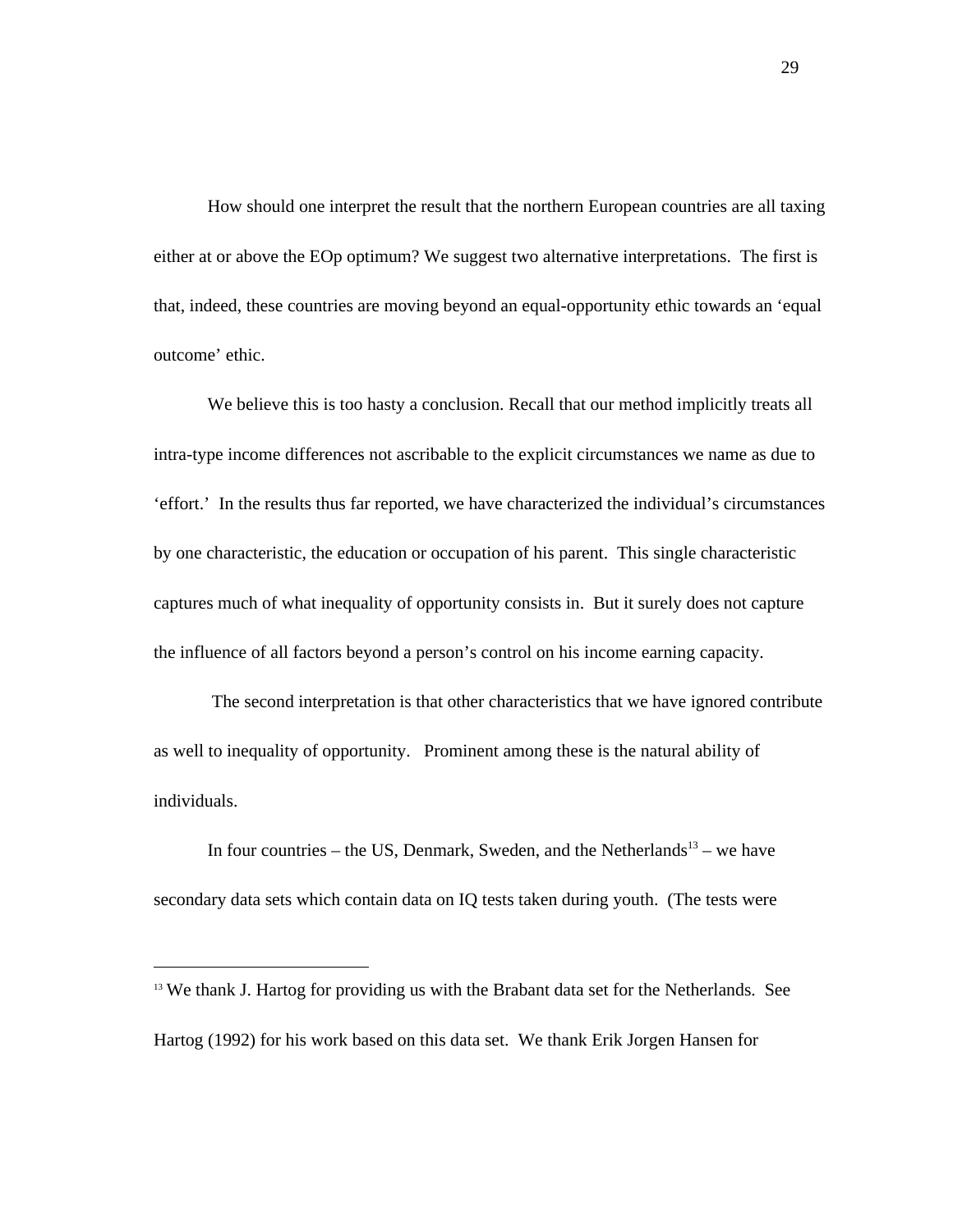How should one interpret the result that the northern European countries are all taxing either at or above the EOp optimum? We suggest two alternative interpretations. The first is that, indeed, these countries are moving beyond an equal-opportunity ethic towards an 'equal outcome' ethic.

We believe this is too hasty a conclusion. Recall that our method implicitly treats all intra-type income differences not ascribable to the explicit circumstances we name as due to 'effort.' In the results thus far reported, we have characterized the individual's circumstances by one characteristic, the education or occupation of his parent. This single characteristic captures much of what inequality of opportunity consists in. But it surely does not capture the influence of all factors beyond a person's control on his income earning capacity.

The second interpretation is that other characteristics that we have ignored contribute as well to inequality of opportunity. Prominent among these is the natural ability of individuals.

In four countries – the US, Denmark, Sweden, and the Netherlands[13] – we have secondary data sets which contain data on IQ tests taken during youth. (The tests were

---

[13] We thank J. Hartog for providing us with the Brabant data set for the Netherlands. See Hartog (1992) for his work based on this data set. We thank Erik Jorgen Hansen for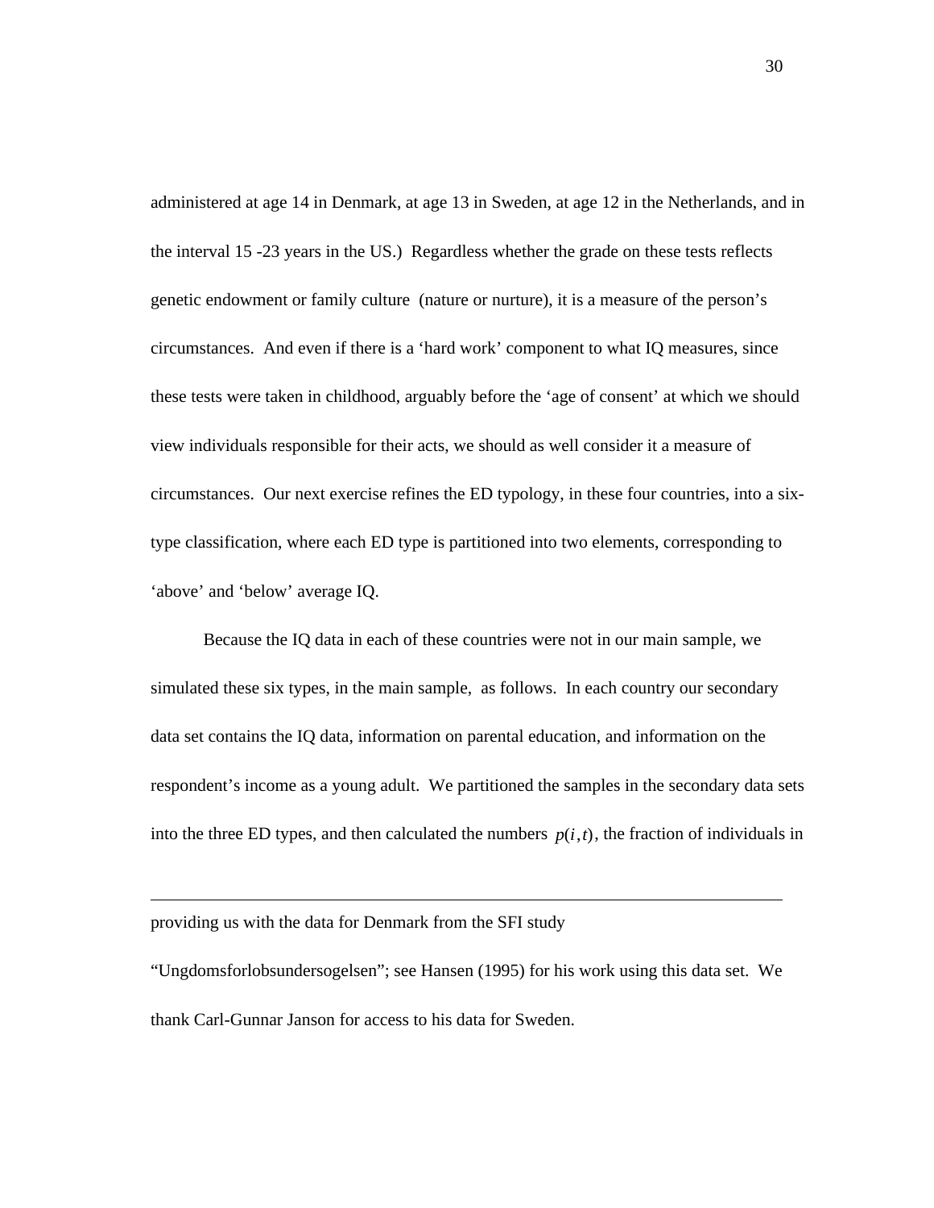administered at age 14 in Denmark, at age 13 in Sweden, at age 12 in the Netherlands, and in the interval 15 -23 years in the US.) Regardless whether the grade on these tests reflects genetic endowment or family culture (nature or nurture), it is a measure of the person's circumstances. And even if there is a 'hard work' component to what IQ measures, since these tests were taken in childhood, arguably before the 'age of consent' at which we should view individuals responsible for their acts, we should as well consider it a measure of circumstances. Our next exercise refines the ED typology, in these four countries, into a six-type classification, where each ED type is partitioned into two elements, corresponding to 'above' and 'below' average IQ.

Because the IQ data in each of these countries were not in our main sample, we simulated these six types, in the main sample, as follows. In each country our secondary data set contains the IQ data, information on parental education, and information on the respondent's income as a young adult. We partitioned the samples in the secondary data sets into the three ED types, and then calculated the numbers $p(i,t)$, the fraction of individuals in

---

providing us with the data for Denmark from the SFI study "Ungdomsforlobsundersogelsen"; see Hansen (1995) for his work using this data set. We thank Carl-Gunnar Janson for access to his data for Sweden.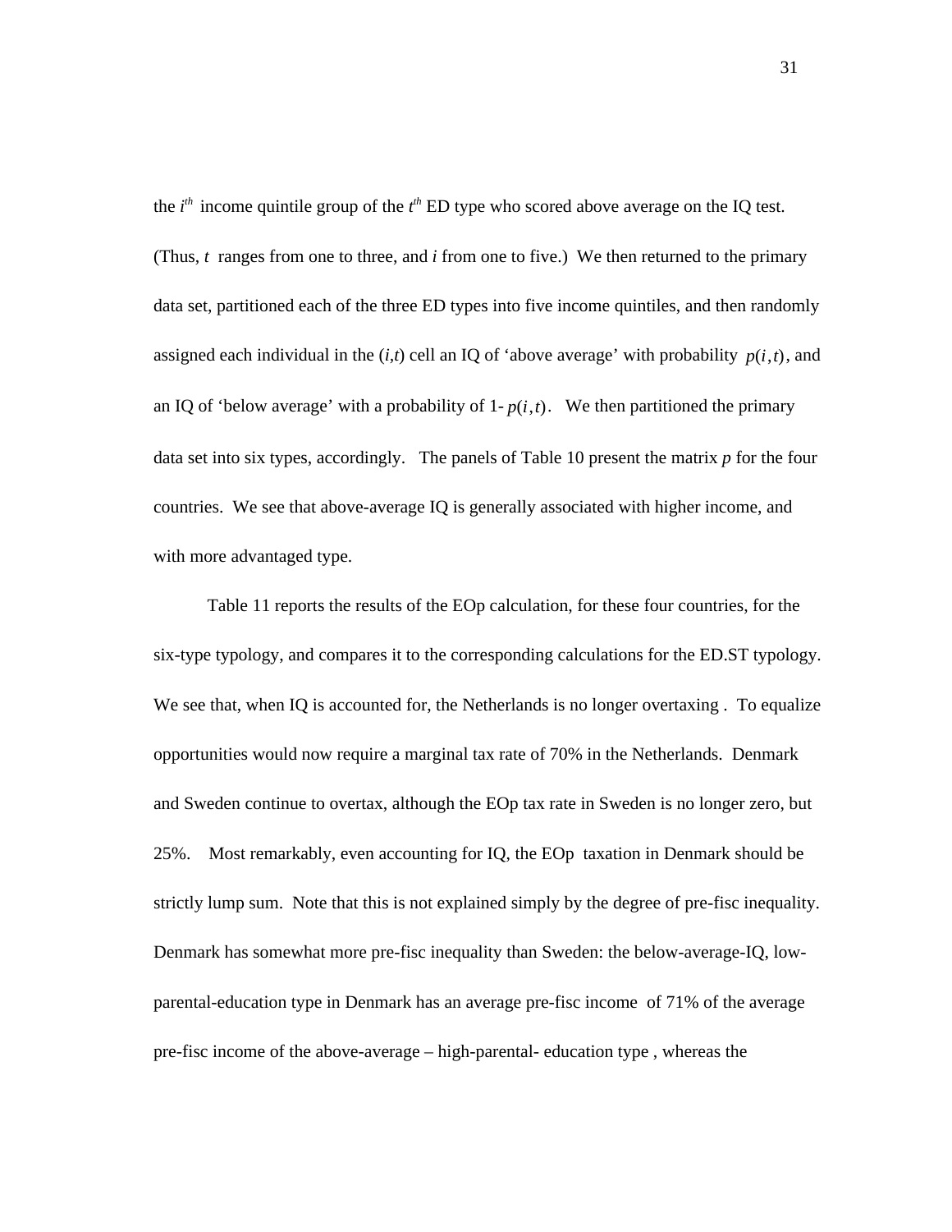the $i^{th}$ income quintile group of the $t^{th}$ ED type who scored above average on the IQ test. (Thus, $t$ ranges from one to three, and $i$ from one to five.) We then returned to the primary data set, partitioned each of the three ED types into five income quintiles, and then randomly assigned each individual in the ($i,t$) cell an IQ of 'above average' with probability $p(i,t)$, and an IQ of 'below average' with a probability of 1- $p(i,t)$. We then partitioned the primary data set into six types, accordingly. The panels of Table 10 present the matrix $p$ for the four countries. We see that above-average IQ is generally associated with higher income, and with more advantaged type.

Table 11 reports the results of the EOp calculation, for these four countries, for the six-type typology, and compares it to the corresponding calculations for the ED.ST typology. We see that, when IQ is accounted for, the Netherlands is no longer overtaxing . To equalize opportunities would now require a marginal tax rate of 70% in the Netherlands. Denmark and Sweden continue to overtax, although the EOp tax rate in Sweden is no longer zero, but 25%. Most remarkably, even accounting for IQ, the EOp taxation in Denmark should be strictly lump sum. Note that this is not explained simply by the degree of pre-fisc inequality. Denmark has somewhat more pre-fisc inequality than Sweden: the below-average-IQ, low-parental-education type in Denmark has an average pre-fisc income of 71% of the average pre-fisc income of the above-average – high-parental- education type , whereas the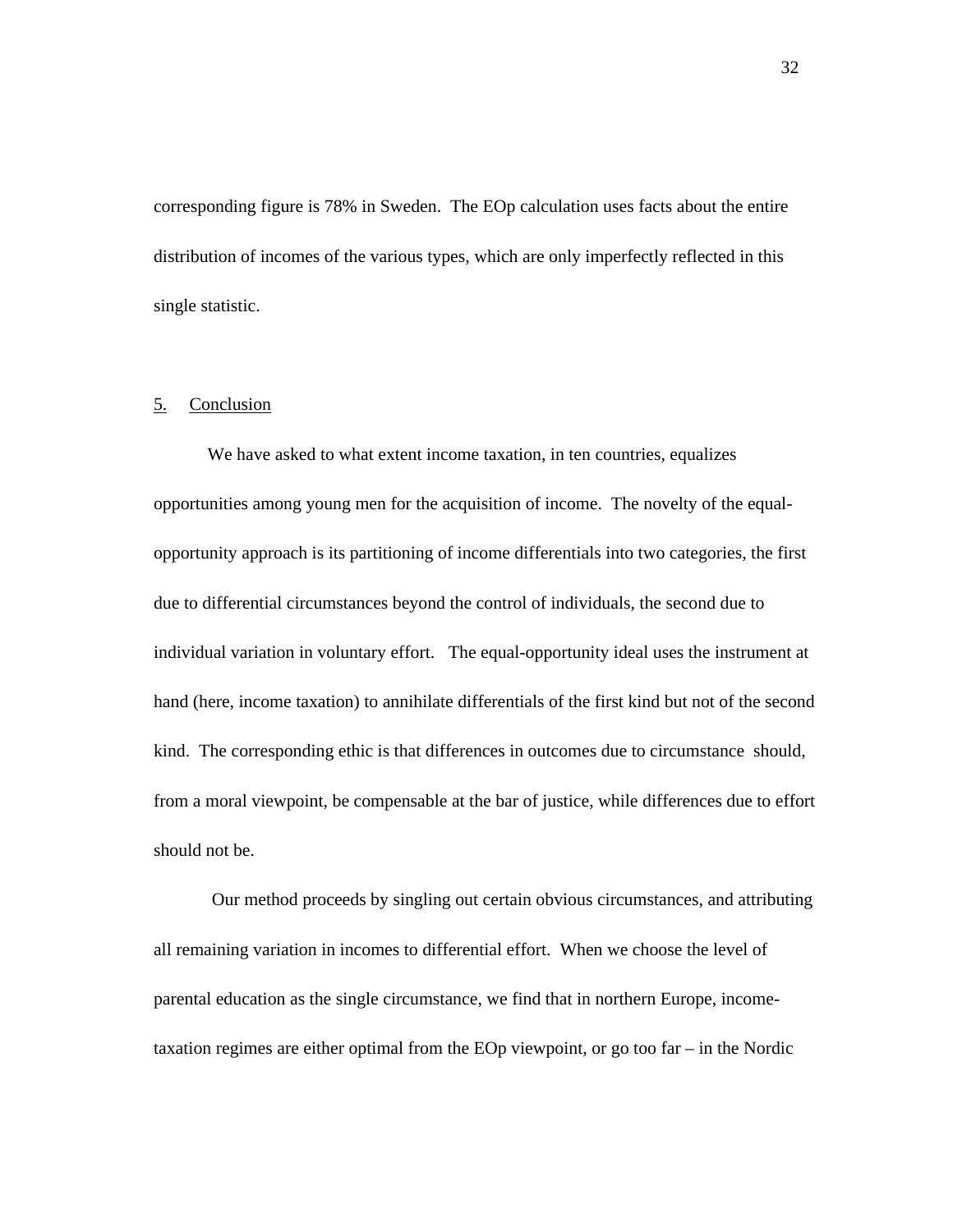corresponding figure is 78% in Sweden. The EOp calculation uses facts about the entire distribution of incomes of the various types, which are only imperfectly reflected in this single statistic.

## 5. Conclusion

We have asked to what extent income taxation, in ten countries, equalizes opportunities among young men for the acquisition of income. The novelty of the equal-opportunity approach is its partitioning of income differentials into two categories, the first due to differential circumstances beyond the control of individuals, the second due to individual variation in voluntary effort. The equal-opportunity ideal uses the instrument at hand (here, income taxation) to annihilate differentials of the first kind but not of the second kind. The corresponding ethic is that differences in outcomes due to circumstance should, from a moral viewpoint, be compensable at the bar of justice, while differences due to effort should not be.

Our method proceeds by singling out certain obvious circumstances, and attributing all remaining variation in incomes to differential effort. When we choose the level of parental education as the single circumstance, we find that in northern Europe, income-taxation regimes are either optimal from the EOp viewpoint, or go too far – in the Nordic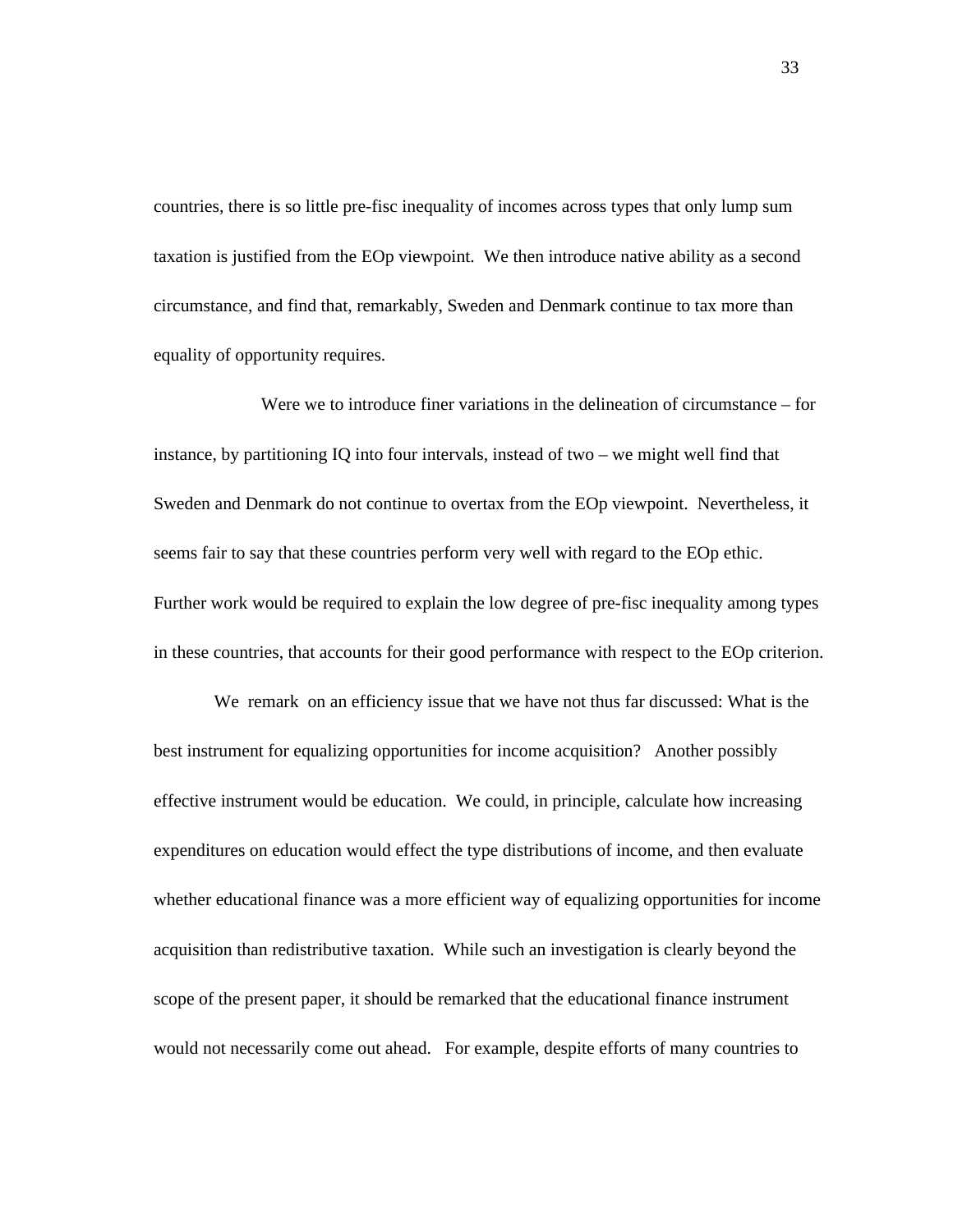countries, there is so little pre-fisc inequality of incomes across types that only lump sum taxation is justified from the EOp viewpoint. We then introduce native ability as a second circumstance, and find that, remarkably, Sweden and Denmark continue to tax more than equality of opportunity requires.

Were we to introduce finer variations in the delineation of circumstance – for instance, by partitioning IQ into four intervals, instead of two – we might well find that Sweden and Denmark do not continue to overtax from the EOp viewpoint. Nevertheless, it seems fair to say that these countries perform very well with regard to the EOp ethic. Further work would be required to explain the low degree of pre-fisc inequality among types in these countries, that accounts for their good performance with respect to the EOp criterion.

We remark on an efficiency issue that we have not thus far discussed: What is the best instrument for equalizing opportunities for income acquisition? Another possibly effective instrument would be education. We could, in principle, calculate how increasing expenditures on education would effect the type distributions of income, and then evaluate whether educational finance was a more efficient way of equalizing opportunities for income acquisition than redistributive taxation. While such an investigation is clearly beyond the scope of the present paper, it should be remarked that the educational finance instrument would not necessarily come out ahead. For example, despite efforts of many countries to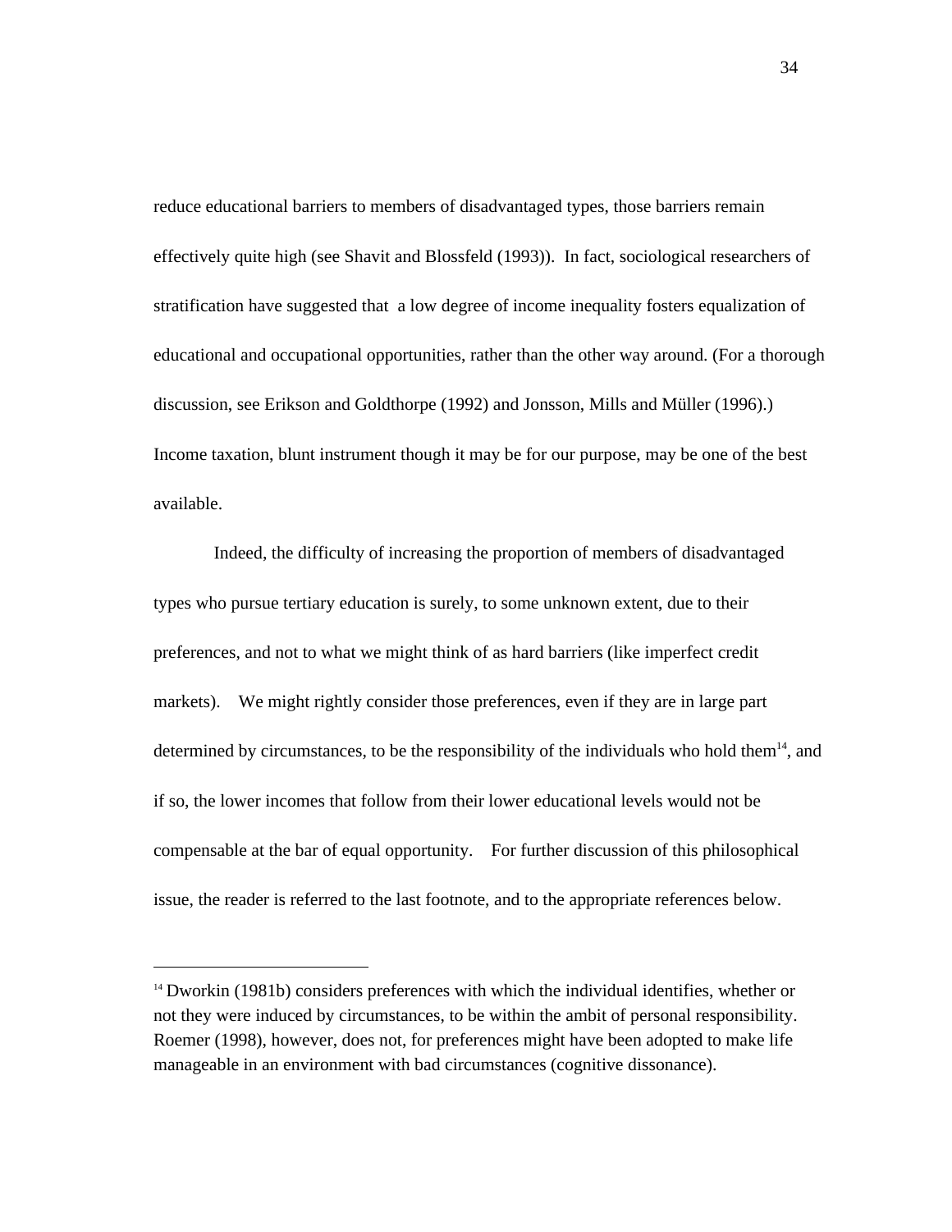reduce educational barriers to members of disadvantaged types, those barriers remain effectively quite high (see Shavit and Blossfeld (1993)). In fact, sociological researchers of stratification have suggested that a low degree of income inequality fosters equalization of educational and occupational opportunities, rather than the other way around. (For a thorough discussion, see Erikson and Goldthorpe (1992) and Jonsson, Mills and Müller (1996).) Income taxation, blunt instrument though it may be for our purpose, may be one of the best available.

Indeed, the difficulty of increasing the proportion of members of disadvantaged types who pursue tertiary education is surely, to some unknown extent, due to their preferences, and not to what we might think of as hard barriers (like imperfect credit markets). We might rightly consider those preferences, even if they are in large part determined by circumstances, to be the responsibility of the individuals who hold them[14], and if so, the lower incomes that follow from their lower educational levels would not be compensable at the bar of equal opportunity. For further discussion of this philosophical issue, the reader is referred to the last footnote, and to the appropriate references below.

---

[14] Dworkin (1981b) considers preferences with which the individual identifies, whether or not they were induced by circumstances, to be within the ambit of personal responsibility. Roemer (1998), however, does not, for preferences might have been adopted to make life manageable in an environment with bad circumstances (cognitive dissonance).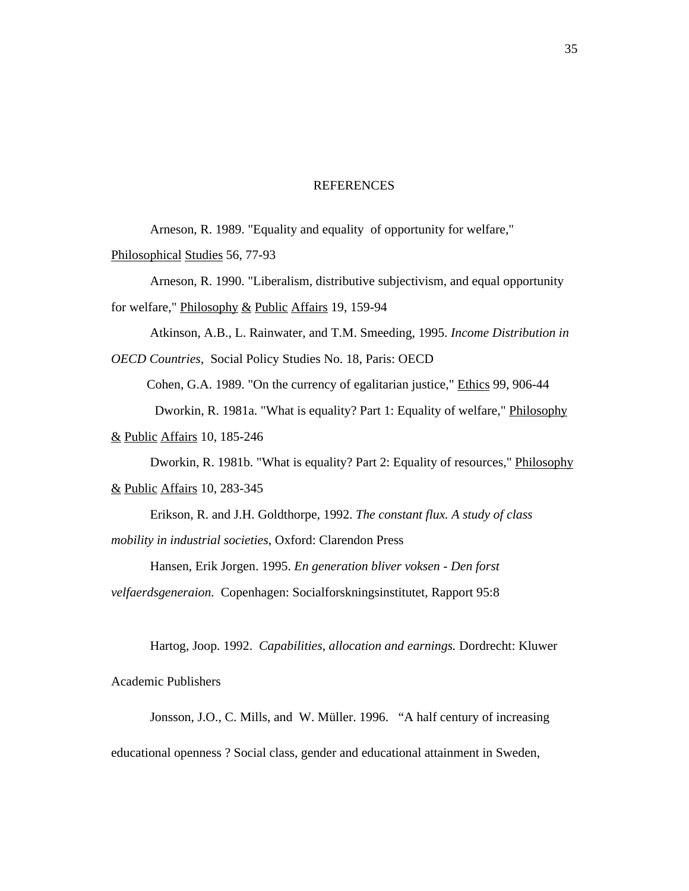# REFERENCES

Arneson, R. 1989. "Equality and equality of opportunity for welfare," Philosophical Studies 56, 77-93

Arneson, R. 1990. "Liberalism, distributive subjectivism, and equal opportunity for welfare," Philosophy & Public Affairs 19, 159-94

Atkinson, A.B., L. Rainwater, and T.M. Smeeding, 1995. *Income Distribution in OECD Countries*, Social Policy Studies No. 18, Paris: OECD

Cohen, G.A. 1989. "On the currency of egalitarian justice," Ethics 99, 906-44

Dworkin, R. 1981a. "What is equality? Part 1: Equality of welfare," Philosophy & Public Affairs 10, 185-246

Dworkin, R. 1981b. "What is equality? Part 2: Equality of resources," Philosophy & Public Affairs 10, 283-345

Erikson, R. and J.H. Goldthorpe, 1992. *The constant flux. A study of class mobility in industrial societies*, Oxford: Clarendon Press

Hansen, Erik Jorgen. 1995. *En generation bliver voksen - Den forst velfaerdsgeneraion.* Copenhagen: Socialforskningsinstitutet, Rapport 95:8

Hartog, Joop. 1992. *Capabilities, allocation and earnings.* Dordrecht: Kluwer Academic Publishers

Jonsson, J.O., C. Mills, and W. Müller. 1996. "A half century of increasing educational openness ? Social class, gender and educational attainment in Sweden,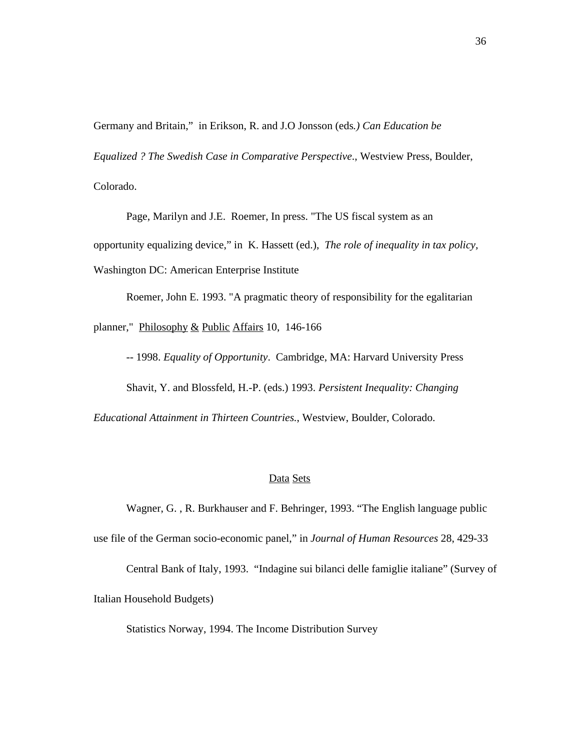Germany and Britain," in Erikson, R. and J.O Jonsson (eds*.) Can Education be Equalized ? The Swedish Case in Comparative Perspective*., Westview Press, Boulder, Colorado.

Page, Marilyn and J.E. Roemer, In press. "The US fiscal system as an opportunity equalizing device," in K. Hassett (ed.), *The role of inequality in tax policy*, Washington DC: American Enterprise Institute

Roemer, John E. 1993. "A pragmatic theory of responsibility for the egalitarian planner," Philosophy & Public Affairs 10, 146-166

-- 1998. *Equality of Opportunity*. Cambridge, MA: Harvard University Press

Shavit, Y. and Blossfeld, H.-P. (eds.) 1993. *Persistent Inequality: Changing Educational Attainment in Thirteen Countries.*, Westview, Boulder, Colorado.

## Data Sets

Wagner, G. , R. Burkhauser and F. Behringer, 1993. "The English language public use file of the German socio-economic panel," in *Journal of Human Resources* 28, 429-33

Central Bank of Italy, 1993. "Indagine sui bilanci delle famiglie italiane" (Survey of Italian Household Budgets)

Statistics Norway, 1994. The Income Distribution Survey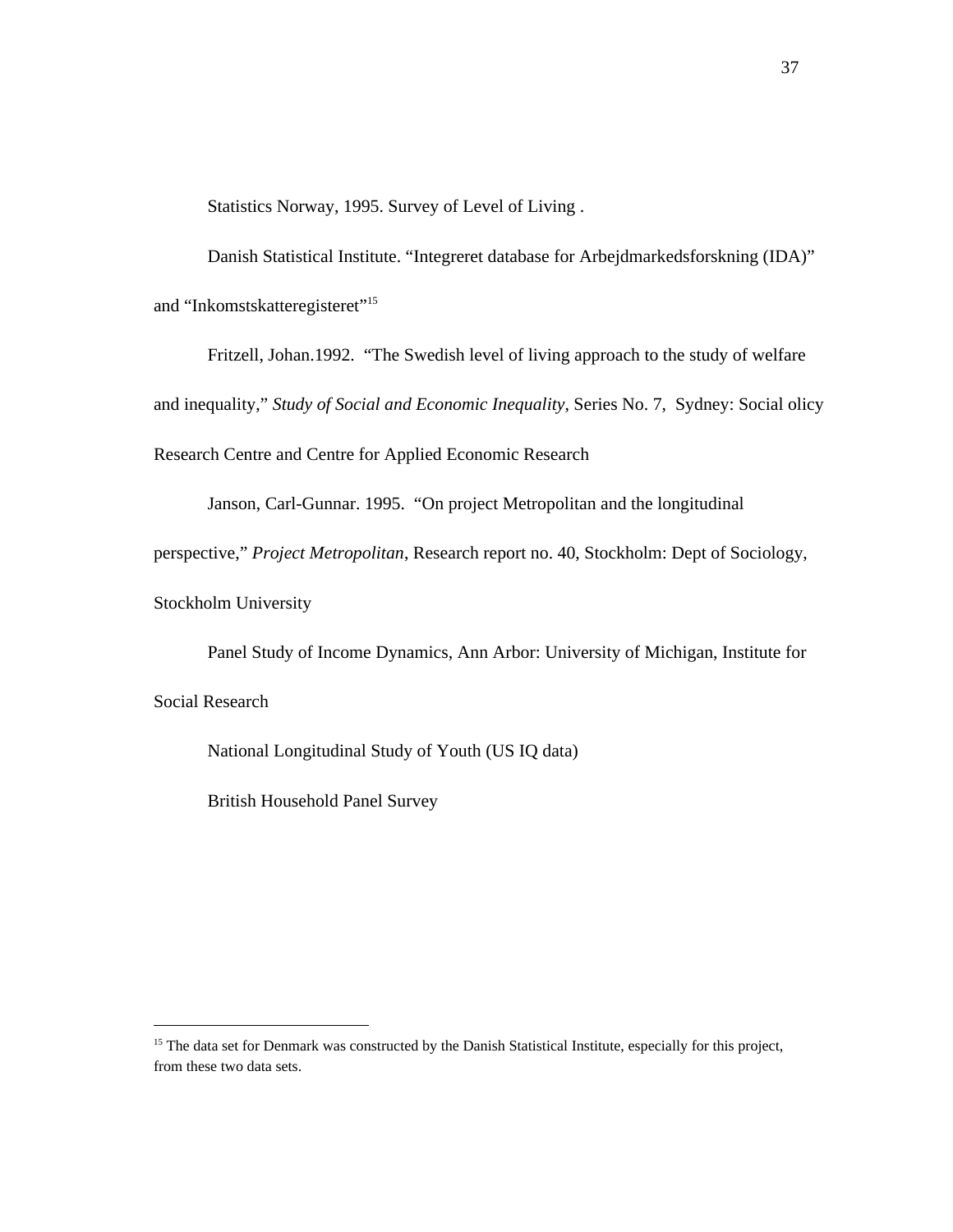Statistics Norway, 1995. Survey of Level of Living .

Danish Statistical Institute. “Integreret database for Arbejdmarkedsforskning (IDA)” and “Inkomstskatteregisteret”[15]

Fritzell, Johan.1992. “The Swedish level of living approach to the study of welfare and inequality,” *Study of Social and Economic Inequality*, Series No. 7, Sydney: Social olicy Research Centre and Centre for Applied Economic Research

Janson, Carl-Gunnar. 1995. “On project Metropolitan and the longitudinal perspective,” *Project Metropolitan*, Research report no. 40, Stockholm: Dept of Sociology, Stockholm University

Panel Study of Income Dynamics, Ann Arbor: University of Michigan, Institute for Social Research

National Longitudinal Study of Youth (US IQ data)

British Household Panel Survey

---

[15] The data set for Denmark was constructed by the Danish Statistical Institute, especially for this project, from these two data sets.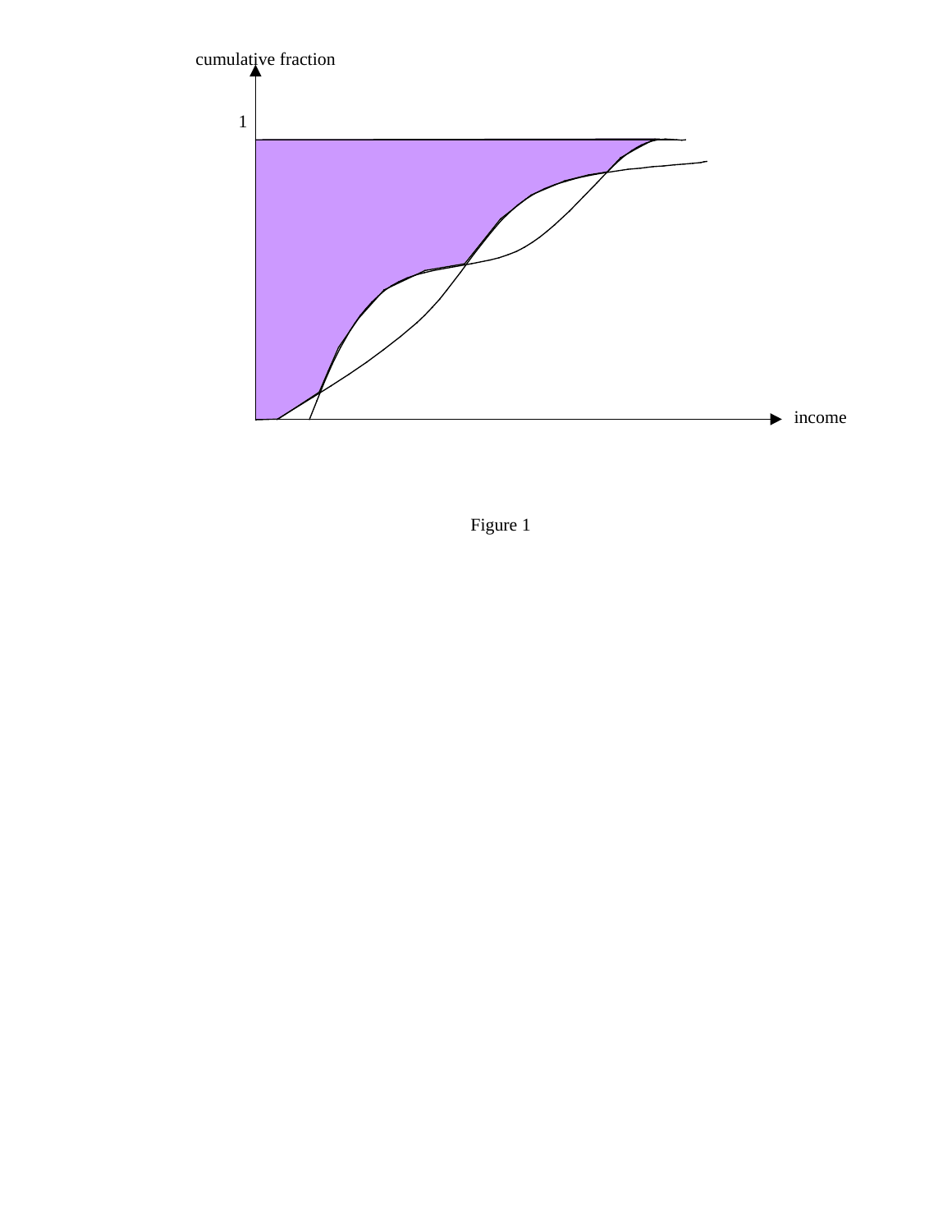Figure 1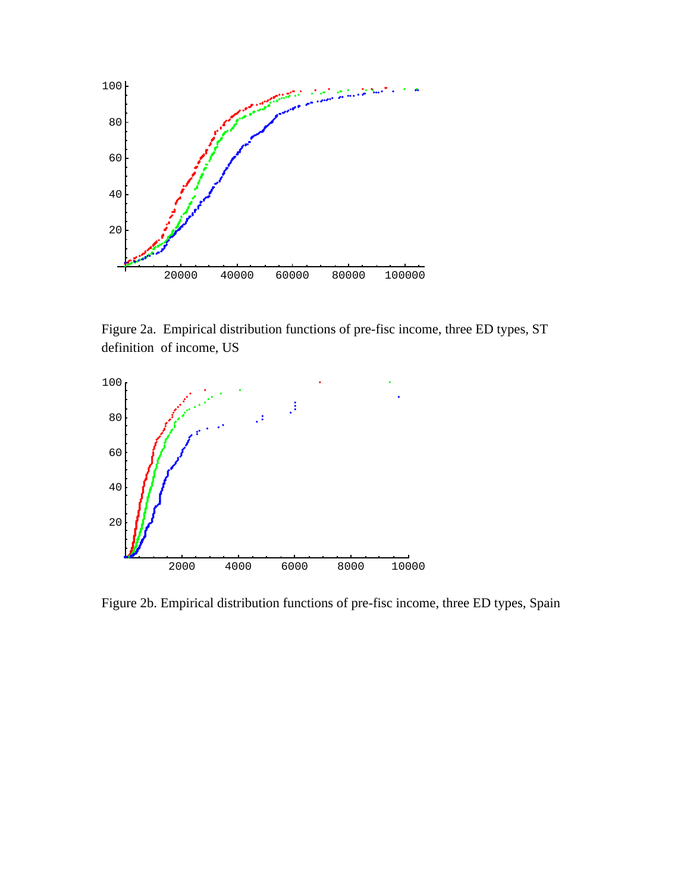Figure 2a. Empirical distribution functions of pre-fisc income, three ED types, ST definition of income, US

Figure 2b. Empirical distribution functions of pre-fisc income, three ED types, Spain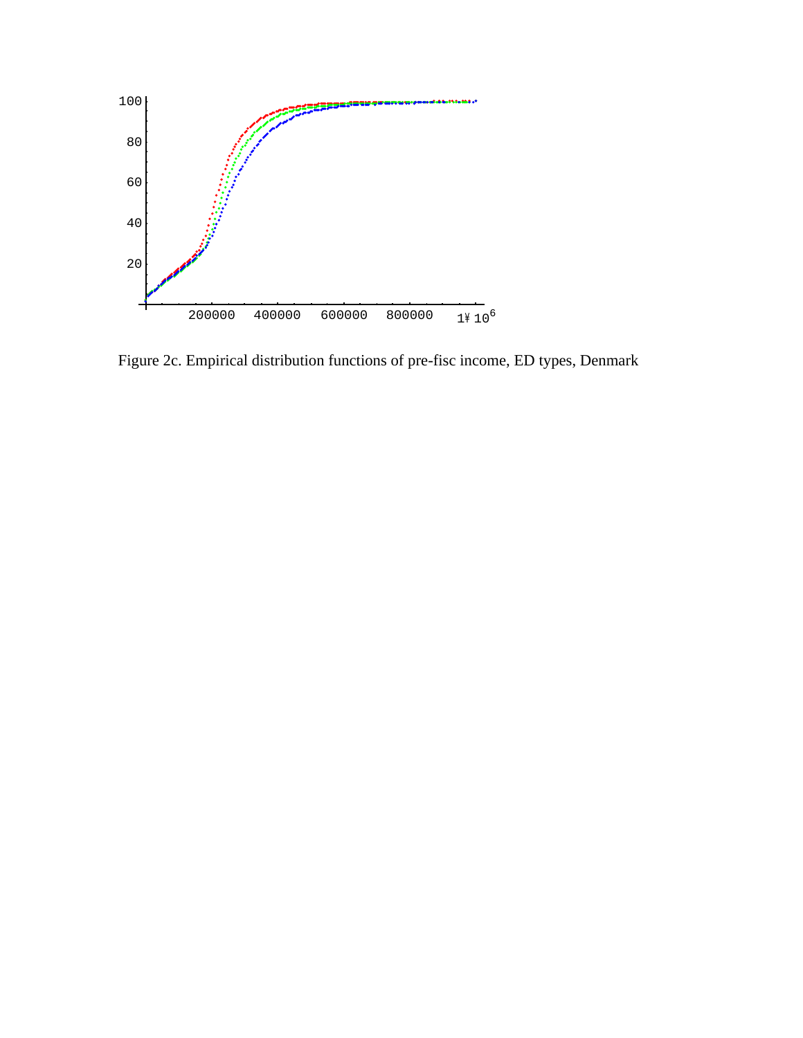Figure 2c. Empirical distribution functions of pre-fisc income, ED types, Denmark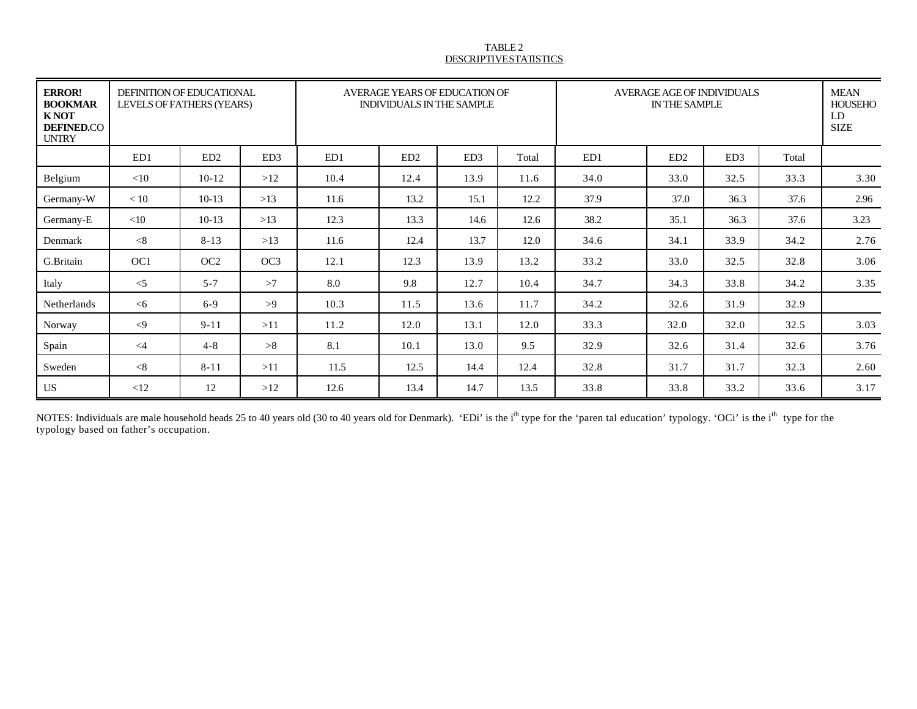TABLE 2
DESCRIPTIVE STATISTICS

| **ERROR! BOOKMARK NOT DEFINED.** COUNTRY | DEFINITION OF EDUCATIONAL LEVELS OF FATHERS (YEARS) | | | AVERAGE YEARS OF EDUCATION OF INDIVIDUALS IN THE SAMPLE | | | | AVERAGE AGE OF INDIVIDUALS IN THE SAMPLE | | | | MEAN HOUSEHOLD SIZE |
|---|---|---|---|---|---|---|---|---|---|---|---|---|
| | ED1 | ED2 | ED3 | ED1 | ED2 | ED3 | Total | ED1 | ED2 | ED3 | Total | |
| Belgium | <10 | 10-12 | >12 | 10.4 | 12.4 | 13.9 | 11.6 | 34.0 | 33.0 | 32.5 | 33.3 | 3.30 |
| Germany-W | < 10 | 10-13 | >13 | 11.6 | 13.2 | 15.1 | 12.2 | 37.9 | 37.0 | 36.3 | 37.6 | 2.96 |
| Germany-E | <10 | 10-13 | >13 | 12.3 | 13.3 | 14.6 | 12.6 | 38.2 | 35.1 | 36.3 | 37.6 | 3.23 |
| Denmark | <8 | 8-13 | >13 | 11.6 | 12.4 | 13.7 | 12.0 | 34.6 | 34.1 | 33.9 | 34.2 | 2.76 |
| G.Britain | OC1 | OC2 | OC3 | 12.1 | 12.3 | 13.9 | 13.2 | 33.2 | 33.0 | 32.5 | 32.8 | 3.06 |
| Italy | <5 | 5-7 | >7 | 8.0 | 9.8 | 12.7 | 10.4 | 34.7 | 34.3 | 33.8 | 34.2 | 3.35 |
| Netherlands | <6 | 6-9 | >9 | 10.3 | 11.5 | 13.6 | 11.7 | 34.2 | 32.6 | 31.9 | 32.9 | |
| Norway | <9 | 9-11 | >11 | 11.2 | 12.0 | 13.1 | 12.0 | 33.3 | 32.0 | 32.0 | 32.5 | 3.03 |
| Spain | <4 | 4-8 | >8 | 8.1 | 10.1 | 13.0 | 9.5 | 32.9 | 32.6 | 31.4 | 32.6 | 3.76 |
| Sweden | <8 | 8-11 | >11 | 11.5 | 12.5 | 14.4 | 12.4 | 32.8 | 31.7 | 31.7 | 32.3 | 2.60 |
| US | <12 | 12 | >12 | 12.6 | 13.4 | 14.7 | 13.5 | 33.8 | 33.8 | 33.2 | 33.6 | 3.17 |

NOTES: Individuals are male household heads 25 to 40 years old (30 to 40 years old for Denmark). 'EDi' is the $i^{th}$ type for the 'paren tal education' typology. 'OCi' is the $i^{th}$ type for the typology based on father's occupation.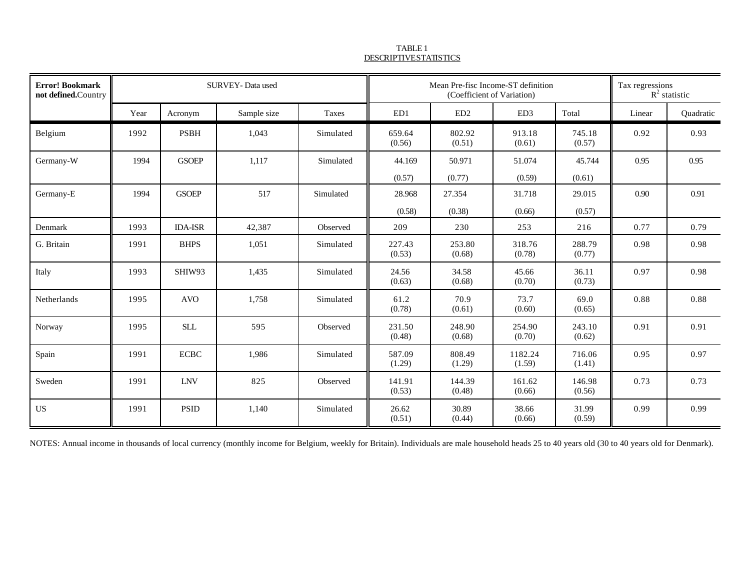TABLE 1
DESCRIPTIVE STATISTICS

| **Error! Bookmark not defined.** Country | SURVEY- Data used | | | | Mean Pre-fisc Income-ST definition (Coefficient of Variation) | | | | Tax regressions $R^2$ statistic | |
|---|---|---|---|---|---|---|---|---|---|---|
| | Year | Acronym | Sample size | Taxes | ED1 | ED2 | ED3 | Total | Linear | Quadratic |
| Belgium | 1992 | PSBH | 1,043 | Simulated | 659.64 (0.56) | 802.92 (0.51) | 913.18 (0.61) | 745.18 (0.57) | 0.92 | 0.93 |
| Germany-W | 1994 | GSOEP | 1,117 | Simulated | 44.169 (0.57) | 50.971 (0.77) | 51.074 (0.59) | 45.744 (0.61) | 0.95 | 0.95 |
| Germany-E | 1994 | GSOEP | 517 | Simulated | 28.968 (0.58) | 27.354 (0.38) | 31.718 (0.66) | 29.015 (0.57) | 0.90 | 0.91 |
| Denmark | 1993 | IDA-ISR | 42,387 | Observed | 209 | 230 | 253 | 216 | 0.77 | 0.79 |
| G. Britain | 1991 | BHPS | 1,051 | Simulated | 227.43 (0.53) | 253.80 (0.68) | 318.76 (0.78) | 288.79 (0.77) | 0.98 | 0.98 |
| Italy | 1993 | SHIW93 | 1,435 | Simulated | 24.56 (0.63) | 34.58 (0.68) | 45.66 (0.70) | 36.11 (0.73) | 0.97 | 0.98 |
| Netherlands | 1995 | AVO | 1,758 | Simulated | 61.2 (0.78) | 70.9 (0.61) | 73.7 (0.60) | 69.0 (0.65) | 0.88 | 0.88 |
| Norway | 1995 | SLL | 595 | Observed | 231.50 (0.48) | 248.90 (0.68) | 254.90 (0.70) | 243.10 (0.62) | 0.91 | 0.91 |
| Spain | 1991 | ECBC | 1,986 | Simulated | 587.09 (1.29) | 808.49 (1.29) | 1182.24 (1.59) | 716.06 (1.41) | 0.95 | 0.97 |
| Sweden | 1991 | LNV | 825 | Observed | 141.91 (0.53) | 144.39 (0.48) | 161.62 (0.66) | 146.98 (0.56) | 0.73 | 0.73 |
| US | 1991 | PSID | 1,140 | Simulated | 26.62 (0.51) | 30.89 (0.44) | 38.66 (0.66) | 31.99 (0.59) | 0.99 | 0.99 |

NOTES: Annual income in thousands of local currency (monthly income for Belgium, weekly for Britain). Individuals are male household heads 25 to 40 years old (30 to 40 years old for Denmark).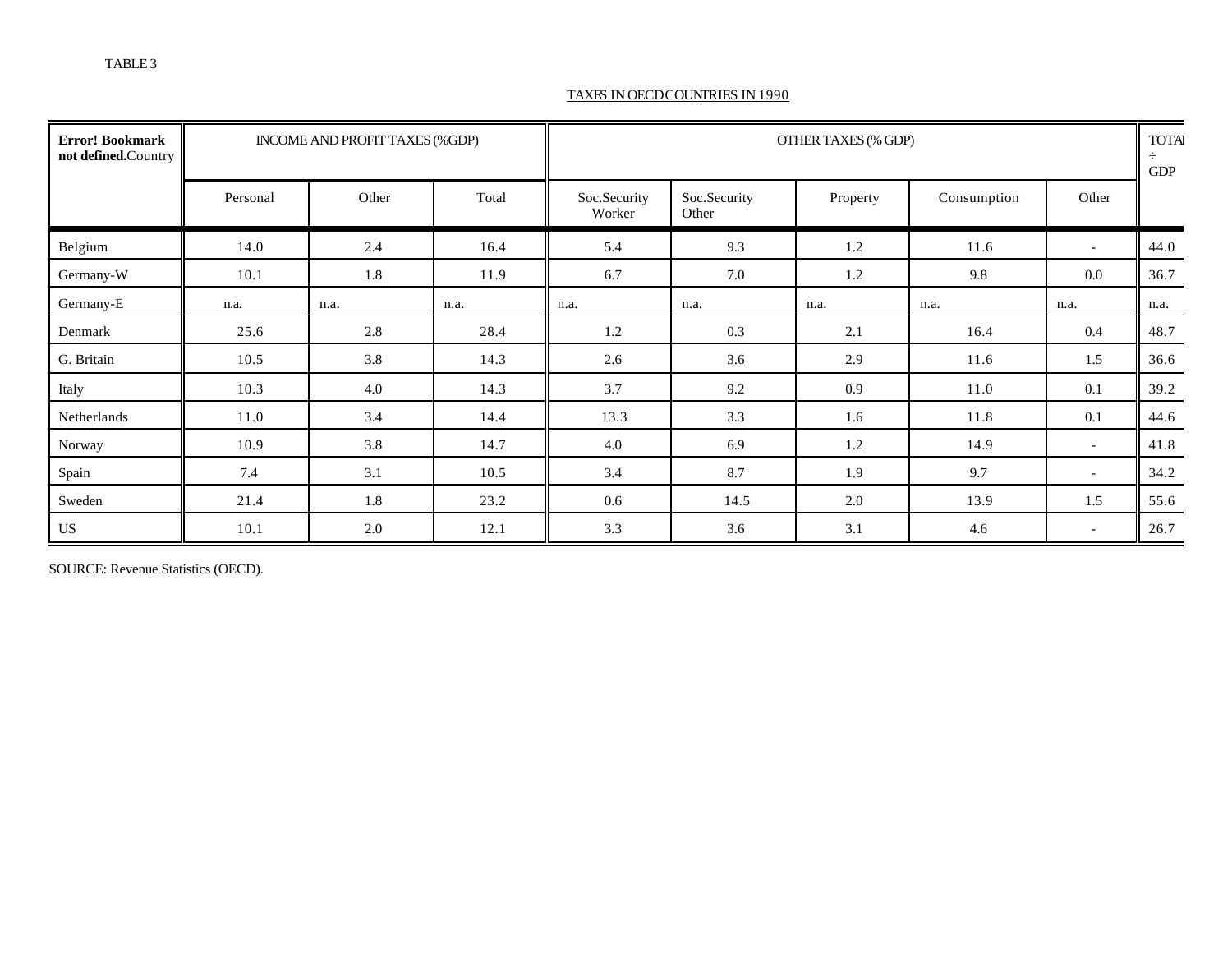TABLE 3

TAXES IN OECD COUNTRIES IN 1990

| Error! Bookmark not defined.Country | INCOME AND PROFIT TAXES (%GDP) | | | OTHER TAXES (% GDP) | | | | | TOTAL ÷ GDP |
|---|---|---|---|---|---|---|---|---|---|
| | Personal | Other | Total | Soc.Security Worker | Soc.Security Other | Property | Consumption | Other | |
| Belgium | 14.0 | 2.4 | 16.4 | 5.4 | 9.3 | 1.2 | 11.6 | - | 44.0 |
| Germany-W | 10.1 | 1.8 | 11.9 | 6.7 | 7.0 | 1.2 | 9.8 | 0.0 | 36.7 |
| Germany-E | n.a. | n.a. | n.a. | n.a. | n.a. | n.a. | n.a. | n.a. | n.a. |
| Denmark | 25.6 | 2.8 | 28.4 | 1.2 | 0.3 | 2.1 | 16.4 | 0.4 | 48.7 |
| G. Britain | 10.5 | 3.8 | 14.3 | 2.6 | 3.6 | 2.9 | 11.6 | 1.5 | 36.6 |
| Italy | 10.3 | 4.0 | 14.3 | 3.7 | 9.2 | 0.9 | 11.0 | 0.1 | 39.2 |
| Netherlands | 11.0 | 3.4 | 14.4 | 13.3 | 3.3 | 1.6 | 11.8 | 0.1 | 44.6 |
| Norway | 10.9 | 3.8 | 14.7 | 4.0 | 6.9 | 1.2 | 14.9 | - | 41.8 |
| Spain | 7.4 | 3.1 | 10.5 | 3.4 | 8.7 | 1.9 | 9.7 | - | 34.2 |
| Sweden | 21.4 | 1.8 | 23.2 | 0.6 | 14.5 | 2.0 | 13.9 | 1.5 | 55.6 |
| US | 10.1 | 2.0 | 12.1 | 3.3 | 3.6 | 3.1 | 4.6 | - | 26.7 |

SOURCE: Revenue Statistics (OECD).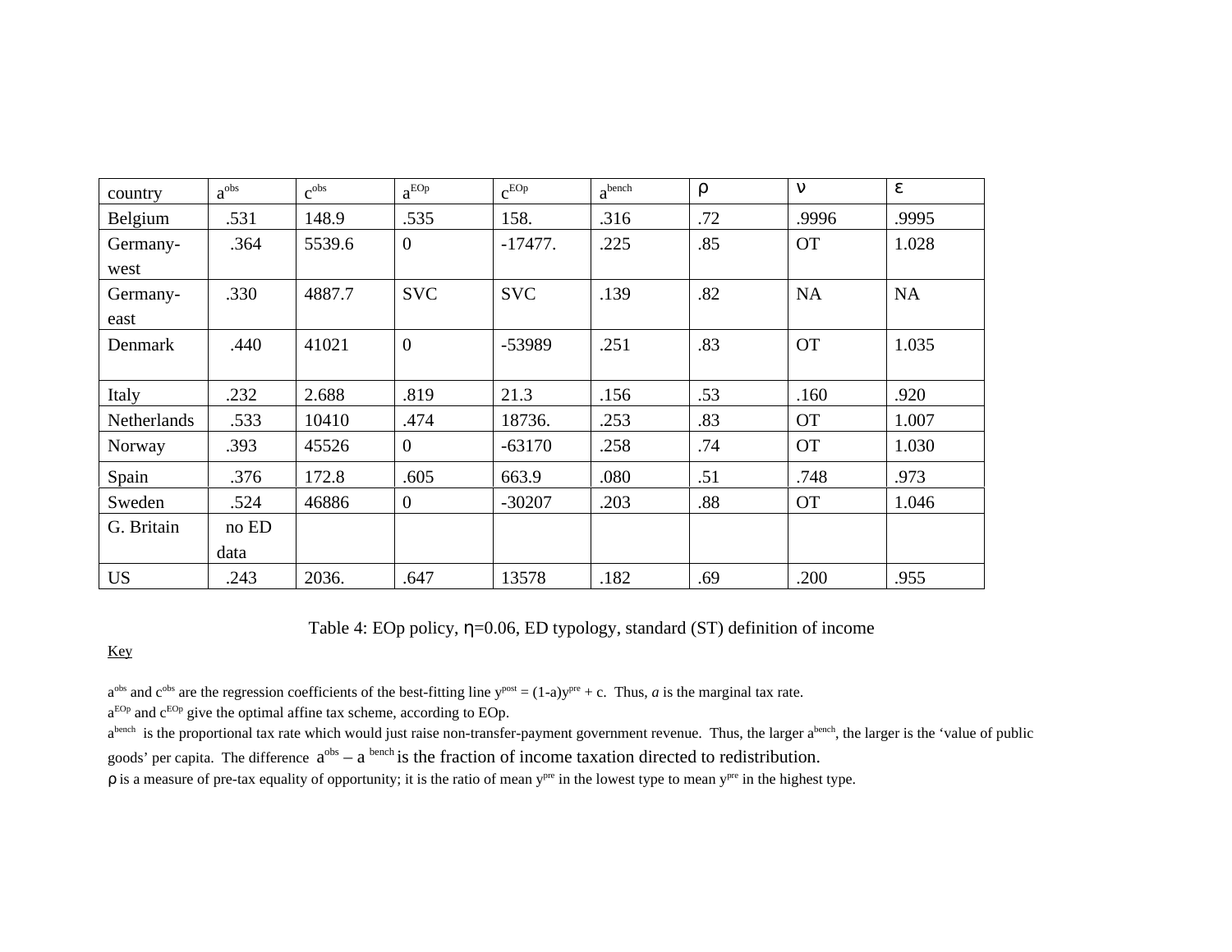| country | $a^{obs}$ | $c^{obs}$ | $a^{EOp}$ | $c^{EOp}$ | $a^{bench}$ | $\rho$ | $\nu$ | $\varepsilon$ |
|---|---|---|---|---|---|---|---|---|
| Belgium | .531 | 148.9 | .535 | 158. | .316 | .72 | .9996 | .9995 |
| Germany-west | .364 | 5539.6 | 0 | -17477. | .225 | .85 | OT | 1.028 |
| Germany-east | .330 | 4887.7 | SVC | SVC | .139 | .82 | NA | NA |
| Denmark | .440 | 41021 | 0 | -53989 | .251 | .83 | OT | 1.035 |
| Italy | .232 | 2.688 | .819 | 21.3 | .156 | .53 | .160 | .920 |
| Netherlands | .533 | 10410 | .474 | 18736. | .253 | .83 | OT | 1.007 |
| Norway | .393 | 45526 | 0 | -63170 | .258 | .74 | OT | 1.030 |
| Spain | .376 | 172.8 | .605 | 663.9 | .080 | .51 | .748 | .973 |
| Sweden | .524 | 46886 | 0 | -30207 | .203 | .88 | OT | 1.046 |
| G. Britain | no ED data | | | | | | | |
| US | .243 | 2036. | .647 | 13578 | .182 | .69 | .200 | .955 |

Table 4: EOp policy, $\eta$=0.06, ED typology, standard (ST) definition of income

Key

$a^{obs}$ and $c^{obs}$ are the regression coefficients of the best-fitting line $y^{post} = (1-a)y^{pre} + c$. Thus, *a* is the marginal tax rate.
$a^{EOp}$ and $c^{EOp}$ give the optimal affine tax scheme, according to EOp.
$a^{bench}$ is the proportional tax rate which would just raise non-transfer-payment government revenue. Thus, the larger $a^{bench}$, the larger is the 'value of public goods' per capita. The difference $a^{obs} - a^{bench}$ is the fraction of income taxation directed to redistribution.
$\rho$ is a measure of pre-tax equality of opportunity; it is the ratio of mean $y^{pre}$ in the lowest type to mean $y^{pre}$ in the highest type.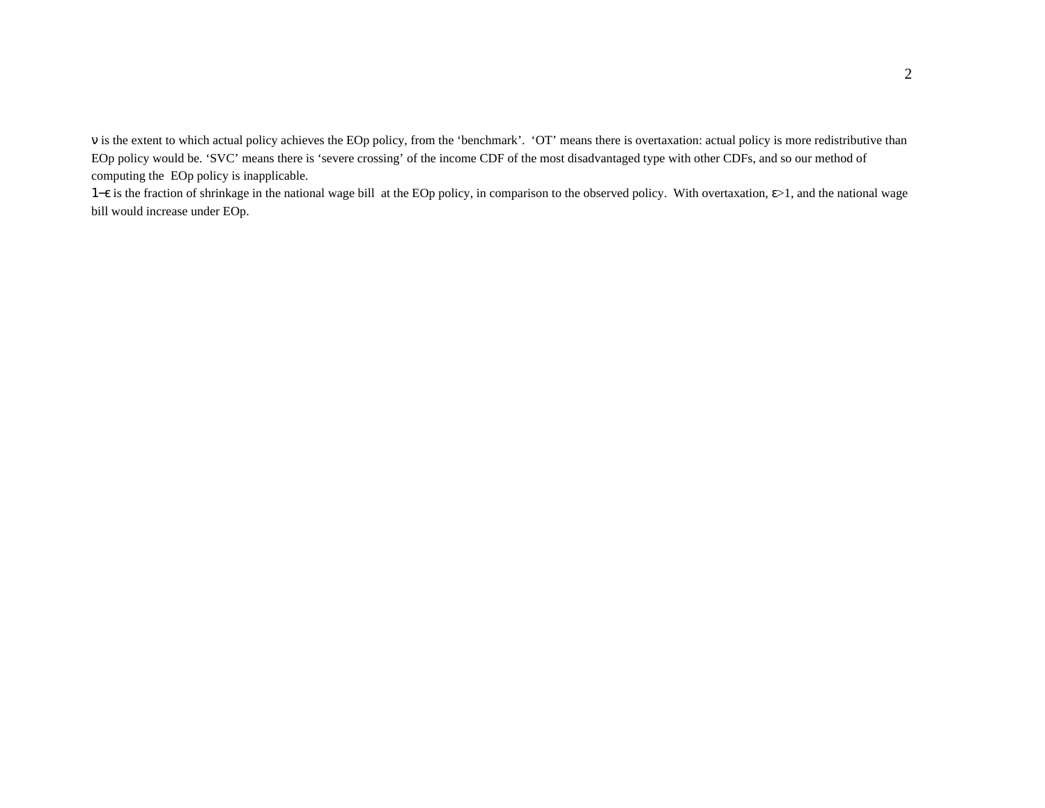$\nu$ is the extent to which actual policy achieves the EOp policy, from the 'benchmark'. 'OT' means there is overtaxation: actual policy is more redistributive than EOp policy would be. 'SVC' means there is 'severe crossing' of the income CDF of the most disadvantaged type with other CDFs, and so our method of computing the EOp policy is inapplicable.

$1-\varepsilon$ is the fraction of shrinkage in the national wage bill at the EOp policy, in comparison to the observed policy. With overtaxation, $\varepsilon>1$, and the national wage bill would increase under EOp.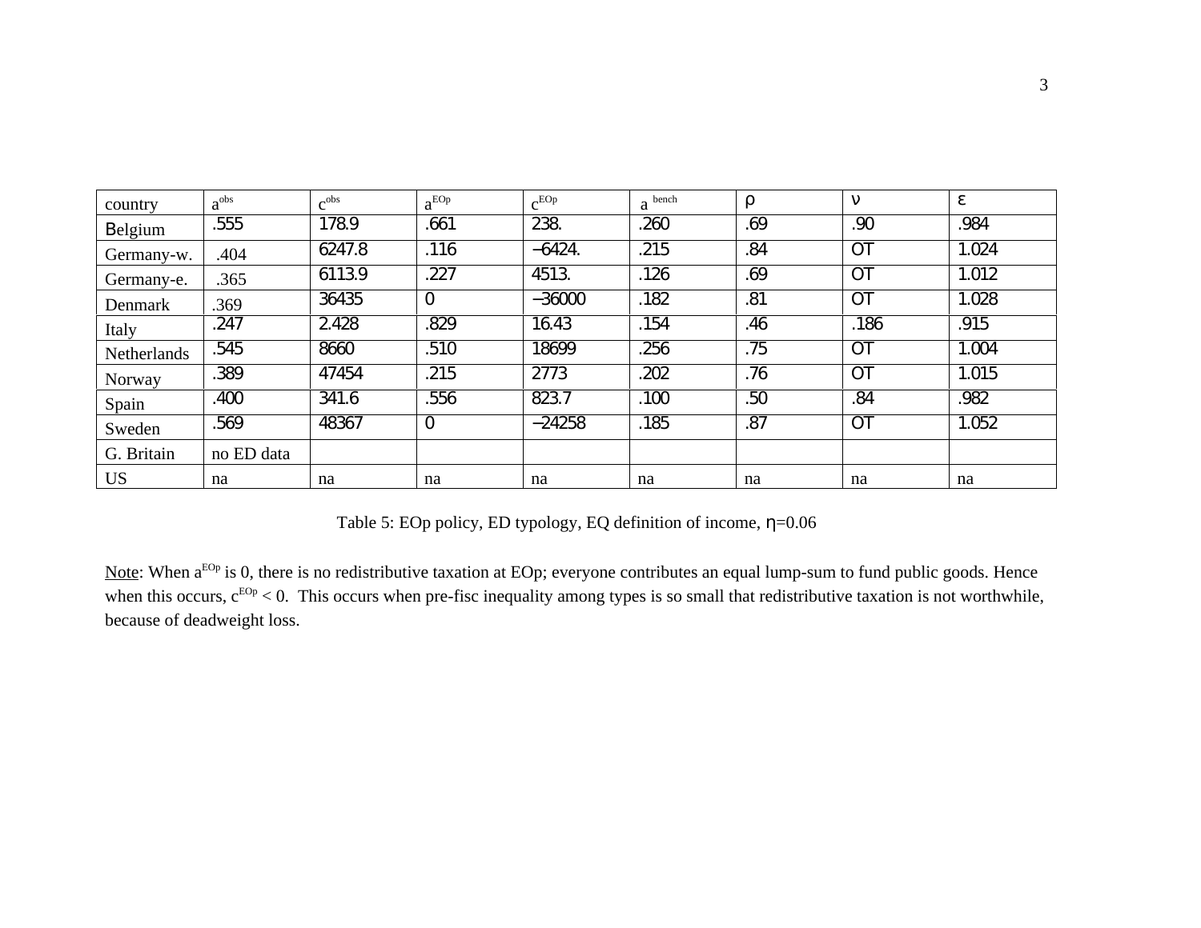| country | $a^{obs}$ | $c^{obs}$ | $a^{EOp}$ | $c^{EOp}$ | $a^{bench}$ | $\rho$ | $\nu$ | $\varepsilon$ |
|---|---|---|---|---|---|---|---|---|
| Belgium | .555 | 178.9 | .661 | 238. | .260 | .69 | .90 | .984 |
| Germany-w. | .404 | 6247.8 | .116 | −6424. | .215 | .84 | OT | 1.024 |
| Germany-e. | .365 | 6113.9 | .227 | 4513. | .126 | .69 | OT | 1.012 |
| Denmark | .369 | 36435 | 0 | −36000 | .182 | .81 | OT | 1.028 |
| Italy | .247 | 2.428 | .829 | 16.43 | .154 | .46 | .186 | .915 |
| Netherlands | .545 | 8660 | .510 | 18699 | .256 | .75 | OT | 1.004 |
| Norway | .389 | 47454 | .215 | 2773 | .202 | .76 | OT | 1.015 |
| Spain | .400 | 341.6 | .556 | 823.7 | .100 | .50 | .84 | .982 |
| Sweden | .569 | 48367 | 0 | −24258 | .185 | .87 | OT | 1.052 |
| G. Britain | no ED data | | | | | | | |
| US | na | na | na | na | na | na | na | na |

Table 5: EOp policy, ED typology, EQ definition of income, $\eta$=0.06

Note: When $a^{EOp}$ is 0, there is no redistributive taxation at EOp; everyone contributes an equal lump-sum to fund public goods. Hence when this occurs, $c^{EOp} < 0$. This occurs when pre-fisc inequality among types is so small that redistributive taxation is not worthwhile, because of deadweight loss.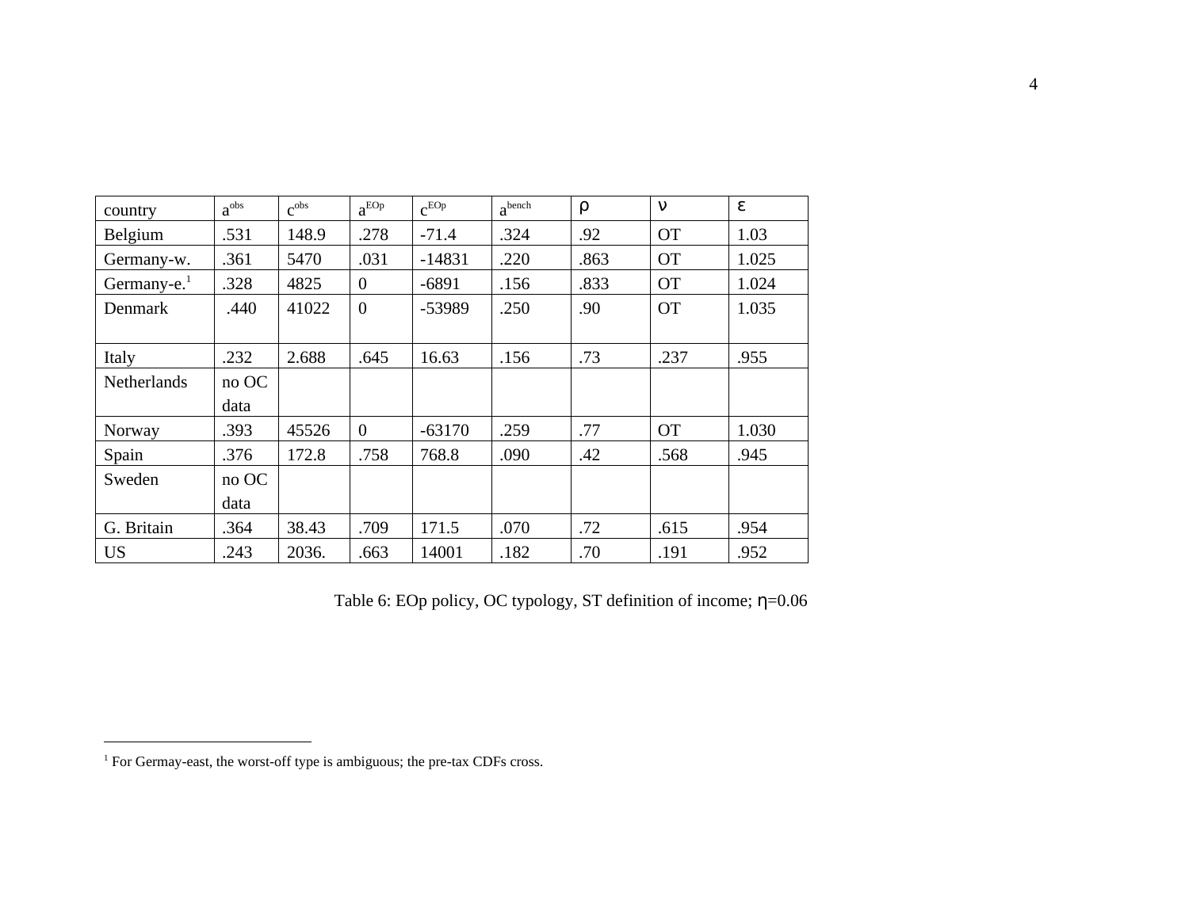| country | $a^{obs}$ | $c^{obs}$ | $a^{EOp}$ | $c^{EOp}$ | $a^{bench}$ | $\rho$ | $\nu$ | $\varepsilon$ |
|---|---|---|---|---|---|---|---|---|
| Belgium | .531 | 148.9 | .278 | -71.4 | .324 | .92 | OT | 1.03 |
| Germany-w. | .361 | 5470 | .031 | -14831 | .220 | .863 | OT | 1.025 |
| Germany-e.[1] | .328 | 4825 | 0 | -6891 | .156 | .833 | OT | 1.024 |
| Denmark | .440 | 41022 | 0 | -53989 | .250 | .90 | OT | 1.035 |
| Italy | .232 | 2.688 | .645 | 16.63 | .156 | .73 | .237 | .955 |
| Netherlands | no OC data | | | | | | | |
| Norway | .393 | 45526 | 0 | -63170 | .259 | .77 | OT | 1.030 |
| Spain | .376 | 172.8 | .758 | 768.8 | .090 | .42 | .568 | .945 |
| Sweden | no OC data | | | | | | | |
| G. Britain | .364 | 38.43 | .709 | 171.5 | .070 | .72 | .615 | .954 |
| US | .243 | 2036. | .663 | 14001 | .182 | .70 | .191 | .952 |

Table 6: EOp policy, OC typology, ST definition of income; $\eta$=0.06

[1] For Germay-east, the worst-off type is ambiguous; the pre-tax CDFs cross.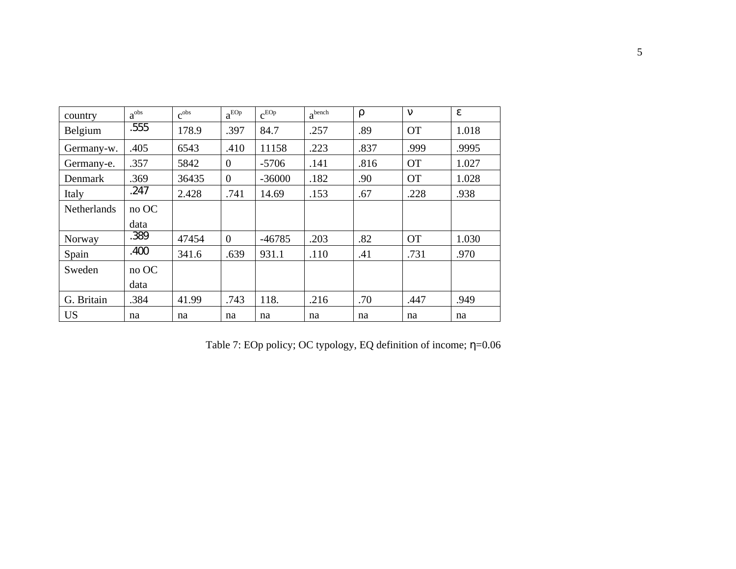| country | $a^{obs}$ | $c^{obs}$ | $a^{EOp}$ | $c^{EOp}$ | $a^{bench}$ | $\rho$ | $\nu$ | $\varepsilon$ |
|---|---|---|---|---|---|---|---|---|
| Belgium | .555 | 178.9 | .397 | 84.7 | .257 | .89 | OT | 1.018 |
| Germany-w. | .405 | 6543 | .410 | 11158 | .223 | .837 | .999 | .9995 |
| Germany-e. | .357 | 5842 | 0 | -5706 | .141 | .816 | OT | 1.027 |
| Denmark | .369 | 36435 | 0 | -36000 | .182 | .90 | OT | 1.028 |
| Italy | .247 | 2.428 | .741 | 14.69 | .153 | .67 | .228 | .938 |
| Netherlands | no OC data | | | | | | | |
| Norway | .389 | 47454 | 0 | -46785 | .203 | .82 | OT | 1.030 |
| Spain | .400 | 341.6 | .639 | 931.1 | .110 | .41 | .731 | .970 |
| Sweden | no OC data | | | | | | | |
| G. Britain | .384 | 41.99 | .743 | 118. | .216 | .70 | .447 | .949 |
| US | na | na | na | na | na | na | na | na |

Table 7: EOp policy; OC typology, EQ definition of income; $\eta$=0.06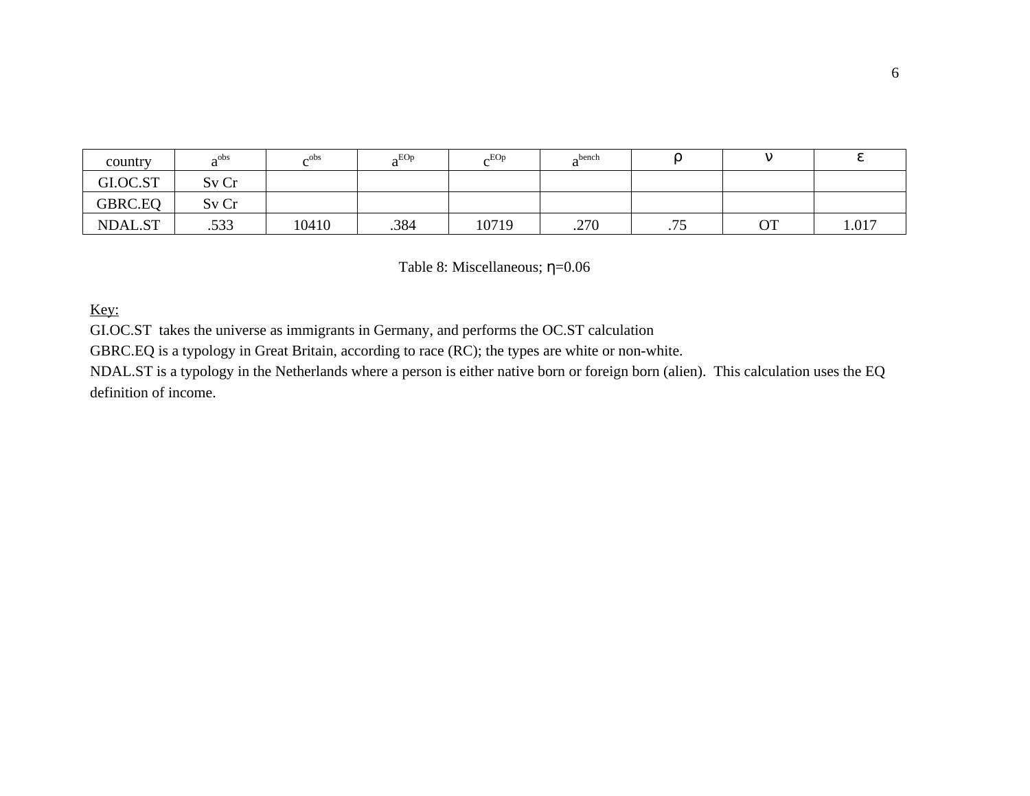| country | $a^{obs}$ | $c^{obs}$ | $a^{EOp}$ | $c^{EOp}$ | $a^{bench}$ | $\rho$ | $\nu$ | $\varepsilon$ |
|---|---|---|---|---|---|---|---|---|
| GI.OC.ST | Sv Cr | | | | | | | |
| GBRC.EQ | Sv Cr | | | | | | | |
| NDAL.ST | .533 | 10410 | .384 | 10719 | .270 | .75 | OT | 1.017 |

Table 8: Miscellaneous; $\eta$=0.06

Key:

GI.OC.ST takes the universe as immigrants in Germany, and performs the OC.ST calculation

GBRC.EQ is a typology in Great Britain, according to race (RC); the types are white or non-white.

NDAL.ST is a typology in the Netherlands where a person is either native born or foreign born (alien). This calculation uses the EQ definition of income.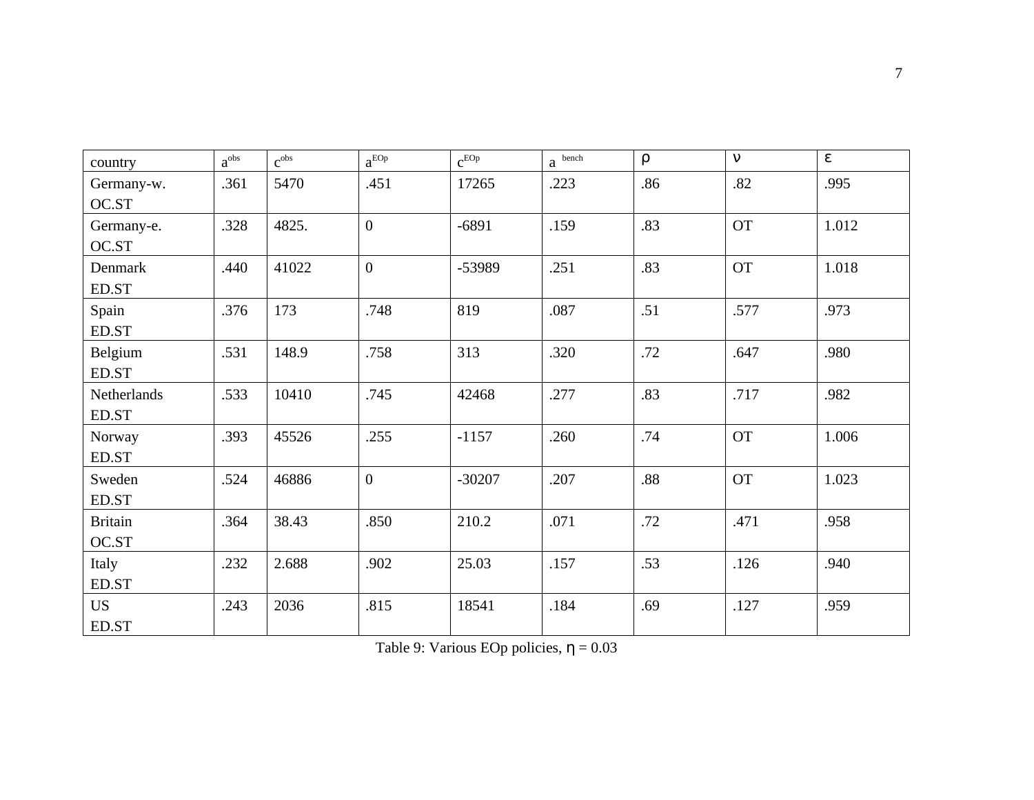| country | $a^{obs}$ | $c^{obs}$ | $a^{EOp}$ | $c^{EOp}$ | $a^{bench}$ | $\rho$ | $\nu$ | $\varepsilon$ |
|---|---|---|---|---|---|---|---|---|
| Germany-w. OC.ST | .361 | 5470 | .451 | 17265 | .223 | .86 | .82 | .995 |
| Germany-e. OC.ST | .328 | 4825. | 0 | -6891 | .159 | .83 | OT | 1.012 |
| Denmark ED.ST | .440 | 41022 | 0 | -53989 | .251 | .83 | OT | 1.018 |
| Spain ED.ST | .376 | 173 | .748 | 819 | .087 | .51 | .577 | .973 |
| Belgium ED.ST | .531 | 148.9 | .758 | 313 | .320 | .72 | .647 | .980 |
| Netherlands ED.ST | .533 | 10410 | .745 | 42468 | .277 | .83 | .717 | .982 |
| Norway ED.ST | .393 | 45526 | .255 | -1157 | .260 | .74 | OT | 1.006 |
| Sweden ED.ST | .524 | 46886 | 0 | -30207 | .207 | .88 | OT | 1.023 |
| Britain OC.ST | .364 | 38.43 | .850 | 210.2 | .071 | .72 | .471 | .958 |
| Italy ED.ST | .232 | 2.688 | .902 | 25.03 | .157 | .53 | .126 | .940 |
| US ED.ST | .243 | 2036 | .815 | 18541 | .184 | .69 | .127 | .959 |

Table 9: Various EOp policies, $\eta = 0.03$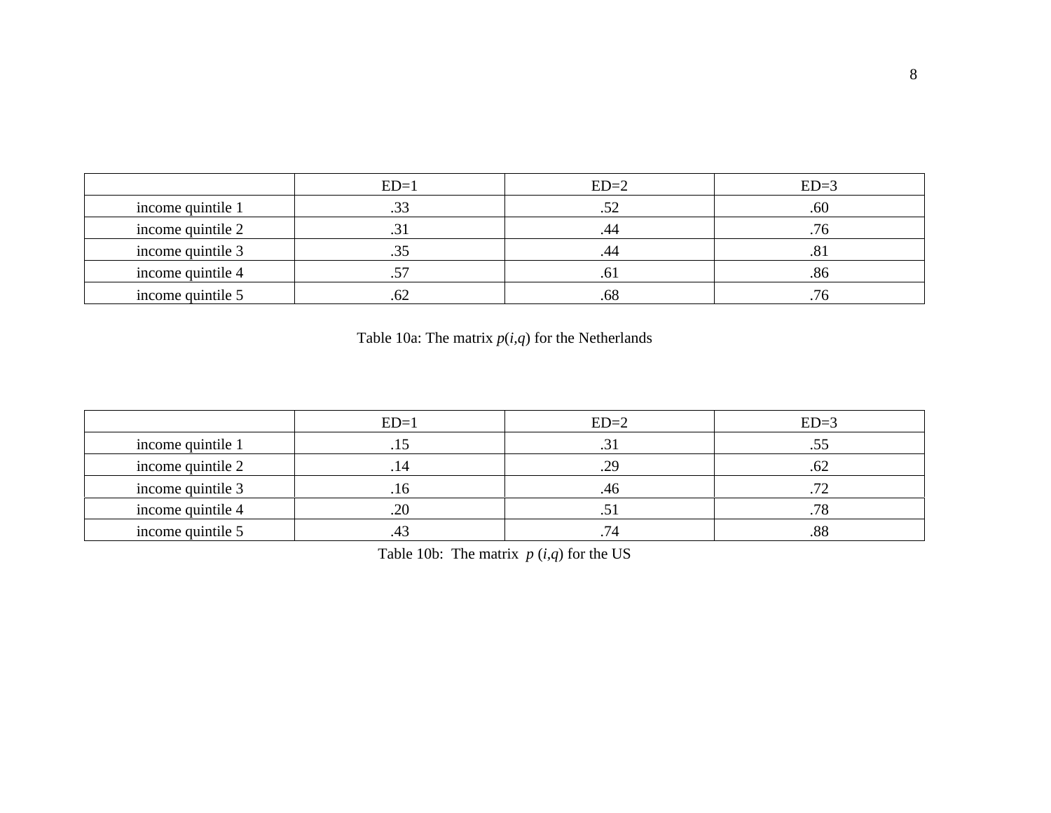| | ED=1 | ED=2 | ED=3 |
|---|---|---|---|
| income quintile 1 | .33 | .52 | .60 |
| income quintile 2 | .31 | .44 | .76 |
| income quintile 3 | .35 | .44 | .81 |
| income quintile 4 | .57 | .61 | .86 |
| income quintile 5 | .62 | .68 | .76 |

Table 10a: The matrix $p(i,q)$ for the Netherlands

| | ED=1 | ED=2 | ED=3 |
|---|---|---|---|
| income quintile 1 | .15 | .31 | .55 |
| income quintile 2 | .14 | .29 | .62 |
| income quintile 3 | .16 | .46 | .72 |
| income quintile 4 | .20 | .51 | .78 |
| income quintile 5 | .43 | .74 | .88 |

Table 10b: The matrix $p\ (i,q)$ for the US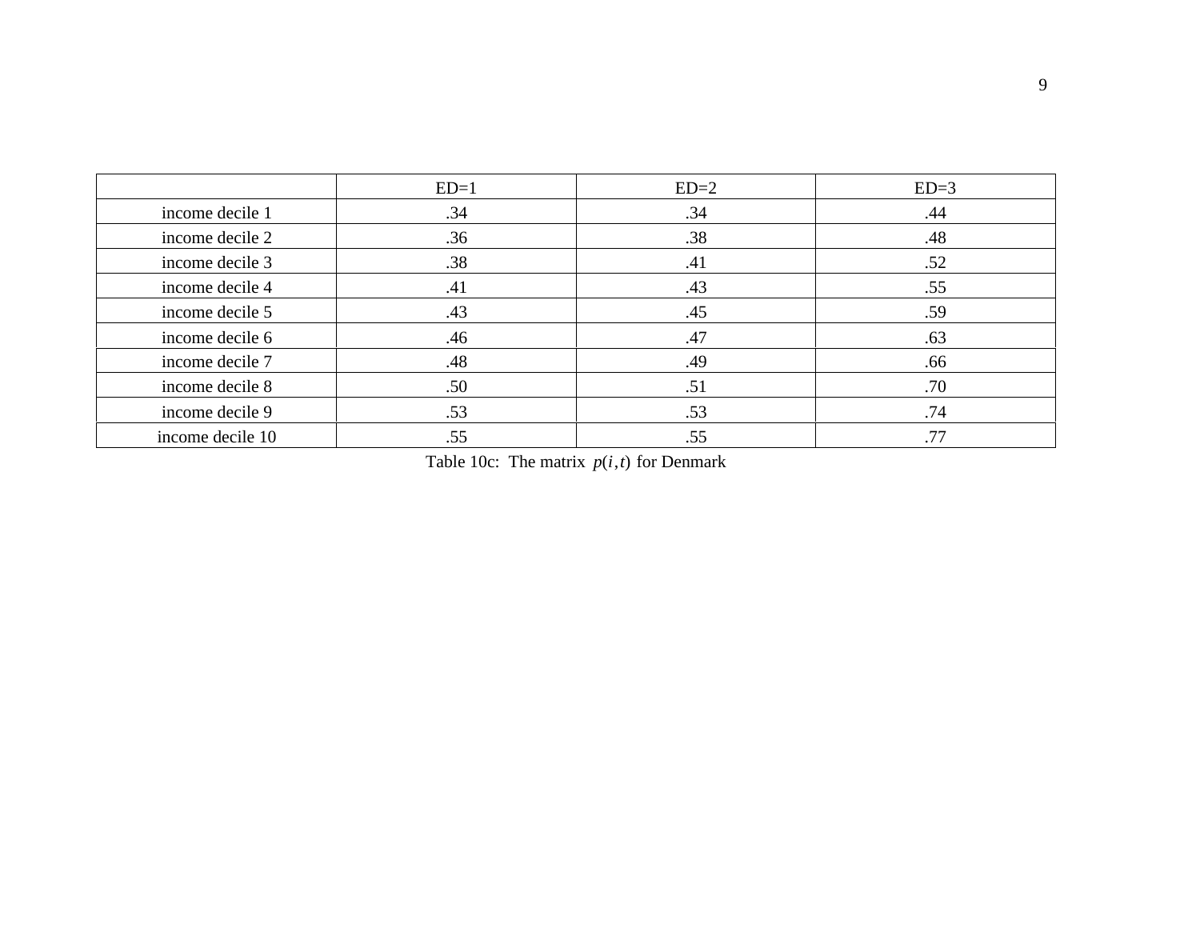| | ED=1 | ED=2 | ED=3 |
|---|---|---|---|
| income decile 1 | .34 | .34 | .44 |
| income decile 2 | .36 | .38 | .48 |
| income decile 3 | .38 | .41 | .52 |
| income decile 4 | .41 | .43 | .55 |
| income decile 5 | .43 | .45 | .59 |
| income decile 6 | .46 | .47 | .63 |
| income decile 7 | .48 | .49 | .66 |
| income decile 8 | .50 | .51 | .70 |
| income decile 9 | .53 | .53 | .74 |
| income decile 10 | .55 | .55 | .77 |

Table 10c: The matrix $p(i,t)$ for Denmark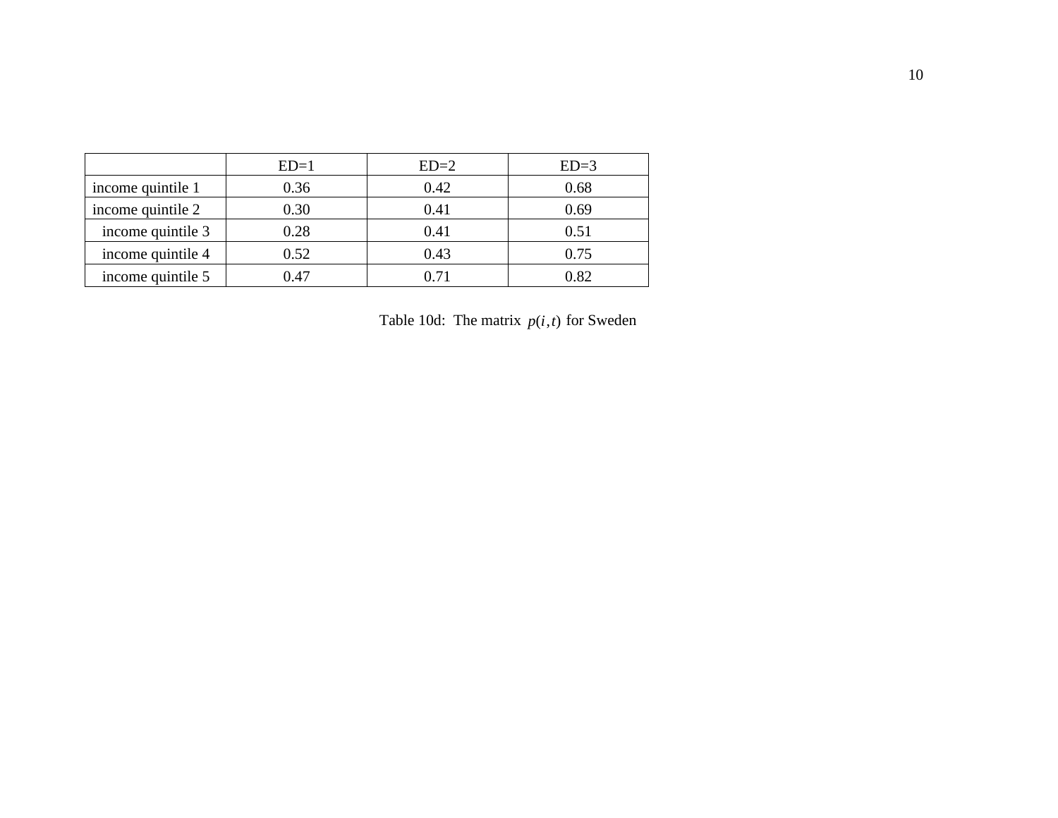| | ED=1 | ED=2 | ED=3 |
|---|---|---|---|
| income quintile 1 | 0.36 | 0.42 | 0.68 |
| income quintile 2 | 0.30 | 0.41 | 0.69 |
| income quintile 3 | 0.28 | 0.41 | 0.51 |
| income quintile 4 | 0.52 | 0.43 | 0.75 |
| income quintile 5 | 0.47 | 0.71 | 0.82 |

Table 10d: The matrix $p(i,t)$ for Sweden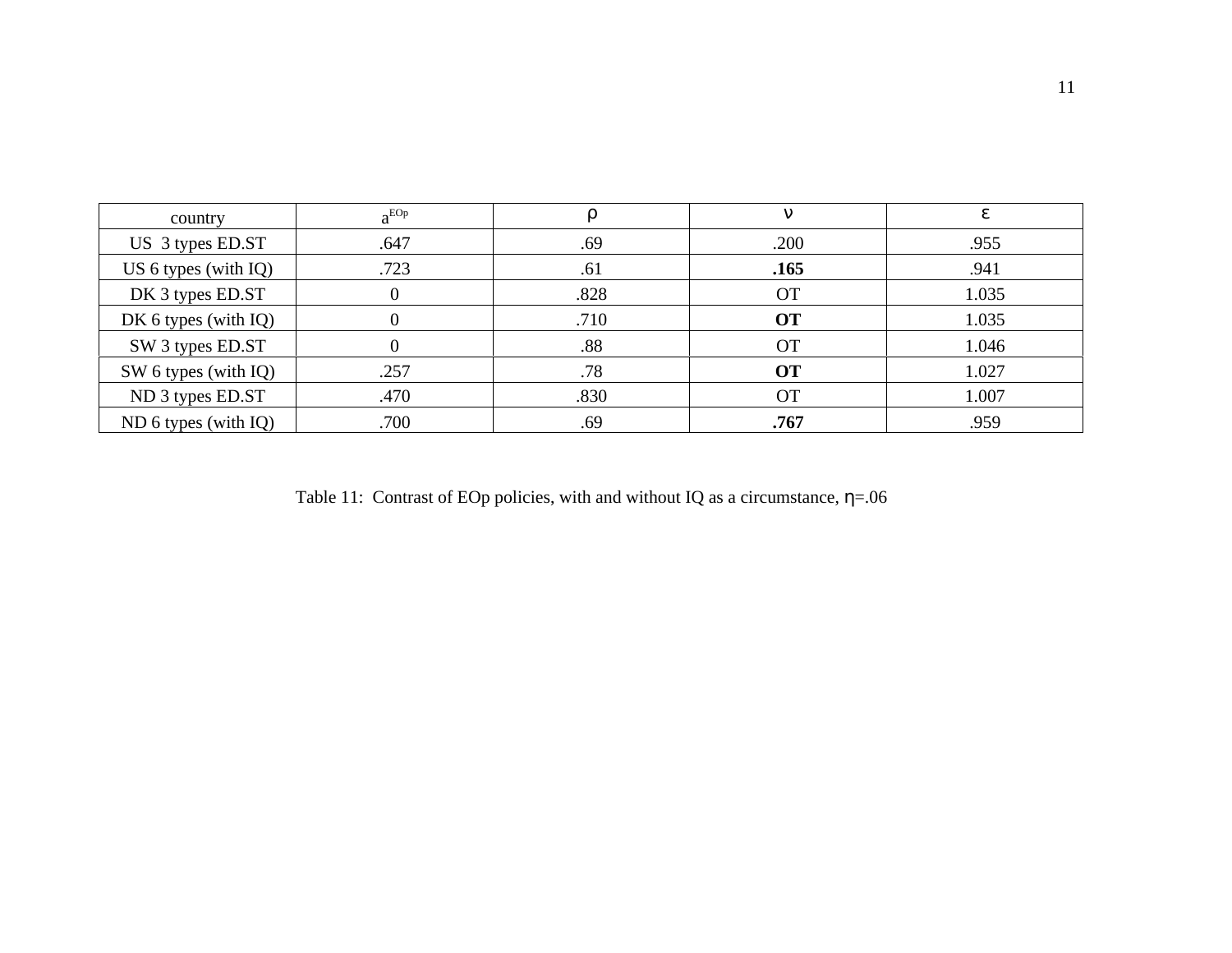| country | $a^{EOp}$ | $\rho$ | $\nu$ | $\varepsilon$ |
|---|---|---|---|---|
| US 3 types ED.ST | .647 | .69 | .200 | .955 |
| US 6 types (with IQ) | .723 | .61 | **.165** | .941 |
| DK 3 types ED.ST | 0 | .828 | OT | 1.035 |
| DK 6 types (with IQ) | 0 | .710 | **OT** | 1.035 |
| SW 3 types ED.ST | 0 | .88 | OT | 1.046 |
| SW 6 types (with IQ) | .257 | .78 | **OT** | 1.027 |
| ND 3 types ED.ST | .470 | .830 | OT | 1.007 |
| ND 6 types (with IQ) | .700 | .69 | **.767** | .959 |

Table 11: Contrast of EOp policies, with and without IQ as a circumstance, $\eta$=.06